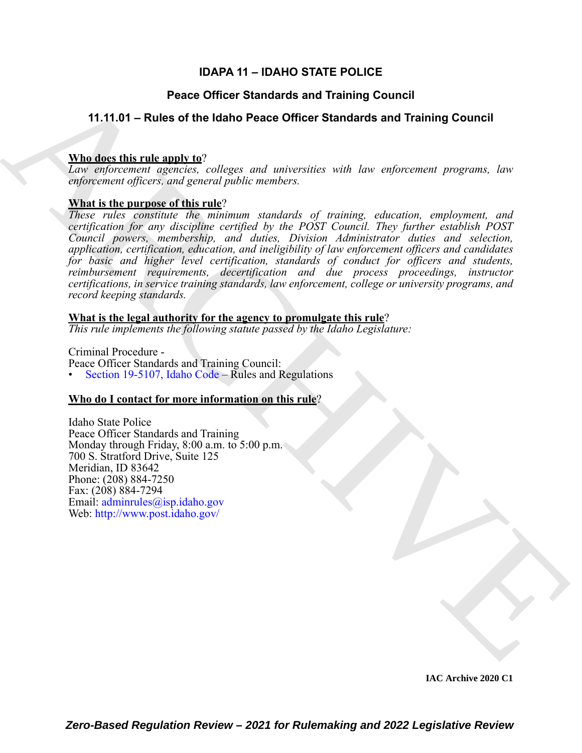# IDAPA 11 – IDAHO STATE POLICE

## Peace Officer Standards and Training Council

## 11.11.01 – Rules of the Idaho Peace Officer Standards and Training Council

**Who does this rule apply to**?
*Law enforcement agencies, colleges and universities with law enforcement programs, law enforcement officers, and general public members.*

**What is the purpose of this rule**?
*These rules constitute the minimum standards of training, education, employment, and certification for any discipline certified by the POST Council. They further establish POST Council powers, membership, and duties, Division Administrator duties and selection, application, certification, education, and ineligibility of law enforcement officers and candidates for basic and higher level certification, standards of conduct for officers and students, reimbursement requirements, decertification and due process proceedings, instructor certifications, in service training standards, law enforcement, college or university programs, and record keeping standards.*

**What is the legal authority for the agency to promulgate this rule**?
*This rule implements the following statute passed by the Idaho Legislature:*

Criminal Procedure -
Peace Officer Standards and Training Council:
- Section 19-5107, Idaho Code – Rules and Regulations

**Who do I contact for more information on this rule**?

Idaho State Police
Peace Officer Standards and Training
Monday through Friday, 8:00 a.m. to 5:00 p.m.
700 S. Stratford Drive, Suite 125
Meridian, ID 83642
Phone: (208) 884-7250
Fax: (208) 884-7294
Email: adminrules@isp.idaho.gov
Web: http://www.post.idaho.gov/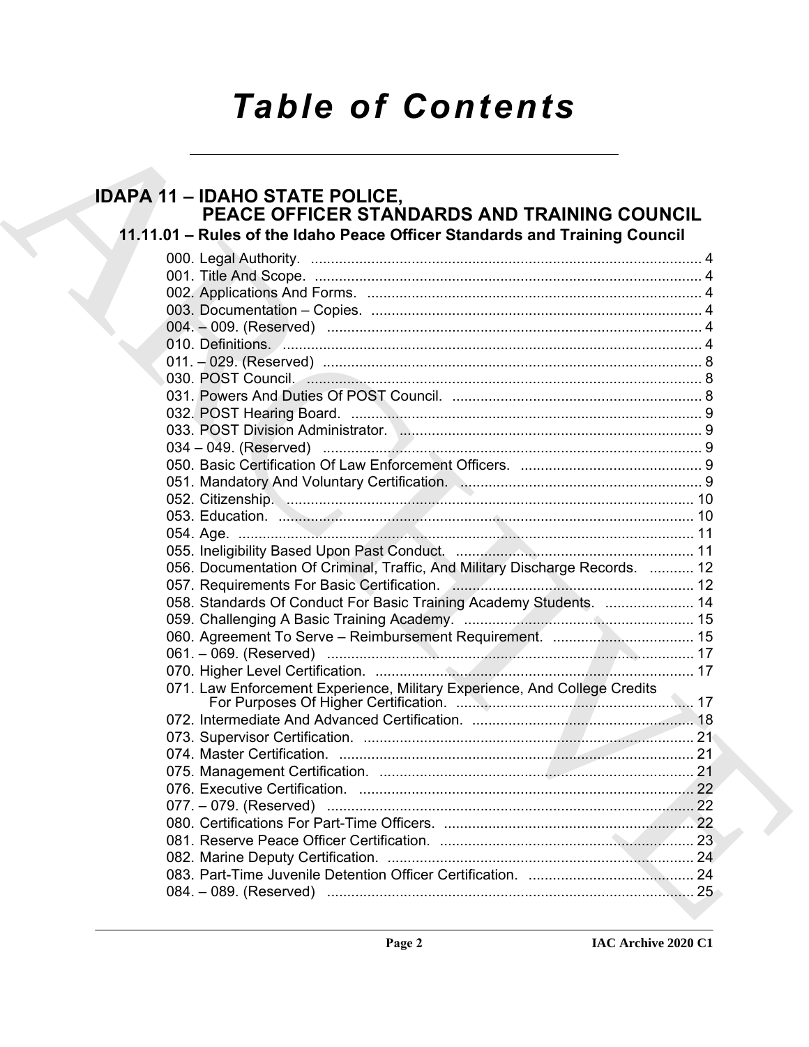# *Table of Contents*

## IDAPA 11 – IDAHO STATE POLICE, PEACE OFFICER STANDARDS AND TRAINING COUNCIL

### 11.11.01 – Rules of the Idaho Peace Officer Standards and Training Council

000. Legal Authority. ..... 4
001. Title And Scope. ..... 4
002. Applications And Forms. ..... 4
003. Documentation – Copies. ..... 4
004. – 009. (Reserved) ..... 4
010. Definitions. ..... 4
011. – 029. (Reserved) ..... 8
030. POST Council. ..... 8
031. Powers And Duties Of POST Council. ..... 8
032. POST Hearing Board. ..... 9
033. POST Division Administrator. ..... 9
034 – 049. (Reserved) ..... 9
050. Basic Certification Of Law Enforcement Officers. ..... 9
051. Mandatory And Voluntary Certification. ..... 9
052. Citizenship. ..... 10
053. Education. ..... 10
054. Age. ..... 11
055. Ineligibility Based Upon Past Conduct. ..... 11
056. Documentation Of Criminal, Traffic, And Military Discharge Records. ..... 12
057. Requirements For Basic Certification. ..... 12
058. Standards Of Conduct For Basic Training Academy Students. ..... 14
059. Challenging A Basic Training Academy. ..... 15
060. Agreement To Serve – Reimbursement Requirement. ..... 15
061. – 069. (Reserved) ..... 17
070. Higher Level Certification. ..... 17
071. Law Enforcement Experience, Military Experience, And College Credits For Purposes Of Higher Certification. ..... 17
072. Intermediate And Advanced Certification. ..... 18
073. Supervisor Certification. ..... 21
074. Master Certification. ..... 21
075. Management Certification. ..... 21
076. Executive Certification. ..... 22
077. – 079. (Reserved) ..... 22
080. Certifications For Part-Time Officers. ..... 22
081. Reserve Peace Officer Certification. ..... 23
082. Marine Deputy Certification. ..... 24
083. Part-Time Juvenile Detention Officer Certification. ..... 24
084. – 089. (Reserved) ..... 25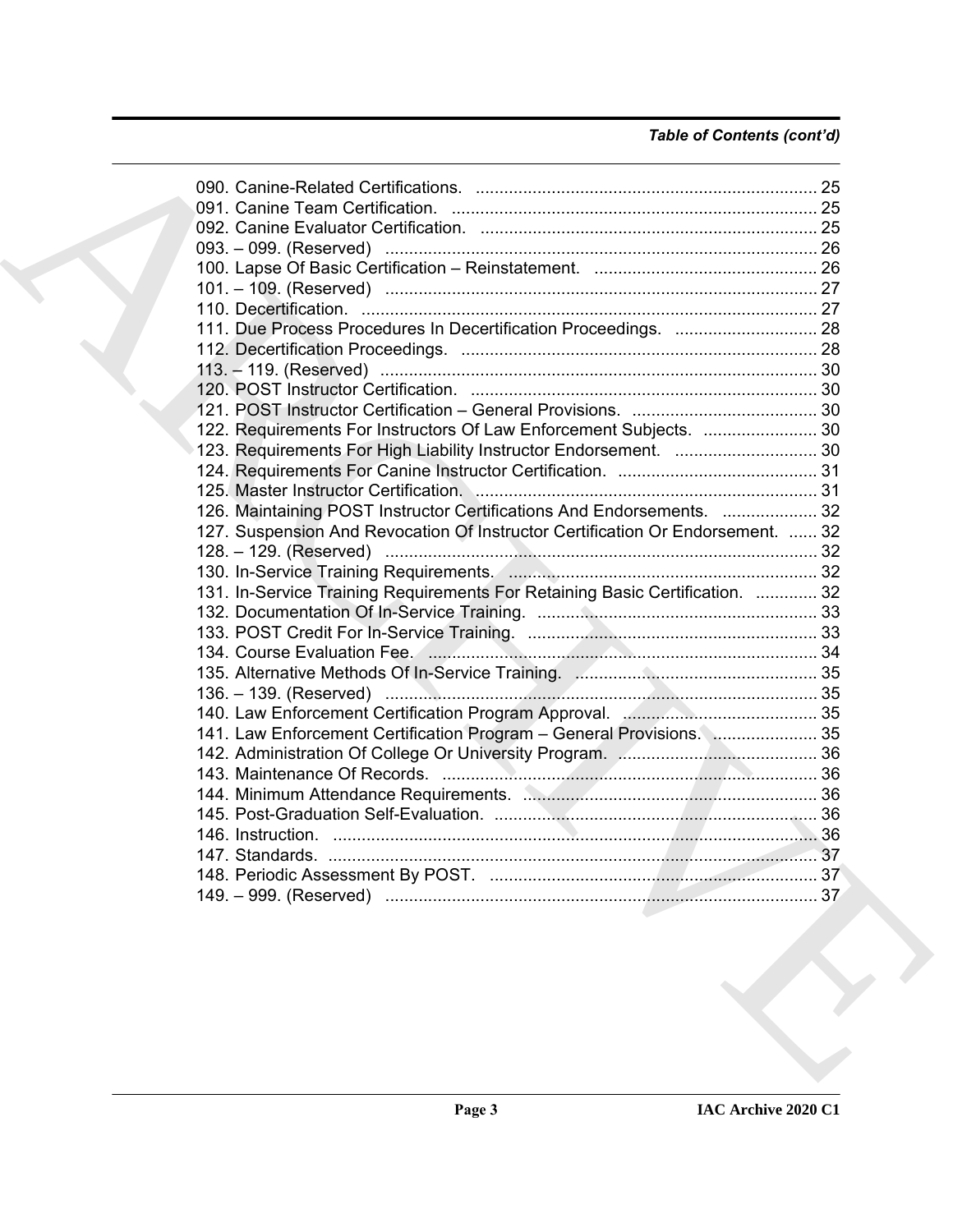*Table of Contents (cont'd)*

090. Canine-Related Certifications. ........................................................................ 25
091. Canine Team Certification. ............................................................................. 25
092. Canine Evaluator Certification. ....................................................................... 25
093. – 099. (Reserved) ........................................................................................... 26
100. Lapse Of Basic Certification – Reinstatement. ............................................... 26
101. – 109. (Reserved) ........................................................................................... 27
110. Decertification. ................................................................................................ 27
111. Due Process Procedures In Decertification Proceedings. .............................. 28
112. Decertification Proceedings. ........................................................................... 28
113. – 119. (Reserved) ........................................................................................... 30
120. POST Instructor Certification. ......................................................................... 30
121. POST Instructor Certification – General Provisions. ....................................... 30
122. Requirements For Instructors Of Law Enforcement Subjects. ........................ 30
123. Requirements For High Liability Instructor Endorsement. .............................. 30
124. Requirements For Canine Instructor Certification. .......................................... 31
125. Master Instructor Certification. ........................................................................ 31
126. Maintaining POST Instructor Certifications And Endorsements. .................... 32
127. Suspension And Revocation Of Instructor Certification Or Endorsement. ...... 32
128. – 129. (Reserved) ........................................................................................... 32
130. In-Service Training Requirements. ................................................................. 32
131. In-Service Training Requirements For Retaining Basic Certification. ............. 32
132. Documentation Of In-Service Training. ........................................................... 33
133. POST Credit For In-Service Training. ............................................................. 33
134. Course Evaluation Fee. .................................................................................. 34
135. Alternative Methods Of In-Service Training. ................................................... 35
136. – 139. (Reserved) ........................................................................................... 35
140. Law Enforcement Certification Program Approval. ......................................... 35
141. Law Enforcement Certification Program – General Provisions. ...................... 35
142. Administration Of College Or University Program. .......................................... 36
143. Maintenance Of Records. ............................................................................... 36
144. Minimum Attendance Requirements. .............................................................. 36
145. Post-Graduation Self-Evaluation. ................................................................... 36
146. Instruction. ..................................................................................................... 36
147. Standards. ...................................................................................................... 37
148. Periodic Assessment By POST. ..................................................................... 37
149. – 999. (Reserved) ........................................................................................... 37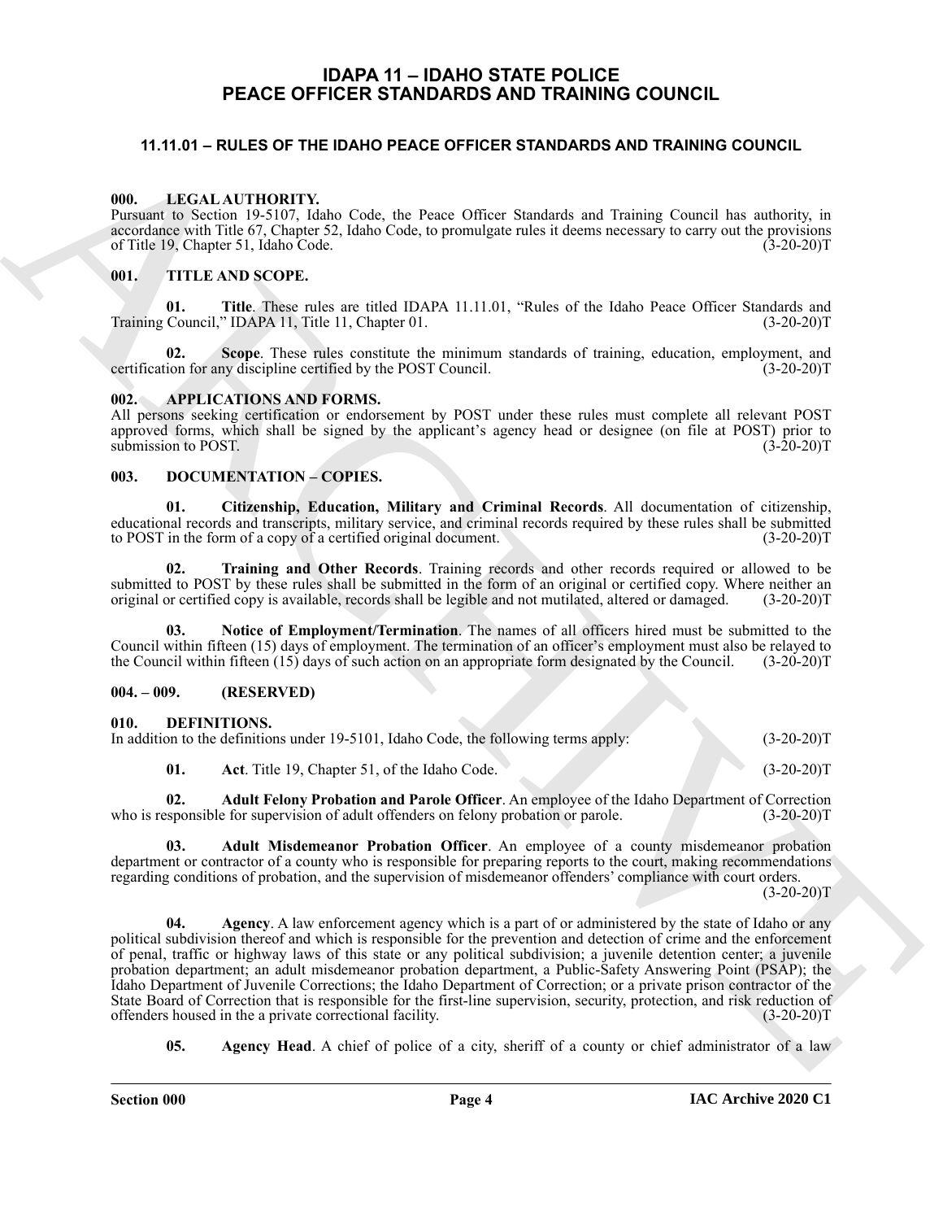# IDAPA 11 – IDAHO STATE POLICE PEACE OFFICER STANDARDS AND TRAINING COUNCIL

## 11.11.01 – RULES OF THE IDAHO PEACE OFFICER STANDARDS AND TRAINING COUNCIL

### 000. LEGAL AUTHORITY.

Pursuant to Section 19-5107, Idaho Code, the Peace Officer Standards and Training Council has authority, in accordance with Title 67, Chapter 52, Idaho Code, to promulgate rules it deems necessary to carry out the provisions of Title 19, Chapter 51, Idaho Code. (3-20-20)T

### 001. TITLE AND SCOPE.

**01. Title**. These rules are titled IDAPA 11.11.01, "Rules of the Idaho Peace Officer Standards and Training Council," IDAPA 11, Title 11, Chapter 01. (3-20-20)T

**02. Scope**. These rules constitute the minimum standards of training, education, employment, and certification for any discipline certified by the POST Council. (3-20-20)T

### 002. APPLICATIONS AND FORMS.

All persons seeking certification or endorsement by POST under these rules must complete all relevant POST approved forms, which shall be signed by the applicant's agency head or designee (on file at POST) prior to submission to POST. (3-20-20)T

### 003. DOCUMENTATION – COPIES.

**01. Citizenship, Education, Military and Criminal Records**. All documentation of citizenship, educational records and transcripts, military service, and criminal records required by these rules shall be submitted to POST in the form of a copy of a certified original document. (3-20-20)T

**02. Training and Other Records**. Training records and other records required or allowed to be submitted to POST by these rules shall be submitted in the form of an original or certified copy. Where neither an original or certified copy is available, records shall be legible and not mutilated, altered or damaged. (3-20-20)T

**03. Notice of Employment/Termination**. The names of all officers hired must be submitted to the Council within fifteen (15) days of employment. The termination of an officer's employment must also be relayed to the Council within fifteen (15) days of such action on an appropriate form designated by the Council. (3-20-20)T

### 004. – 009. (RESERVED)

### 010. DEFINITIONS.

In addition to the definitions under 19-5101, Idaho Code, the following terms apply: (3-20-20)T

**01. Act**. Title 19, Chapter 51, of the Idaho Code. (3-20-20)T

**02. Adult Felony Probation and Parole Officer**. An employee of the Idaho Department of Correction who is responsible for supervision of adult offenders on felony probation or parole. (3-20-20)T

**03. Adult Misdemeanor Probation Officer**. An employee of a county misdemeanor probation department or contractor of a county who is responsible for preparing reports to the court, making recommendations regarding conditions of probation, and the supervision of misdemeanor offenders' compliance with court orders. (3-20-20)T

**04. Agency**. A law enforcement agency which is a part of or administered by the state of Idaho or any political subdivision thereof and which is responsible for the prevention and detection of crime and the enforcement of penal, traffic or highway laws of this state or any political subdivision; a juvenile detention center; a juvenile probation department; an adult misdemeanor probation department, a Public-Safety Answering Point (PSAP); the Idaho Department of Juvenile Corrections; the Idaho Department of Correction; or a private prison contractor of the State Board of Correction that is responsible for the first-line supervision, security, protection, and risk reduction of offenders housed in the a private correctional facility. (3-20-20)T

**05. Agency Head**. A chief of police of a city, sheriff of a county or chief administrator of a law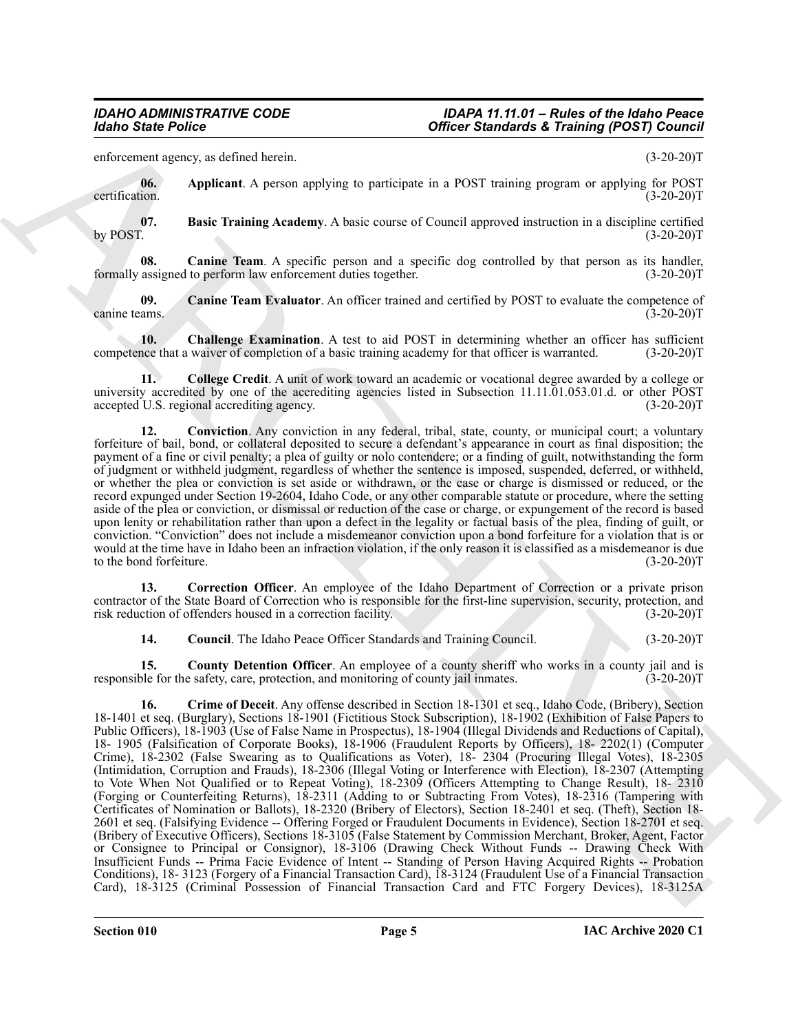enforcement agency, as defined herein. (3-20-20)T

**06. Applicant**. A person applying to participate in a POST training program or applying for POST certification. (3-20-20)T

**07. Basic Training Academy**. A basic course of Council approved instruction in a discipline certified by POST. (3-20-20)T

**08. Canine Team**. A specific person and a specific dog controlled by that person as its handler, formally assigned to perform law enforcement duties together. (3-20-20)T

**09. Canine Team Evaluator**. An officer trained and certified by POST to evaluate the competence of canine teams. (3-20-20)T

**10. Challenge Examination**. A test to aid POST in determining whether an officer has sufficient competence that a waiver of completion of a basic training academy for that officer is warranted. (3-20-20)T

**11. College Credit**. A unit of work toward an academic or vocational degree awarded by a college or university accredited by one of the accrediting agencies listed in Subsection 11.11.01.053.01.d. or other POST accepted U.S. regional accrediting agency. (3-20-20)T

**12. Conviction**. Any conviction in any federal, tribal, state, county, or municipal court; a voluntary forfeiture of bail, bond, or collateral deposited to secure a defendant's appearance in court as final disposition; the payment of a fine or civil penalty; a plea of guilty or nolo contendere; or a finding of guilt, notwithstanding the form of judgment or withheld judgment, regardless of whether the sentence is imposed, suspended, deferred, or withheld, or whether the plea or conviction is set aside or withdrawn, or the case or charge is dismissed or reduced, or the record expunged under Section 19-2604, Idaho Code, or any other comparable statute or procedure, where the setting aside of the plea or conviction, or dismissal or reduction of the case or charge, or expungement of the record is based upon lenity or rehabilitation rather than upon a defect in the legality or factual basis of the plea, finding of guilt, or conviction. "Conviction" does not include a misdemeanor conviction upon a bond forfeiture for a violation that is or would at the time have in Idaho been an infraction violation, if the only reason it is classified as a misdemeanor is due to the bond forfeiture. (3-20-20)T

**13. Correction Officer**. An employee of the Idaho Department of Correction or a private prison contractor of the State Board of Correction who is responsible for the first-line supervision, security, protection, and risk reduction of offenders housed in a correction facility. (3-20-20)T

**14. Council**. The Idaho Peace Officer Standards and Training Council. (3-20-20)T

**15. County Detention Officer**. An employee of a county sheriff who works in a county jail and is responsible for the safety, care, protection, and monitoring of county jail inmates. (3-20-20)T

**16. Crime of Deceit**. Any offense described in Section 18-1301 et seq., Idaho Code, (Bribery), Section 18-1401 et seq. (Burglary), Sections 18-1901 (Fictitious Stock Subscription), 18-1902 (Exhibition of False Papers to Public Officers), 18-1903 (Use of False Name in Prospectus), 18-1904 (Illegal Dividends and Reductions of Capital), 18- 1905 (Falsification of Corporate Books), 18-1906 (Fraudulent Reports by Officers), 18- 2202(1) (Computer Crime), 18-2302 (False Swearing as to Qualifications as Voter), 18- 2304 (Procuring Illegal Votes), 18-2305 (Intimidation, Corruption and Frauds), 18-2306 (Illegal Voting or Interference with Election), 18-2307 (Attempting to Vote When Not Qualified or to Repeat Voting), 18-2309 (Officers Attempting to Change Result), 18- 2310 (Forging or Counterfeiting Returns), 18-2311 (Adding to or Subtracting From Votes), 18-2316 (Tampering with Certificates of Nomination or Ballots), 18-2320 (Bribery of Electors), Section 18-2401 et seq. (Theft), Section 18-2601 et seq. (Falsifying Evidence -- Offering Forged or Fraudulent Documents in Evidence), Section 18-2701 et seq. (Bribery of Executive Officers), Sections 18-3105 (False Statement by Commission Merchant, Broker, Agent, Factor or Consignee to Principal or Consignor), 18-3106 (Drawing Check Without Funds -- Drawing Check With Insufficient Funds -- Prima Facie Evidence of Intent -- Standing of Person Having Acquired Rights -- Probation Conditions), 18- 3123 (Forgery of a Financial Transaction Card), 18-3124 (Fraudulent Use of a Financial Transaction Card), 18-3125 (Criminal Possession of Financial Transaction Card and FTC Forgery Devices), 18-3125A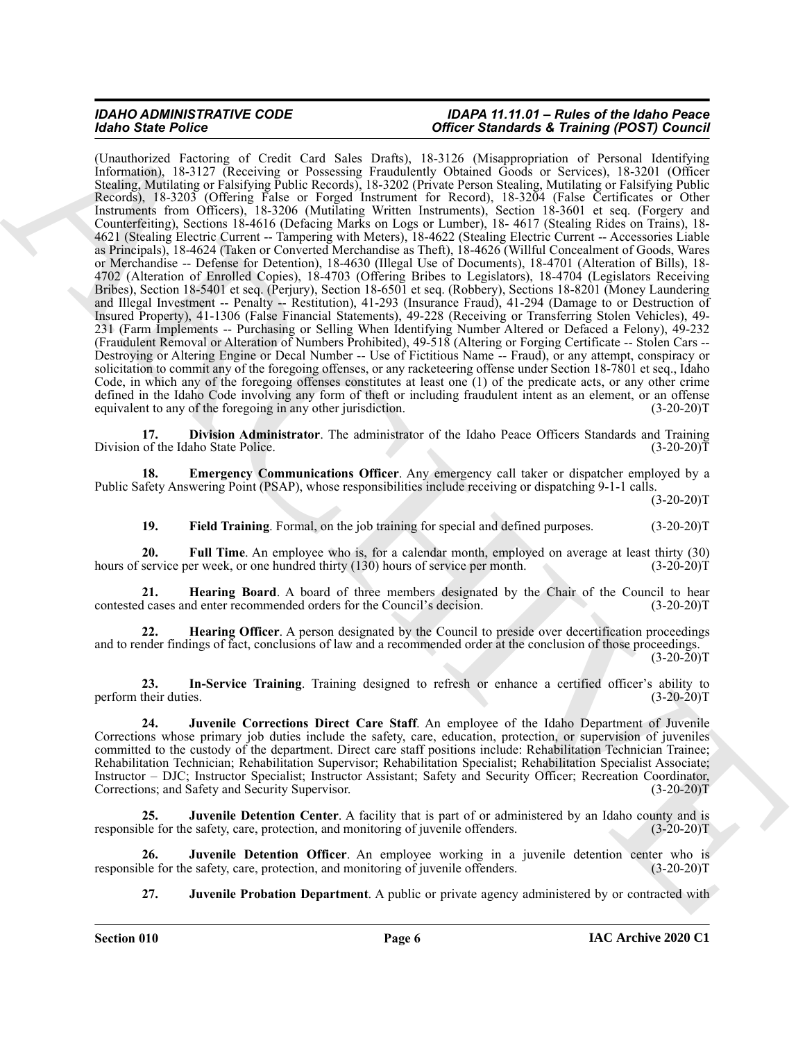(Unauthorized Factoring of Credit Card Sales Drafts), 18-3126 (Misappropriation of Personal Identifying Information), 18-3127 (Receiving or Possessing Fraudulently Obtained Goods or Services), 18-3201 (Officer Stealing, Mutilating or Falsifying Public Records), 18-3202 (Private Person Stealing, Mutilating or Falsifying Public Records), 18-3203 (Offering False or Forged Instrument for Record), 18-3204 (False Certificates or Other Instruments from Officers), 18-3206 (Mutilating Written Instruments), Section 18-3601 et seq. (Forgery and Counterfeiting), Sections 18-4616 (Defacing Marks on Logs or Lumber), 18- 4617 (Stealing Rides on Trains), 18-4621 (Stealing Electric Current -- Tampering with Meters), 18-4622 (Stealing Electric Current -- Accessories Liable as Principals), 18-4624 (Taken or Converted Merchandise as Theft), 18-4626 (Willful Concealment of Goods, Wares or Merchandise -- Defense for Detention), 18-4630 (Illegal Use of Documents), 18-4701 (Alteration of Bills), 18-4702 (Alteration of Enrolled Copies), 18-4703 (Offering Bribes to Legislators), 18-4704 (Legislators Receiving Bribes), Section 18-5401 et seq. (Perjury), Section 18-6501 et seq. (Robbery), Sections 18-8201 (Money Laundering and Illegal Investment -- Penalty -- Restitution), 41-293 (Insurance Fraud), 41-294 (Damage to or Destruction of Insured Property), 41-1306 (False Financial Statements), 49-228 (Receiving or Transferring Stolen Vehicles), 49-231 (Farm Implements -- Purchasing or Selling When Identifying Number Altered or Defaced a Felony), 49-232 (Fraudulent Removal or Alteration of Numbers Prohibited), 49-518 (Altering or Forging Certificate -- Stolen Cars -- Destroying or Altering Engine or Decal Number -- Use of Fictitious Name -- Fraud), or any attempt, conspiracy or solicitation to commit any of the foregoing offenses, or any racketeering offense under Section 18-7801 et seq., Idaho Code, in which any of the foregoing offenses constitutes at least one (1) of the predicate acts, or any other crime defined in the Idaho Code involving any form of theft or including fraudulent intent as an element, or an offense equivalent to any of the foregoing in any other jurisdiction. (3-20-20)T

**17. Division Administrator**. The administrator of the Idaho Peace Officers Standards and Training Division of the Idaho State Police. (3-20-20)T

**18. Emergency Communications Officer**. Any emergency call taker or dispatcher employed by a Public Safety Answering Point (PSAP), whose responsibilities include receiving or dispatching 9-1-1 calls. (3-20-20)T

**19. Field Training**. Formal, on the job training for special and defined purposes. (3-20-20)T

**20. Full Time**. An employee who is, for a calendar month, employed on average at least thirty (30) hours of service per week, or one hundred thirty (130) hours of service per month. (3-20-20)T

**21. Hearing Board**. A board of three members designated by the Chair of the Council to hear contested cases and enter recommended orders for the Council's decision. (3-20-20)T

**22. Hearing Officer**. A person designated by the Council to preside over decertification proceedings and to render findings of fact, conclusions of law and a recommended order at the conclusion of those proceedings. (3-20-20)T

**23. In-Service Training**. Training designed to refresh or enhance a certified officer's ability to perform their duties. (3-20-20)T

**24. Juvenile Corrections Direct Care Staff**. An employee of the Idaho Department of Juvenile Corrections whose primary job duties include the safety, care, education, protection, or supervision of juveniles committed to the custody of the department. Direct care staff positions include: Rehabilitation Technician Trainee; Rehabilitation Technician; Rehabilitation Supervisor; Rehabilitation Specialist; Rehabilitation Specialist Associate; Instructor – DJC; Instructor Specialist; Instructor Assistant; Safety and Security Officer; Recreation Coordinator, Corrections; and Safety and Security Supervisor. (3-20-20)T

**25. Juvenile Detention Center**. A facility that is part of or administered by an Idaho county and is responsible for the safety, care, protection, and monitoring of juvenile offenders. (3-20-20)T

**26. Juvenile Detention Officer**. An employee working in a juvenile detention center who is responsible for the safety, care, protection, and monitoring of juvenile offenders. (3-20-20)T

**27. Juvenile Probation Department**. A public or private agency administered by or contracted with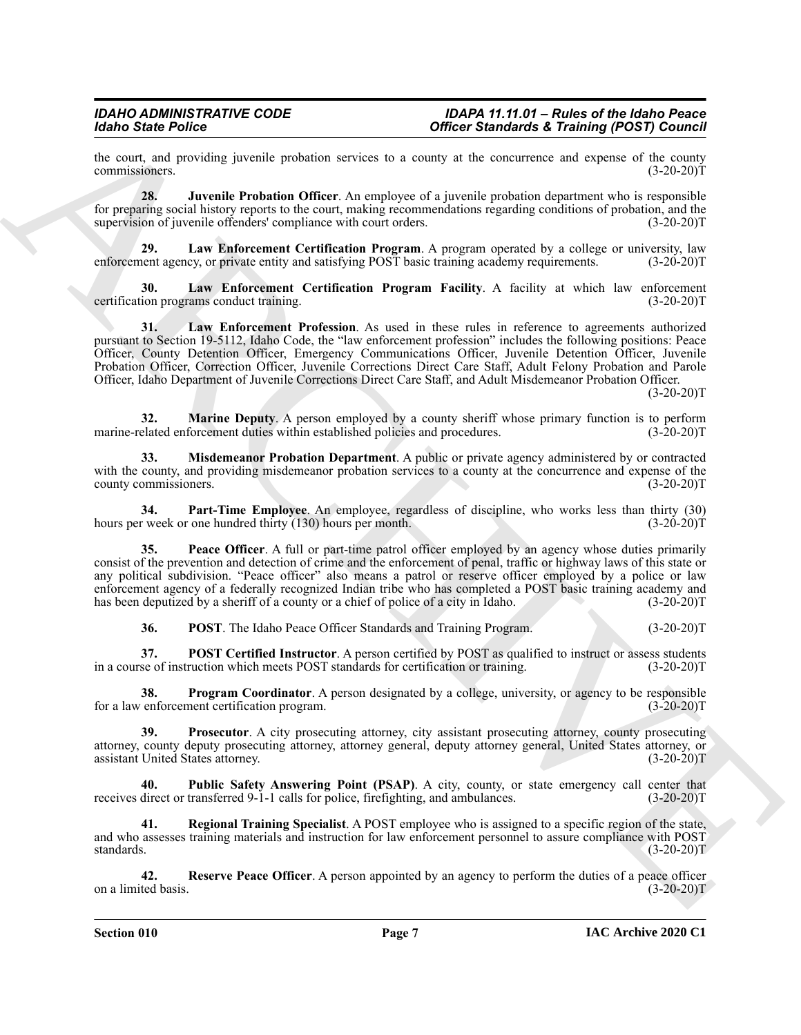the court, and providing juvenile probation services to a county at the concurrence and expense of the county commissioners. (3-20-20)T

**28. Juvenile Probation Officer**. An employee of a juvenile probation department who is responsible for preparing social history reports to the court, making recommendations regarding conditions of probation, and the supervision of juvenile offenders' compliance with court orders. (3-20-20)T

**29. Law Enforcement Certification Program**. A program operated by a college or university, law enforcement agency, or private entity and satisfying POST basic training academy requirements. (3-20-20)T

**30. Law Enforcement Certification Program Facility**. A facility at which law enforcement certification programs conduct training. (3-20-20)T

**31. Law Enforcement Profession**. As used in these rules in reference to agreements authorized pursuant to Section 19-5112, Idaho Code, the "law enforcement profession" includes the following positions: Peace Officer, County Detention Officer, Emergency Communications Officer, Juvenile Detention Officer, Juvenile Probation Officer, Correction Officer, Juvenile Corrections Direct Care Staff, Adult Felony Probation and Parole Officer, Idaho Department of Juvenile Corrections Direct Care Staff, and Adult Misdemeanor Probation Officer. (3-20-20)T

**32. Marine Deputy**. A person employed by a county sheriff whose primary function is to perform marine-related enforcement duties within established policies and procedures. (3-20-20)T

**33. Misdemeanor Probation Department**. A public or private agency administered by or contracted with the county, and providing misdemeanor probation services to a county at the concurrence and expense of the county commissioners. (3-20-20)T

**34. Part-Time Employee**. An employee, regardless of discipline, who works less than thirty (30) hours per week or one hundred thirty (130) hours per month. (3-20-20)T

**35. Peace Officer**. A full or part-time patrol officer employed by an agency whose duties primarily consist of the prevention and detection of crime and the enforcement of penal, traffic or highway laws of this state or any political subdivision. "Peace officer" also means a patrol or reserve officer employed by a police or law enforcement agency of a federally recognized Indian tribe who has completed a POST basic training academy and has been deputized by a sheriff of a county or a chief of police of a city in Idaho. (3-20-20)T

**36. POST**. The Idaho Peace Officer Standards and Training Program. (3-20-20)T

**37. POST Certified Instructor**. A person certified by POST as qualified to instruct or assess students in a course of instruction which meets POST standards for certification or training. (3-20-20)T

**38. Program Coordinator**. A person designated by a college, university, or agency to be responsible for a law enforcement certification program. (3-20-20)T

**39. Prosecutor**. A city prosecuting attorney, city assistant prosecuting attorney, county prosecuting attorney, county deputy prosecuting attorney, attorney general, deputy attorney general, United States attorney, or assistant United States attorney. (3-20-20)T

**40. Public Safety Answering Point (PSAP)**. A city, county, or state emergency call center that receives direct or transferred 9-1-1 calls for police, firefighting, and ambulances. (3-20-20)T

**41. Regional Training Specialist**. A POST employee who is assigned to a specific region of the state, and who assesses training materials and instruction for law enforcement personnel to assure compliance with POST standards. (3-20-20)T

**42. Reserve Peace Officer**. A person appointed by an agency to perform the duties of a peace officer on a limited basis. (3-20-20)T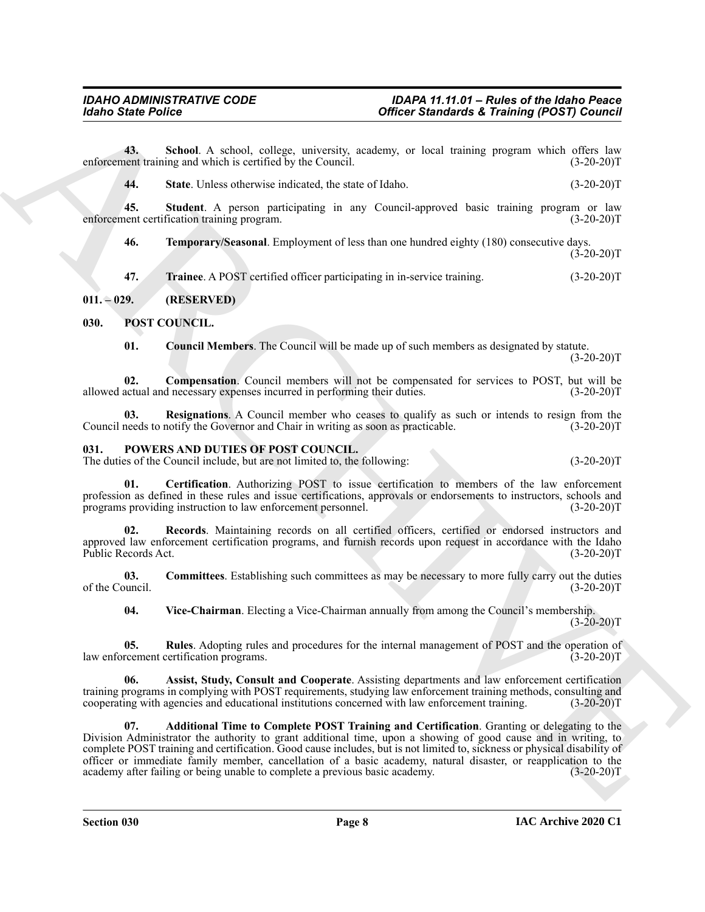**43. School**. A school, college, university, academy, or local training program which offers law enforcement training and which is certified by the Council. (3-20-20)T

**44. State**. Unless otherwise indicated, the state of Idaho. (3-20-20)T

**45. Student**. A person participating in any Council-approved basic training program or law enforcement certification training program. (3-20-20)T

**46. Temporary/Seasonal**. Employment of less than one hundred eighty (180) consecutive days. (3-20-20)T

**47. Trainee**. A POST certified officer participating in in-service training. (3-20-20)T

## 011. – 029. (RESERVED)

## 030. POST COUNCIL.

**01. Council Members**. The Council will be made up of such members as designated by statute. (3-20-20)T

**02. Compensation**. Council members will not be compensated for services to POST, but will be allowed actual and necessary expenses incurred in performing their duties. (3-20-20)T

**03. Resignations**. A Council member who ceases to qualify as such or intends to resign from the Council needs to notify the Governor and Chair in writing as soon as practicable. (3-20-20)T

## 031. POWERS AND DUTIES OF POST COUNCIL.

The duties of the Council include, but are not limited to, the following: (3-20-20)T

**01. Certification**. Authorizing POST to issue certification to members of the law enforcement profession as defined in these rules and issue certifications, approvals or endorsements to instructors, schools and programs providing instruction to law enforcement personnel. (3-20-20)T

**02. Records**. Maintaining records on all certified officers, certified or endorsed instructors and approved law enforcement certification programs, and furnish records upon request in accordance with the Idaho Public Records Act. (3-20-20)T

**03. Committees**. Establishing such committees as may be necessary to more fully carry out the duties of the Council. (3-20-20)T

**04. Vice-Chairman**. Electing a Vice-Chairman annually from among the Council's membership. (3-20-20)T

**05. Rules**. Adopting rules and procedures for the internal management of POST and the operation of law enforcement certification programs. (3-20-20)T

**06. Assist, Study, Consult and Cooperate**. Assisting departments and law enforcement certification training programs in complying with POST requirements, studying law enforcement training methods, consulting and cooperating with agencies and educational institutions concerned with law enforcement training. (3-20-20)T

**07. Additional Time to Complete POST Training and Certification**. Granting or delegating to the Division Administrator the authority to grant additional time, upon a showing of good cause and in writing, to complete POST training and certification. Good cause includes, but is not limited to, sickness or physical disability of officer or immediate family member, cancellation of a basic academy, natural disaster, or reapplication to the academy after failing or being unable to complete a previous basic academy. (3-20-20)T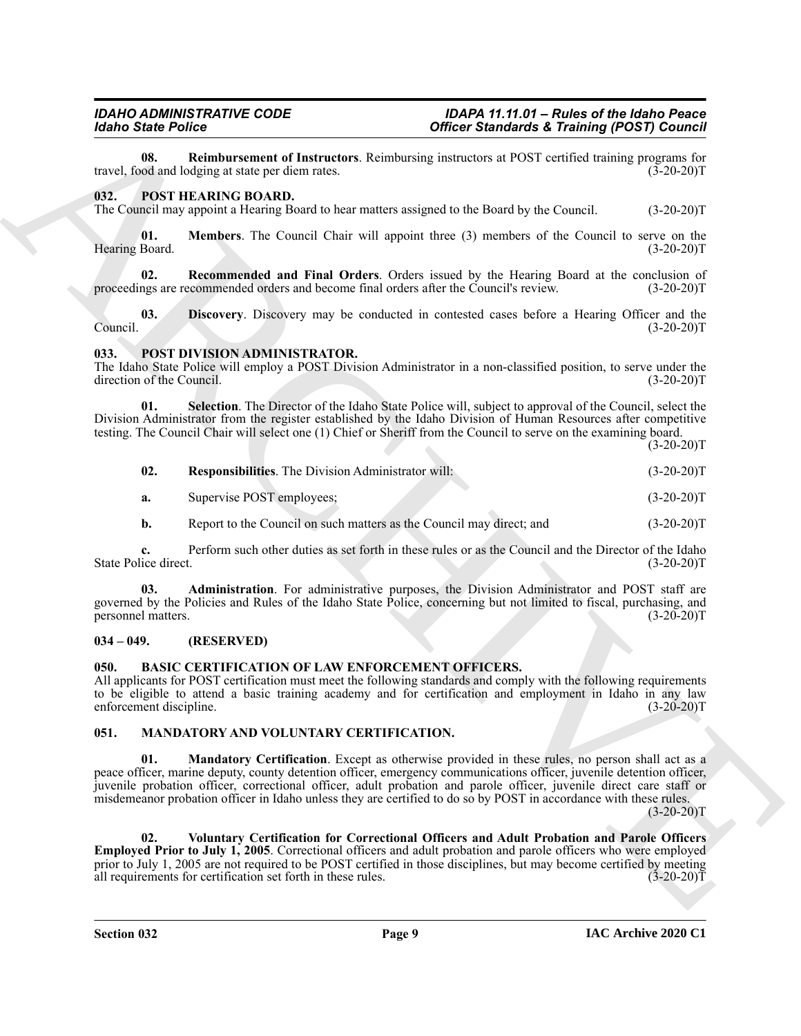**08. Reimbursement of Instructors**. Reimbursing instructors at POST certified training programs for travel, food and lodging at state per diem rates. (3-20-20)T

## 032. POST HEARING BOARD.

The Council may appoint a Hearing Board to hear matters assigned to the Board by the Council. (3-20-20)T

**01. Members**. The Council Chair will appoint three (3) members of the Council to serve on the Hearing Board. (3-20-20)T

**02. Recommended and Final Orders**. Orders issued by the Hearing Board at the conclusion of proceedings are recommended orders and become final orders after the Council's review. (3-20-20)T

**03. Discovery**. Discovery may be conducted in contested cases before a Hearing Officer and the Council. (3-20-20)T

## 033. POST DIVISION ADMINISTRATOR.

The Idaho State Police will employ a POST Division Administrator in a non-classified position, to serve under the direction of the Council. (3-20-20)T

**01. Selection**. The Director of the Idaho State Police will, subject to approval of the Council, select the Division Administrator from the register established by the Idaho Division of Human Resources after competitive testing. The Council Chair will select one (1) Chief or Sheriff from the Council to serve on the examining board. (3-20-20)T

**02. Responsibilities**. The Division Administrator will: (3-20-20)T

**a.** Supervise POST employees; (3-20-20)T

**b.** Report to the Council on such matters as the Council may direct; and (3-20-20)T

**c.** Perform such other duties as set forth in these rules or as the Council and the Director of the Idaho State Police direct. (3-20-20)T

**03. Administration**. For administrative purposes, the Division Administrator and POST staff are governed by the Policies and Rules of the Idaho State Police, concerning but not limited to fiscal, purchasing, and personnel matters. (3-20-20)T

## 034 – 049. (RESERVED)

## 050. BASIC CERTIFICATION OF LAW ENFORCEMENT OFFICERS.

All applicants for POST certification must meet the following standards and comply with the following requirements to be eligible to attend a basic training academy and for certification and employment in Idaho in any law enforcement discipline. (3-20-20)T

## 051. MANDATORY AND VOLUNTARY CERTIFICATION.

**01. Mandatory Certification**. Except as otherwise provided in these rules, no person shall act as a peace officer, marine deputy, county detention officer, emergency communications officer, juvenile detention officer, juvenile probation officer, correctional officer, adult probation and parole officer, juvenile direct care staff or misdemeanor probation officer in Idaho unless they are certified to do so by POST in accordance with these rules. (3-20-20)T

**02. Voluntary Certification for Correctional Officers and Adult Probation and Parole Officers Employed Prior to July 1, 2005**. Correctional officers and adult probation and parole officers who were employed prior to July 1, 2005 are not required to be POST certified in those disciplines, but may become certified by meeting all requirements for certification set forth in these rules. (3-20-20)T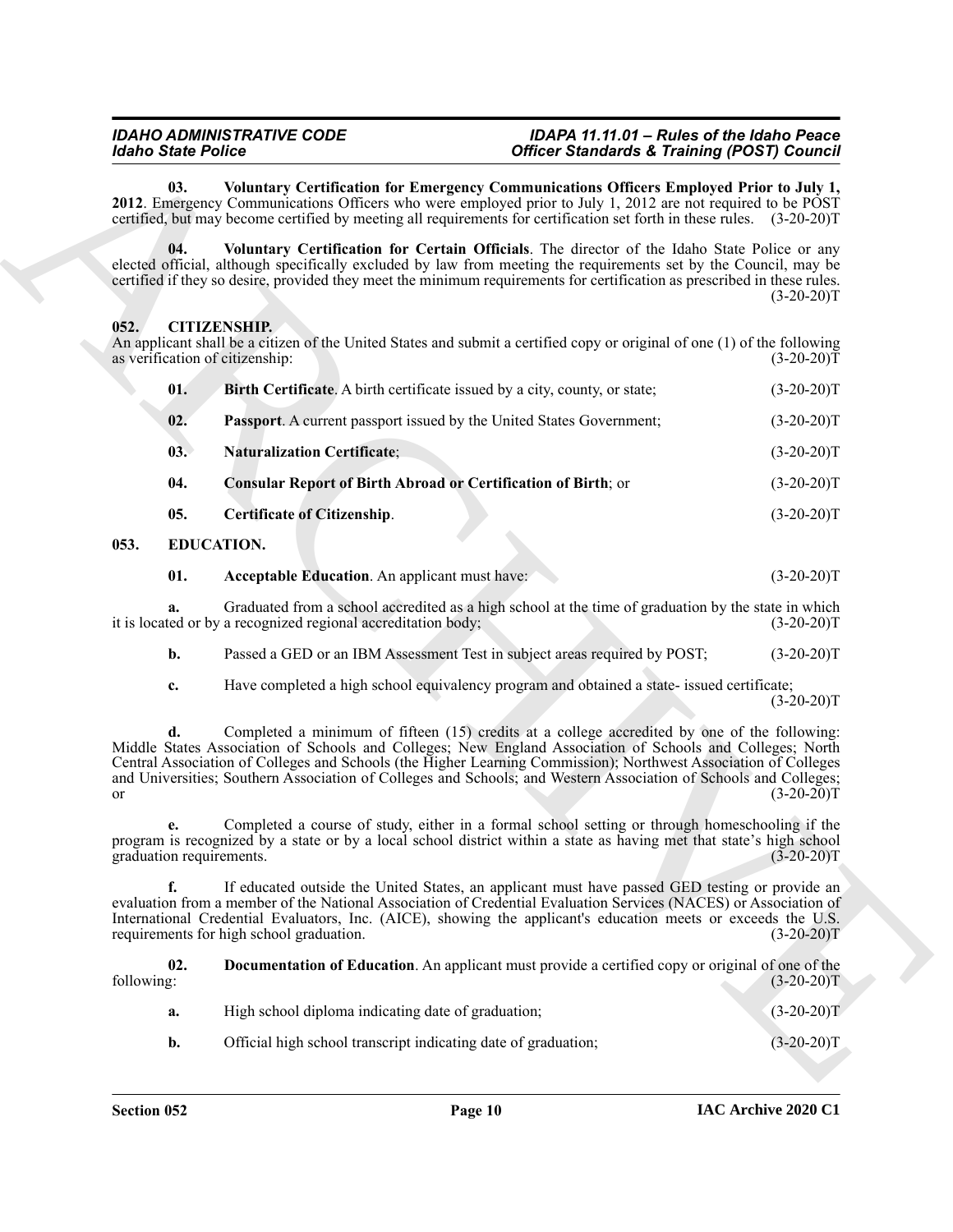**03. Voluntary Certification for Emergency Communications Officers Employed Prior to July 1, 2012**. Emergency Communications Officers who were employed prior to July 1, 2012 are not required to be POST certified, but may become certified by meeting all requirements for certification set forth in these rules. (3-20-20)T

**04. Voluntary Certification for Certain Officials**. The director of the Idaho State Police or any elected official, although specifically excluded by law from meeting the requirements set by the Council, may be certified if they so desire, provided they meet the minimum requirements for certification as prescribed in these rules. (3-20-20)T

## 052. CITIZENSHIP.

An applicant shall be a citizen of the United States and submit a certified copy or original of one (1) of the following as verification of citizenship: (3-20-20)T

**01. Birth Certificate**. A birth certificate issued by a city, county, or state; (3-20-20)T

**02. Passport**. A current passport issued by the United States Government; (3-20-20)T

**03. Naturalization Certificate**; (3-20-20)T

**04. Consular Report of Birth Abroad or Certification of Birth**; or (3-20-20)T

**05. Certificate of Citizenship**. (3-20-20)T

## 053. EDUCATION.

**01. Acceptable Education**. An applicant must have: (3-20-20)T

**a.** Graduated from a school accredited as a high school at the time of graduation by the state in which it is located or by a recognized regional accreditation body; (3-20-20)T

**b.** Passed a GED or an IBM Assessment Test in subject areas required by POST; (3-20-20)T

**c.** Have completed a high school equivalency program and obtained a state- issued certificate; (3-20-20)T

**d.** Completed a minimum of fifteen (15) credits at a college accredited by one of the following: Middle States Association of Schools and Colleges; New England Association of Schools and Colleges; North Central Association of Colleges and Schools (the Higher Learning Commission); Northwest Association of Colleges and Universities; Southern Association of Colleges and Schools; and Western Association of Schools and Colleges; or (3-20-20)T

**e.** Completed a course of study, either in a formal school setting or through homeschooling if the program is recognized by a state or by a local school district within a state as having met that state's high school graduation requirements. (3-20-20)T

**f.** If educated outside the United States, an applicant must have passed GED testing or provide an evaluation from a member of the National Association of Credential Evaluation Services (NACES) or Association of International Credential Evaluators, Inc. (AICE), showing the applicant's education meets or exceeds the U.S. requirements for high school graduation. (3-20-20)T

**02. Documentation of Education**. An applicant must provide a certified copy or original of one of the following: (3-20-20)T

**a.** High school diploma indicating date of graduation; (3-20-20)T

**b.** Official high school transcript indicating date of graduation; (3-20-20)T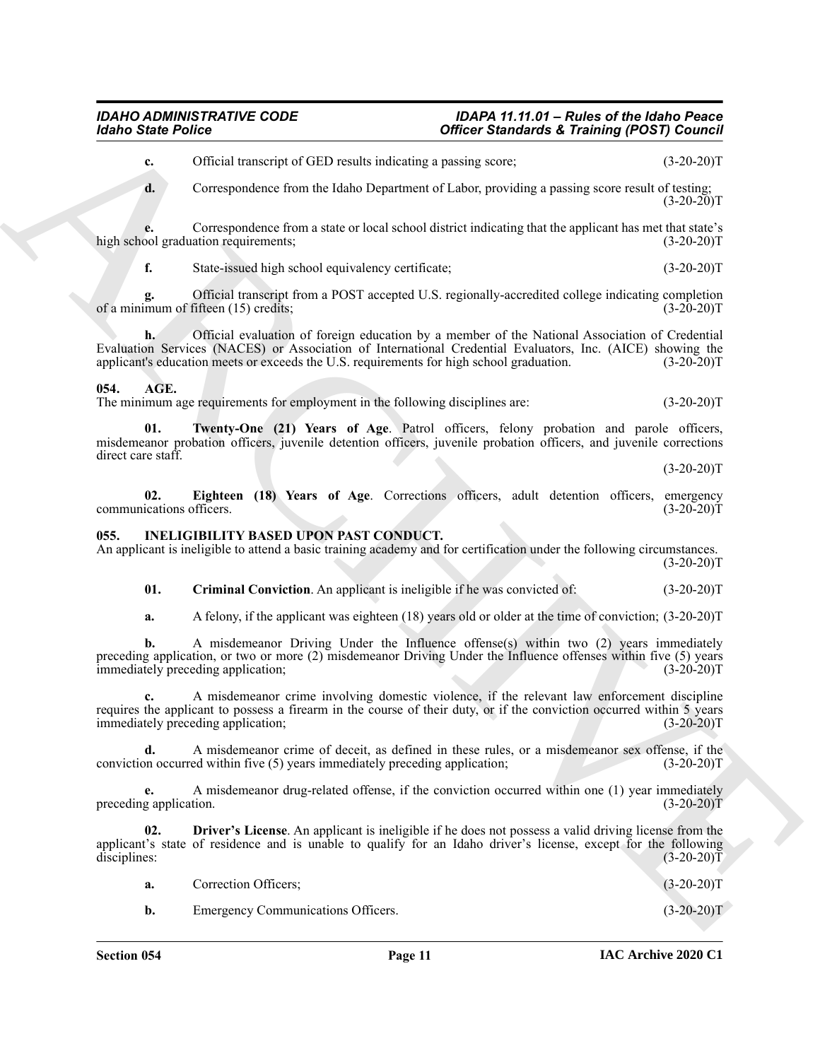**c.** Official transcript of GED results indicating a passing score; (3-20-20)T

**d.** Correspondence from the Idaho Department of Labor, providing a passing score result of testing; (3-20-20)T

**e.** Correspondence from a state or local school district indicating that the applicant has met that state's high school graduation requirements; (3-20-20)T

**f.** State-issued high school equivalency certificate; (3-20-20)T

**g.** Official transcript from a POST accepted U.S. regionally-accredited college indicating completion of a minimum of fifteen (15) credits; (3-20-20)T

**h.** Official evaluation of foreign education by a member of the National Association of Credential Evaluation Services (NACES) or Association of International Credential Evaluators, Inc. (AICE) showing the applicant's education meets or exceeds the U.S. requirements for high school graduation. (3-20-20)T

### 054. AGE.

The minimum age requirements for employment in the following disciplines are: (3-20-20)T

**01. Twenty-One (21) Years of Age**. Patrol officers, felony probation and parole officers, misdemeanor probation officers, juvenile detention officers, juvenile probation officers, and juvenile corrections direct care staff. (3-20-20)T

**02. Eighteen (18) Years of Age**. Corrections officers, adult detention officers, emergency communications officers. (3-20-20)T

### 055. INELIGIBILITY BASED UPON PAST CONDUCT.

An applicant is ineligible to attend a basic training academy and for certification under the following circumstances. (3-20-20)T

**01. Criminal Conviction**. An applicant is ineligible if he was convicted of: (3-20-20)T

**a.** A felony, if the applicant was eighteen (18) years old or older at the time of conviction; (3-20-20)T

**b.** A misdemeanor Driving Under the Influence offense(s) within two (2) years immediately preceding application, or two or more (2) misdemeanor Driving Under the Influence offenses within five (5) years immediately preceding application; (3-20-20)T

**c.** A misdemeanor crime involving domestic violence, if the relevant law enforcement discipline requires the applicant to possess a firearm in the course of their duty, or if the conviction occurred within 5 years immediately preceding application; (3-20-20)T

**d.** A misdemeanor crime of deceit, as defined in these rules, or a misdemeanor sex offense, if the conviction occurred within five (5) years immediately preceding application; (3-20-20)T

**e.** A misdemeanor drug-related offense, if the conviction occurred within one (1) year immediately preceding application. (3-20-20)T

**02. Driver's License**. An applicant is ineligible if he does not possess a valid driving license from the applicant's state of residence and is unable to qualify for an Idaho driver's license, except for the following disciplines: (3-20-20)T

**a.** Correction Officers; (3-20-20)T

**b.** Emergency Communications Officers. (3-20-20)T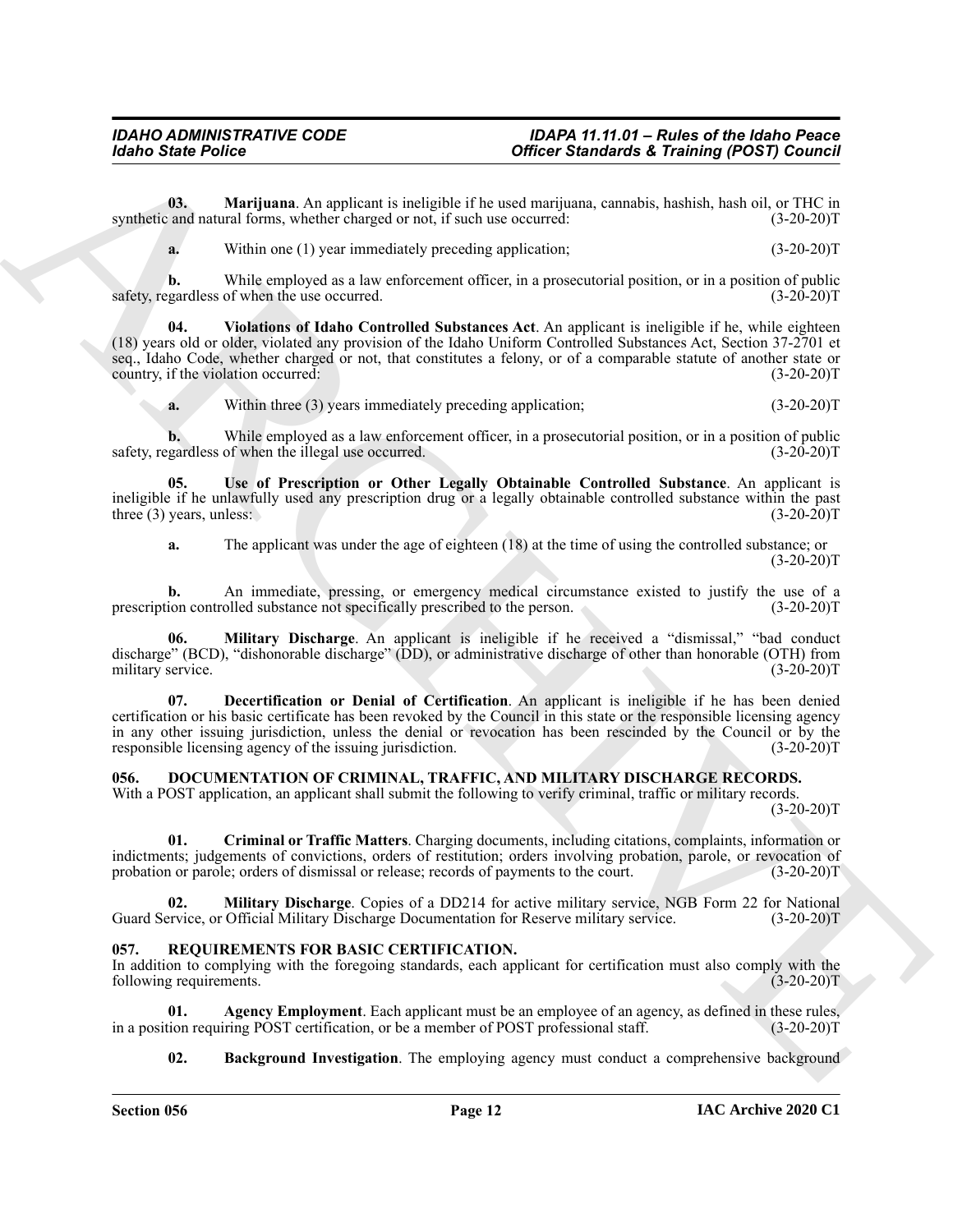**03. Marijuana**. An applicant is ineligible if he used marijuana, cannabis, hashish, hash oil, or THC in synthetic and natural forms, whether charged or not, if such use occurred: (3-20-20)T

**a.** Within one (1) year immediately preceding application; (3-20-20)T

**b.** While employed as a law enforcement officer, in a prosecutorial position, or in a position of public safety, regardless of when the use occurred. (3-20-20)T

**04. Violations of Idaho Controlled Substances Act**. An applicant is ineligible if he, while eighteen (18) years old or older, violated any provision of the Idaho Uniform Controlled Substances Act, Section 37-2701 et seq., Idaho Code, whether charged or not, that constitutes a felony, or of a comparable statute of another state or country, if the violation occurred: (3-20-20)T

**a.** Within three (3) years immediately preceding application; (3-20-20)T

**b.** While employed as a law enforcement officer, in a prosecutorial position, or in a position of public safety, regardless of when the illegal use occurred. (3-20-20)T

**05. Use of Prescription or Other Legally Obtainable Controlled Substance**. An applicant is ineligible if he unlawfully used any prescription drug or a legally obtainable controlled substance within the past three (3) years, unless: (3-20-20)T

**a.** The applicant was under the age of eighteen (18) at the time of using the controlled substance; or (3-20-20)T

**b.** An immediate, pressing, or emergency medical circumstance existed to justify the use of a prescription controlled substance not specifically prescribed to the person. (3-20-20)T

**06. Military Discharge**. An applicant is ineligible if he received a "dismissal," "bad conduct discharge" (BCD), "dishonorable discharge" (DD), or administrative discharge of other than honorable (OTH) from military service. (3-20-20)T

**07. Decertification or Denial of Certification**. An applicant is ineligible if he has been denied certification or his basic certificate has been revoked by the Council in this state or the responsible licensing agency in any other issuing jurisdiction, unless the denial or revocation has been rescinded by the Council or by the responsible licensing agency of the issuing jurisdiction. (3-20-20)T

### 056. DOCUMENTATION OF CRIMINAL, TRAFFIC, AND MILITARY DISCHARGE RECORDS.

With a POST application, an applicant shall submit the following to verify criminal, traffic or military records. (3-20-20)T

**01. Criminal or Traffic Matters**. Charging documents, including citations, complaints, information or indictments; judgements of convictions, orders of restitution; orders involving probation, parole, or revocation of probation or parole; orders of dismissal or release; records of payments to the court. (3-20-20)T

**02. Military Discharge**. Copies of a DD214 for active military service, NGB Form 22 for National Guard Service, or Official Military Discharge Documentation for Reserve military service. (3-20-20)T

### 057. REQUIREMENTS FOR BASIC CERTIFICATION.

In addition to complying with the foregoing standards, each applicant for certification must also comply with the following requirements. (3-20-20)T

**01. Agency Employment**. Each applicant must be an employee of an agency, as defined in these rules, in a position requiring POST certification, or be a member of POST professional staff. (3-20-20)T

**02. Background Investigation**. The employing agency must conduct a comprehensive background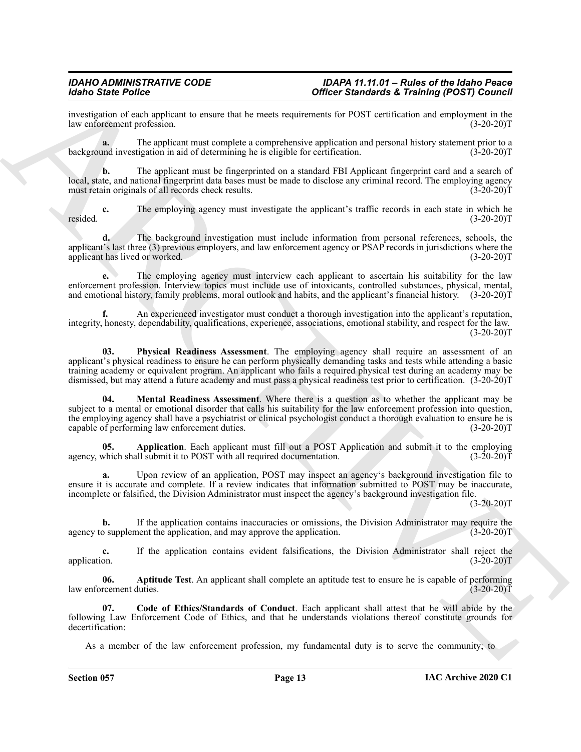investigation of each applicant to ensure that he meets requirements for POST certification and employment in the law enforcement profession. (3-20-20)T

**a.** The applicant must complete a comprehensive application and personal history statement prior to a background investigation in aid of determining he is eligible for certification. (3-20-20)T

**b.** The applicant must be fingerprinted on a standard FBI Applicant fingerprint card and a search of local, state, and national fingerprint data bases must be made to disclose any criminal record. The employing agency must retain originals of all records check results. (3-20-20)T

**c.** The employing agency must investigate the applicant's traffic records in each state in which he resided. (3-20-20)T

**d.** The background investigation must include information from personal references, schools, the applicant's last three (3) previous employers, and law enforcement agency or PSAP records in jurisdictions where the applicant has lived or worked. (3-20-20)T

**e.** The employing agency must interview each applicant to ascertain his suitability for the law enforcement profession. Interview topics must include use of intoxicants, controlled substances, physical, mental, and emotional history, family problems, moral outlook and habits, and the applicant's financial history. (3-20-20)T

**f.** An experienced investigator must conduct a thorough investigation into the applicant's reputation, integrity, honesty, dependability, qualifications, experience, associations, emotional stability, and respect for the law. (3-20-20)T

**03. Physical Readiness Assessment**. The employing agency shall require an assessment of an applicant's physical readiness to ensure he can perform physically demanding tasks and tests while attending a basic training academy or equivalent program. An applicant who fails a required physical test during an academy may be dismissed, but may attend a future academy and must pass a physical readiness test prior to certification. (3-20-20)T

**04. Mental Readiness Assessment**. Where there is a question as to whether the applicant may be subject to a mental or emotional disorder that calls his suitability for the law enforcement profession into question, the employing agency shall have a psychiatrist or clinical psychologist conduct a thorough evaluation to ensure he is capable of performing law enforcement duties. (3-20-20)T

**05. Application**. Each applicant must fill out a POST Application and submit it to the employing agency, which shall submit it to POST with all required documentation. (3-20-20)T

**a.** Upon review of an application, POST may inspect an agency's background investigation file to ensure it is accurate and complete. If a review indicates that information submitted to POST may be inaccurate, incomplete or falsified, the Division Administrator must inspect the agency's background investigation file. (3-20-20)T

**b.** If the application contains inaccuracies or omissions, the Division Administrator may require the agency to supplement the application, and may approve the application. (3-20-20)T

**c.** If the application contains evident falsifications, the Division Administrator shall reject the application. (3-20-20)T

**06. Aptitude Test**. An applicant shall complete an aptitude test to ensure he is capable of performing law enforcement duties. (3-20-20)T

**07. Code of Ethics/Standards of Conduct**. Each applicant shall attest that he will abide by the following Law Enforcement Code of Ethics, and that he understands violations thereof constitute grounds for decertification:

As a member of the law enforcement profession, my fundamental duty is to serve the community; to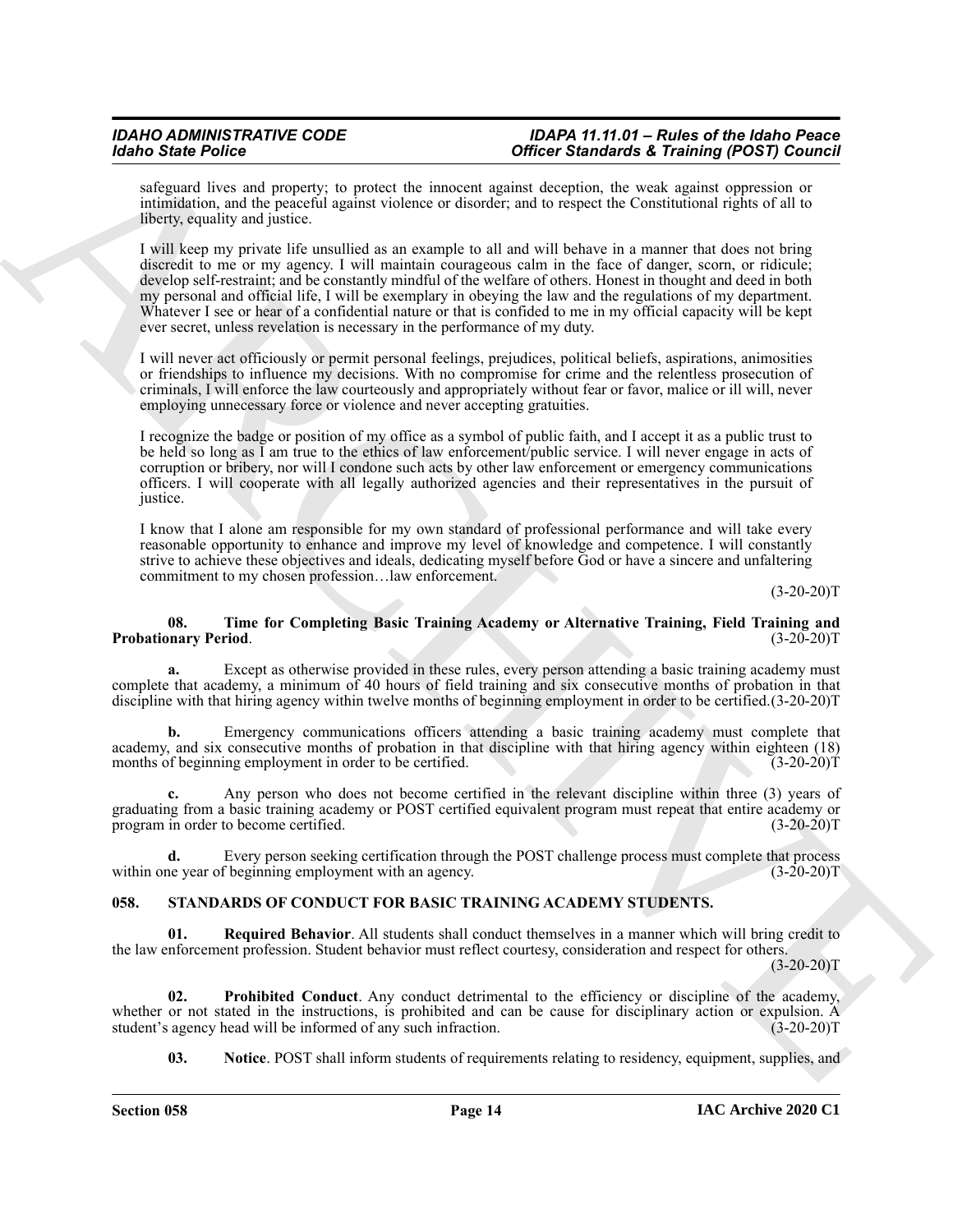safeguard lives and property; to protect the innocent against deception, the weak against oppression or intimidation, and the peaceful against violence or disorder; and to respect the Constitutional rights of all to liberty, equality and justice.

I will keep my private life unsullied as an example to all and will behave in a manner that does not bring discredit to me or my agency. I will maintain courageous calm in the face of danger, scorn, or ridicule; develop self-restraint; and be constantly mindful of the welfare of others. Honest in thought and deed in both my personal and official life, I will be exemplary in obeying the law and the regulations of my department. Whatever I see or hear of a confidential nature or that is confided to me in my official capacity will be kept ever secret, unless revelation is necessary in the performance of my duty.

I will never act officiously or permit personal feelings, prejudices, political beliefs, aspirations, animosities or friendships to influence my decisions. With no compromise for crime and the relentless prosecution of criminals, I will enforce the law courteously and appropriately without fear or favor, malice or ill will, never employing unnecessary force or violence and never accepting gratuities.

I recognize the badge or position of my office as a symbol of public faith, and I accept it as a public trust to be held so long as I am true to the ethics of law enforcement/public service. I will never engage in acts of corruption or bribery, nor will I condone such acts by other law enforcement or emergency communications officers. I will cooperate with all legally authorized agencies and their representatives in the pursuit of justice.

I know that I alone am responsible for my own standard of professional performance and will take every reasonable opportunity to enhance and improve my level of knowledge and competence. I will constantly strive to achieve these objectives and ideals, dedicating myself before God or have a sincere and unfaltering commitment to my chosen profession…law enforcement.

(3-20-20)T

**08. Time for Completing Basic Training Academy or Alternative Training, Field Training and Probationary Period**. (3-20-20)T

**a.** Except as otherwise provided in these rules, every person attending a basic training academy must complete that academy, a minimum of 40 hours of field training and six consecutive months of probation in that discipline with that hiring agency within twelve months of beginning employment in order to be certified.(3-20-20)T

**b.** Emergency communications officers attending a basic training academy must complete that academy, and six consecutive months of probation in that discipline with that hiring agency within eighteen (18) months of beginning employment in order to be certified. (3-20-20)T

**c.** Any person who does not become certified in the relevant discipline within three (3) years of graduating from a basic training academy or POST certified equivalent program must repeat that entire academy or program in order to become certified. (3-20-20)T

**d.** Every person seeking certification through the POST challenge process must complete that process within one year of beginning employment with an agency. (3-20-20)T

## 058. STANDARDS OF CONDUCT FOR BASIC TRAINING ACADEMY STUDENTS.

**01. Required Behavior**. All students shall conduct themselves in a manner which will bring credit to the law enforcement profession. Student behavior must reflect courtesy, consideration and respect for others.

(3-20-20)T

**02. Prohibited Conduct**. Any conduct detrimental to the efficiency or discipline of the academy, whether or not stated in the instructions, is prohibited and can be cause for disciplinary action or expulsion. A student's agency head will be informed of any such infraction. (3-20-20)T

**03. Notice**. POST shall inform students of requirements relating to residency, equipment, supplies, and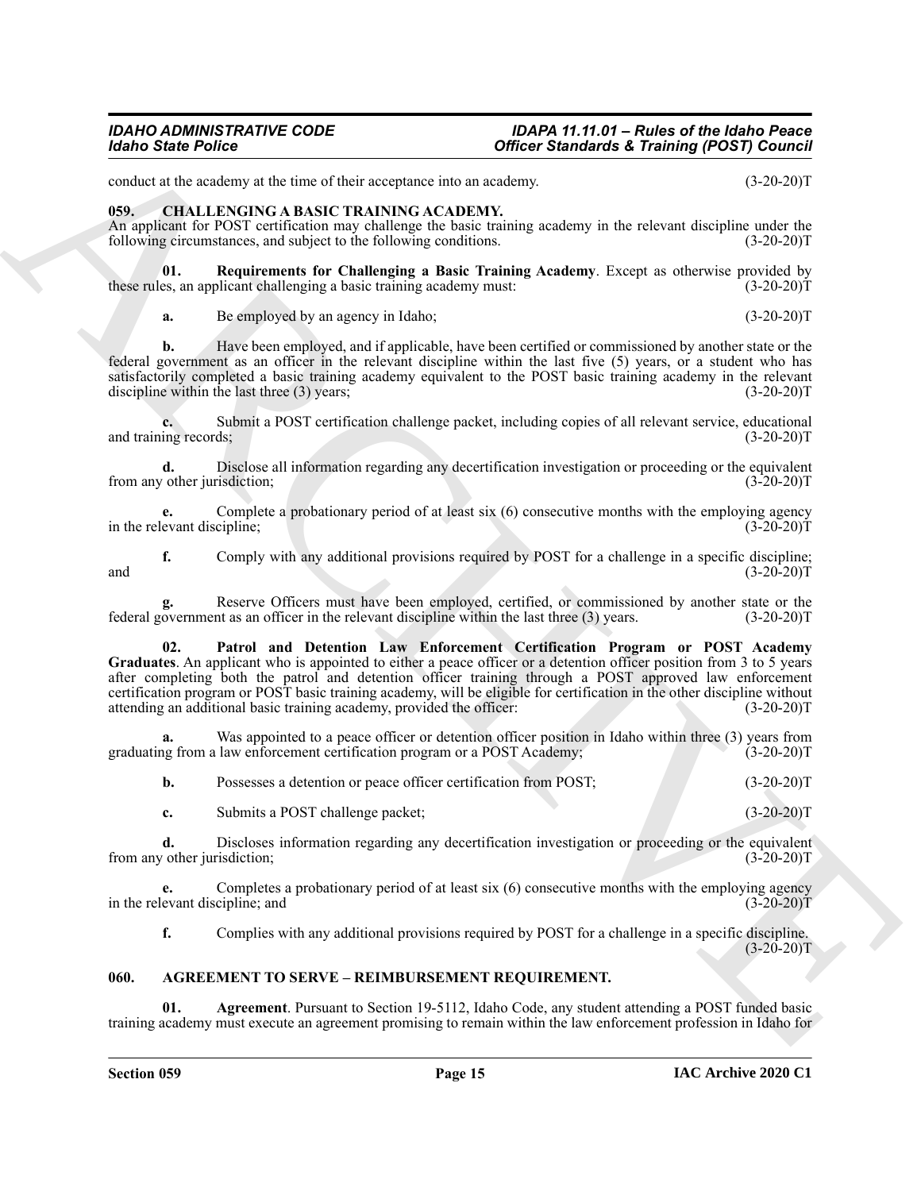conduct at the academy at the time of their acceptance into an academy. (3-20-20)T

## 059. CHALLENGING A BASIC TRAINING ACADEMY.

An applicant for POST certification may challenge the basic training academy in the relevant discipline under the following circumstances, and subject to the following conditions. (3-20-20)T

**01. Requirements for Challenging a Basic Training Academy**. Except as otherwise provided by these rules, an applicant challenging a basic training academy must: (3-20-20)T

**a.** Be employed by an agency in Idaho; (3-20-20)T

**b.** Have been employed, and if applicable, have been certified or commissioned by another state or the federal government as an officer in the relevant discipline within the last five (5) years, or a student who has satisfactorily completed a basic training academy equivalent to the POST basic training academy in the relevant discipline within the last three (3) years; (3-20-20)T

**c.** Submit a POST certification challenge packet, including copies of all relevant service, educational and training records; (3-20-20)T

**d.** Disclose all information regarding any decertification investigation or proceeding or the equivalent from any other jurisdiction; (3-20-20)T

**e.** Complete a probationary period of at least six (6) consecutive months with the employing agency in the relevant discipline; (3-20-20)T

**f.** Comply with any additional provisions required by POST for a challenge in a specific discipline; and (3-20-20)T

**g.** Reserve Officers must have been employed, certified, or commissioned by another state or the federal government as an officer in the relevant discipline within the last three (3) years. (3-20-20)T

**02. Patrol and Detention Law Enforcement Certification Program or POST Academy Graduates**. An applicant who is appointed to either a peace officer or a detention officer position from 3 to 5 years after completing both the patrol and detention officer training through a POST approved law enforcement certification program or POST basic training academy, will be eligible for certification in the other discipline without attending an additional basic training academy, provided the officer: (3-20-20)T

**a.** Was appointed to a peace officer or detention officer position in Idaho within three (3) years from graduating from a law enforcement certification program or a POST Academy; (3-20-20)T

**b.** Possesses a detention or peace officer certification from POST; (3-20-20)T

**c.** Submits a POST challenge packet; (3-20-20)T

**d.** Discloses information regarding any decertification investigation or proceeding or the equivalent from any other jurisdiction; (3-20-20)T

**e.** Completes a probationary period of at least six (6) consecutive months with the employing agency in the relevant discipline; and (3-20-20)T

**f.** Complies with any additional provisions required by POST for a challenge in a specific discipline. (3-20-20)T

## 060. AGREEMENT TO SERVE – REIMBURSEMENT REQUIREMENT.

**01. Agreement**. Pursuant to Section 19-5112, Idaho Code, any student attending a POST funded basic training academy must execute an agreement promising to remain within the law enforcement profession in Idaho for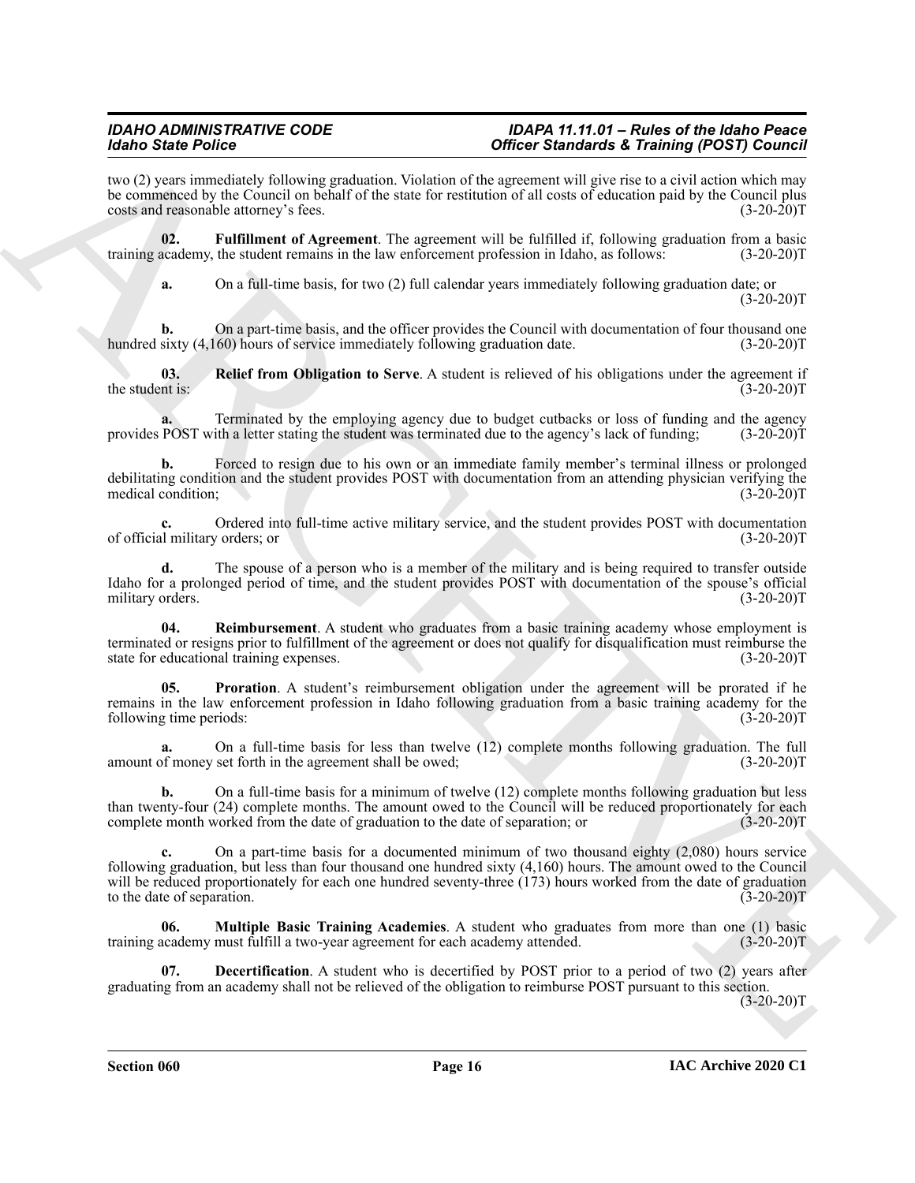two (2) years immediately following graduation. Violation of the agreement will give rise to a civil action which may be commenced by the Council on behalf of the state for restitution of all costs of education paid by the Council plus costs and reasonable attorney's fees. (3-20-20)T

**02. Fulfillment of Agreement**. The agreement will be fulfilled if, following graduation from a basic training academy, the student remains in the law enforcement profession in Idaho, as follows: (3-20-20)T

**a.** On a full-time basis, for two (2) full calendar years immediately following graduation date; or (3-20-20)T

**b.** On a part-time basis, and the officer provides the Council with documentation of four thousand one hundred sixty (4,160) hours of service immediately following graduation date. (3-20-20)T

**03. Relief from Obligation to Serve**. A student is relieved of his obligations under the agreement if the student is: (3-20-20)T

**a.** Terminated by the employing agency due to budget cutbacks or loss of funding and the agency provides POST with a letter stating the student was terminated due to the agency's lack of funding; (3-20-20)T

**b.** Forced to resign due to his own or an immediate family member's terminal illness or prolonged debilitating condition and the student provides POST with documentation from an attending physician verifying the medical condition; (3-20-20)T

**c.** Ordered into full-time active military service, and the student provides POST with documentation of official military orders; or (3-20-20)T

**d.** The spouse of a person who is a member of the military and is being required to transfer outside Idaho for a prolonged period of time, and the student provides POST with documentation of the spouse's official military orders. (3-20-20)T

**04. Reimbursement**. A student who graduates from a basic training academy whose employment is terminated or resigns prior to fulfillment of the agreement or does not qualify for disqualification must reimburse the state for educational training expenses. (3-20-20)T

**05. Proration**. A student's reimbursement obligation under the agreement will be prorated if he remains in the law enforcement profession in Idaho following graduation from a basic training academy for the following time periods: (3-20-20)T

**a.** On a full-time basis for less than twelve (12) complete months following graduation. The full amount of money set forth in the agreement shall be owed; (3-20-20)T

**b.** On a full-time basis for a minimum of twelve (12) complete months following graduation but less than twenty-four (24) complete months. The amount owed to the Council will be reduced proportionately for each complete month worked from the date of graduation to the date of separation; or (3-20-20)T

**c.** On a part-time basis for a documented minimum of two thousand eighty (2,080) hours service following graduation, but less than four thousand one hundred sixty (4,160) hours. The amount owed to the Council will be reduced proportionately for each one hundred seventy-three (173) hours worked from the date of graduation to the date of separation. (3-20-20)T

**06. Multiple Basic Training Academies**. A student who graduates from more than one (1) basic training academy must fulfill a two-year agreement for each academy attended. (3-20-20)T

**07. Decertification**. A student who is decertified by POST prior to a period of two (2) years after graduating from an academy shall not be relieved of the obligation to reimburse POST pursuant to this section. (3-20-20)T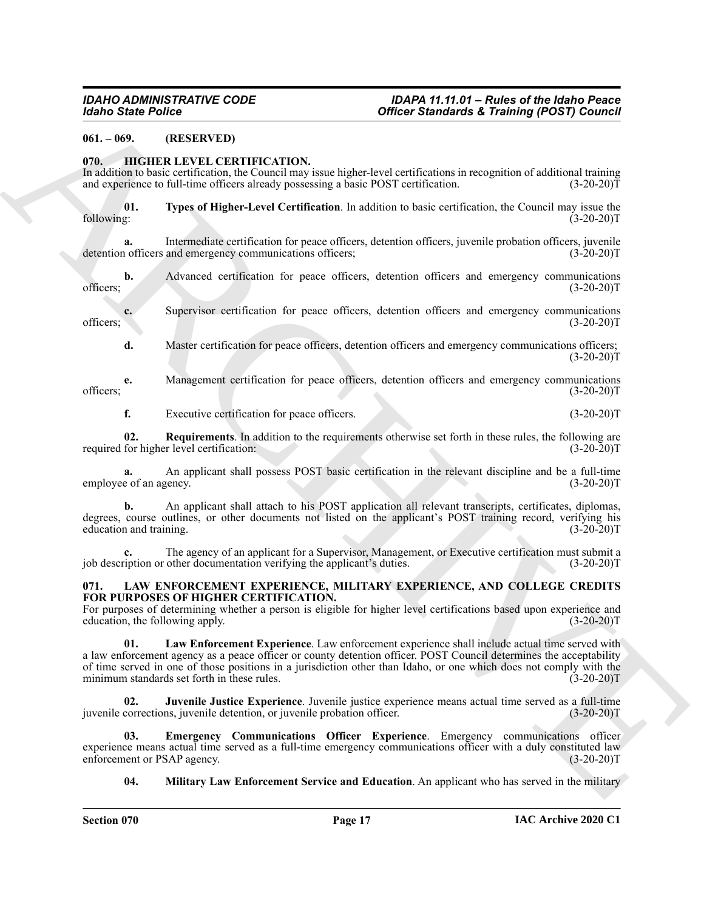**061. – 069. (RESERVED)**

**070. HIGHER LEVEL CERTIFICATION.**

In addition to basic certification, the Council may issue higher-level certifications in recognition of additional training and experience to full-time officers already possessing a basic POST certification. (3-20-20)T

**01. Types of Higher-Level Certification**. In addition to basic certification, the Council may issue the following: (3-20-20)T

**a.** Intermediate certification for peace officers, detention officers, juvenile probation officers, juvenile detention officers and emergency communications officers; (3-20-20)T

**b.** Advanced certification for peace officers, detention officers and emergency communications officers; (3-20-20)T

**c.** Supervisor certification for peace officers, detention officers and emergency communications officers; (3-20-20)T

**d.** Master certification for peace officers, detention officers and emergency communications officers; (3-20-20)T

**e.** Management certification for peace officers, detention officers and emergency communications officers; (3-20-20)T

**f.** Executive certification for peace officers. (3-20-20)T

**02. Requirements**. In addition to the requirements otherwise set forth in these rules, the following are required for higher level certification: (3-20-20)T

**a.** An applicant shall possess POST basic certification in the relevant discipline and be a full-time employee of an agency. (3-20-20)T

**b.** An applicant shall attach to his POST application all relevant transcripts, certificates, diplomas, degrees, course outlines, or other documents not listed on the applicant's POST training record, verifying his education and training. (3-20-20)T

**c.** The agency of an applicant for a Supervisor, Management, or Executive certification must submit a job description or other documentation verifying the applicant's duties. (3-20-20)T

**071. LAW ENFORCEMENT EXPERIENCE, MILITARY EXPERIENCE, AND COLLEGE CREDITS FOR PURPOSES OF HIGHER CERTIFICATION.**

For purposes of determining whether a person is eligible for higher level certifications based upon experience and education, the following apply. (3-20-20)T

**01. Law Enforcement Experience**. Law enforcement experience shall include actual time served with a law enforcement agency as a peace officer or county detention officer. POST Council determines the acceptability of time served in one of those positions in a jurisdiction other than Idaho, or one which does not comply with the minimum standards set forth in these rules. (3-20-20)T

**02. Juvenile Justice Experience**. Juvenile justice experience means actual time served as a full-time juvenile corrections, juvenile detention, or juvenile probation officer. (3-20-20)T

**03. Emergency Communications Officer Experience**. Emergency communications officer experience means actual time served as a full-time emergency communications officer with a duly constituted law enforcement or PSAP agency. (3-20-20)T

**04. Military Law Enforcement Service and Education**. An applicant who has served in the military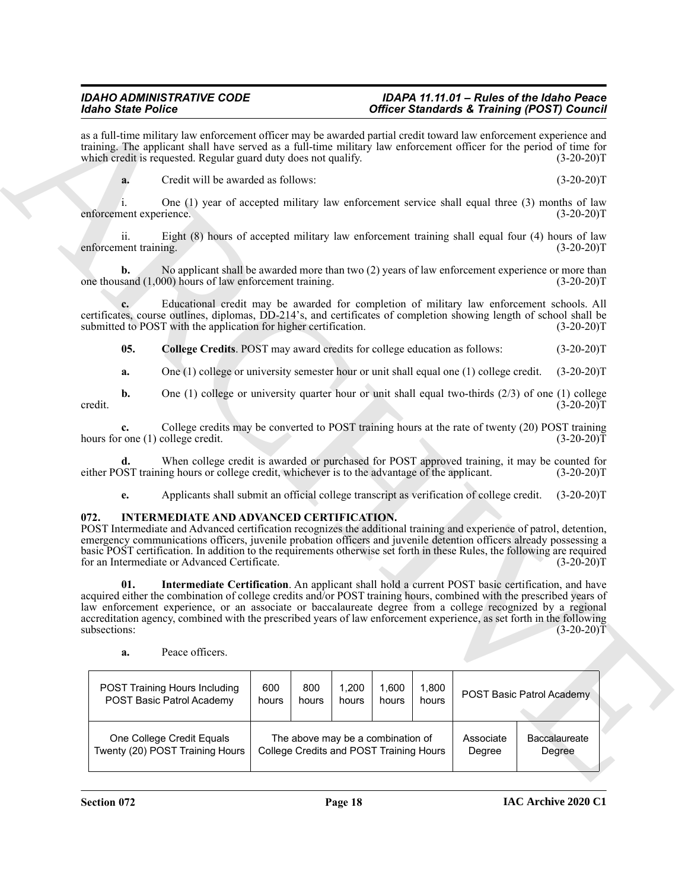as a full-time military law enforcement officer may be awarded partial credit toward law enforcement experience and training. The applicant shall have served as a full-time military law enforcement officer for the period of time for which credit is requested. Regular guard duty does not qualify. (3-20-20)T

**a.** Credit will be awarded as follows: (3-20-20)T

i. One (1) year of accepted military law enforcement service shall equal three (3) months of law enforcement experience. (3-20-20)T

ii. Eight (8) hours of accepted military law enforcement training shall equal four (4) hours of law enforcement training. (3-20-20)T

**b.** No applicant shall be awarded more than two (2) years of law enforcement experience or more than one thousand (1,000) hours of law enforcement training. (3-20-20)T

**c.** Educational credit may be awarded for completion of military law enforcement schools. All certificates, course outlines, diplomas, DD-214's, and certificates of completion showing length of school shall be submitted to POST with the application for higher certification. (3-20-20)T

**05. College Credits**. POST may award credits for college education as follows: (3-20-20)T

**a.** One (1) college or university semester hour or unit shall equal one (1) college credit. (3-20-20)T

**b.** One (1) college or university quarter hour or unit shall equal two-thirds (2/3) of one (1) college credit. (3-20-20)T

**c.** College credits may be converted to POST training hours at the rate of twenty (20) POST training hours for one (1) college credit. (3-20-20)T

**d.** When college credit is awarded or purchased for POST approved training, it may be counted for either POST training hours or college credit, whichever is to the advantage of the applicant. (3-20-20)T

**e.** Applicants shall submit an official college transcript as verification of college credit. (3-20-20)T

## 072. INTERMEDIATE AND ADVANCED CERTIFICATION.

POST Intermediate and Advanced certification recognizes the additional training and experience of patrol, detention, emergency communications officers, juvenile probation officers and juvenile detention officers already possessing a basic POST certification. In addition to the requirements otherwise set forth in these Rules, the following are required for an Intermediate or Advanced Certificate. (3-20-20)T

**01. Intermediate Certification**. An applicant shall hold a current POST basic certification, and have acquired either the combination of college credits and/or POST training hours, combined with the prescribed years of law enforcement experience, or an associate or baccalaureate degree from a college recognized by a regional accreditation agency, combined with the prescribed years of law enforcement experience, as set forth in the following subsections: (3-20-20)T

**a.** Peace officers.

| POST Training Hours Including POST Basic Patrol Academy | 600 hours | 800 hours | 1,200 hours | 1,600 hours | 1,800 hours | POST Basic Patrol Academy | |
|---|---|---|---|---|---|---|---|
| One College Credit Equals Twenty (20) POST Training Hours | The above may be a combination of College Credits and POST Training Hours | | | | | Associate Degree | Baccalaureate Degree |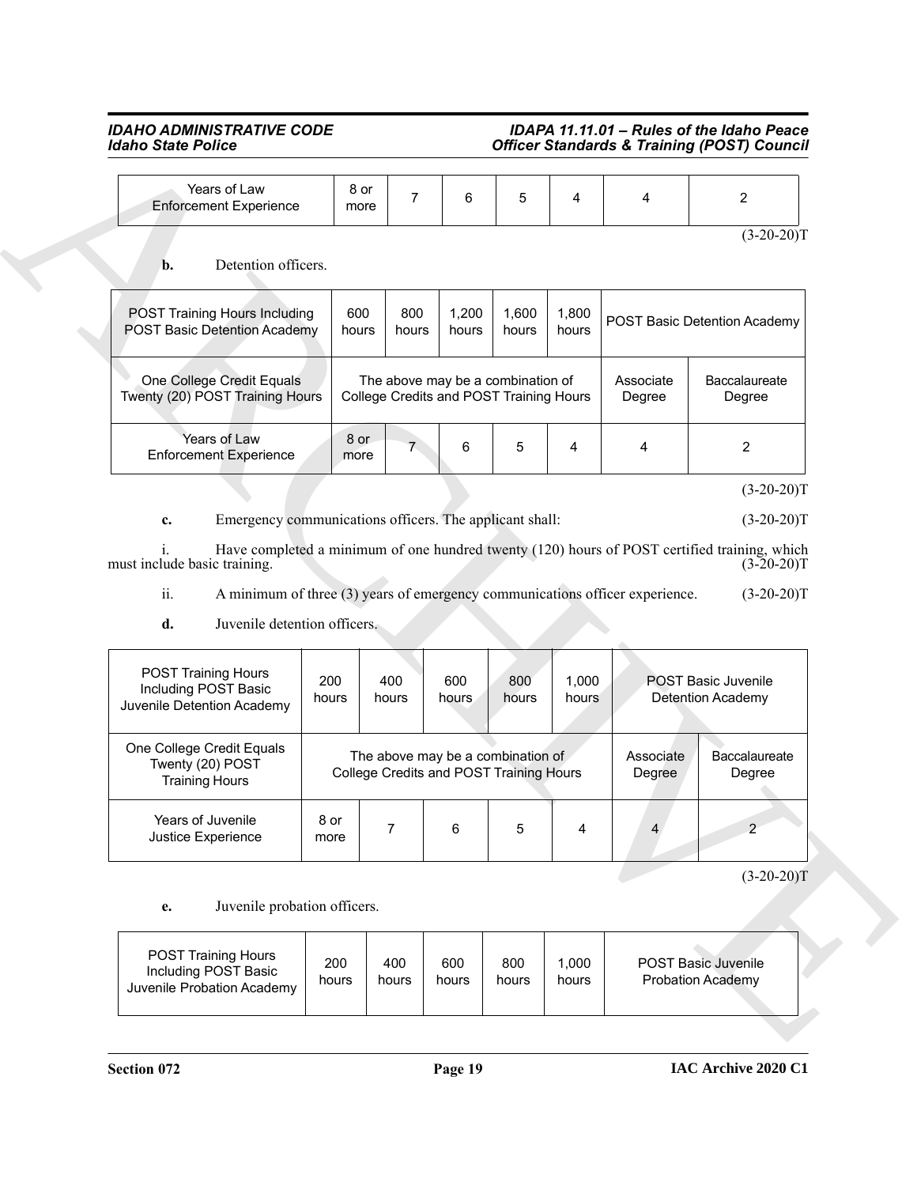| Years of Law Enforcement Experience | 8 or more | 7 | 6 | 5 | 4 | 4 | 2 |
|---|---|---|---|---|---|---|---|

(3-20-20)T

**b.** Detention officers.

| POST Training Hours Including POST Basic Detention Academy | 600 hours | 800 hours | 1,200 hours | 1,600 hours | 1,800 hours | POST Basic Detention Academy | |
|---|---|---|---|---|---|---|---|
| One College Credit Equals Twenty (20) POST Training Hours | The above may be a combination of College Credits and POST Training Hours | | | | | Associate Degree | Baccalaureate Degree |
| Years of Law Enforcement Experience | 8 or more | 7 | 6 | 5 | 4 | 4 | 2 |

(3-20-20)T

**c.** Emergency communications officers. The applicant shall: (3-20-20)T

i. Have completed a minimum of one hundred twenty (120) hours of POST certified training, which must include basic training. (3-20-20)T

ii. A minimum of three (3) years of emergency communications officer experience. (3-20-20)T

**d.** Juvenile detention officers.

| POST Training Hours Including POST Basic Juvenile Detention Academy | 200 hours | 400 hours | 600 hours | 800 hours | 1,000 hours | POST Basic Juvenile Detention Academy | |
|---|---|---|---|---|---|---|---|
| One College Credit Equals Twenty (20) POST Training Hours | The above may be a combination of College Credits and POST Training Hours | | | | | Associate Degree | Baccalaureate Degree |
| Years of Juvenile Justice Experience | 8 or more | 7 | 6 | 5 | 4 | 4 | 2 |

(3-20-20)T

**e.** Juvenile probation officers.

| POST Training Hours Including POST Basic Juvenile Probation Academy | 200 hours | 400 hours | 600 hours | 800 hours | 1,000 hours | POST Basic Juvenile Probation Academy |
|---|---|---|---|---|---|---|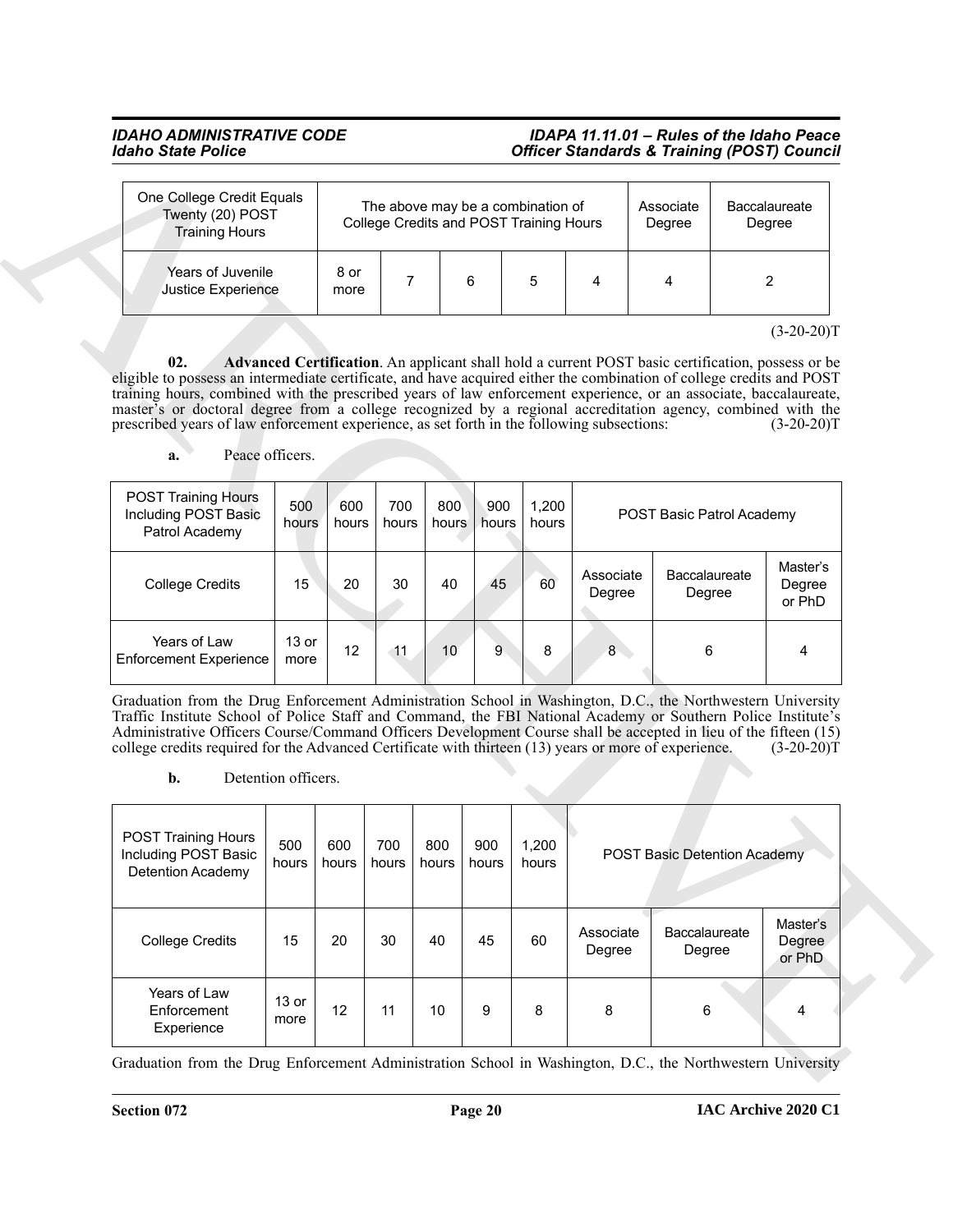| One College Credit Equals Twenty (20) POST Training Hours | The above may be a combination of College Credits and POST Training Hours | | | | | Associate Degree | Baccalaureate Degree |
|---|---|---|---|---|---|---|---|
| Years of Juvenile Justice Experience | 8 or more | 7 | 6 | 5 | 4 | 4 | 2 |

(3-20-20)T

**02. Advanced Certification**. An applicant shall hold a current POST basic certification, possess or be eligible to possess an intermediate certificate, and have acquired either the combination of college credits and POST training hours, combined with the prescribed years of law enforcement experience, or an associate, baccalaureate, master's or doctoral degree from a college recognized by a regional accreditation agency, combined with the prescribed years of law enforcement experience, as set forth in the following subsections: (3-20-20)T

**a.** Peace officers.

| POST Training Hours Including POST Basic Patrol Academy | 500 hours | 600 hours | 700 hours | 800 hours | 900 hours | 1,200 hours | POST Basic Patrol Academy | | |
|---|---|---|---|---|---|---|---|---|---|
| College Credits | 15 | 20 | 30 | 40 | 45 | 60 | Associate Degree | Baccalaureate Degree | Master's Degree or PhD |
| Years of Law Enforcement Experience | 13 or more | 12 | 11 | 10 | 9 | 8 | 8 | 6 | 4 |

Graduation from the Drug Enforcement Administration School in Washington, D.C., the Northwestern University Traffic Institute School of Police Staff and Command, the FBI National Academy or Southern Police Institute's Administrative Officers Course/Command Officers Development Course shall be accepted in lieu of the fifteen (15) college credits required for the Advanced Certificate with thirteen (13) years or more of experience. (3-20-20)T

**b.** Detention officers.

| POST Training Hours Including POST Basic Detention Academy | 500 hours | 600 hours | 700 hours | 800 hours | 900 hours | 1,200 hours | POST Basic Detention Academy | | |
|---|---|---|---|---|---|---|---|---|---|
| College Credits | 15 | 20 | 30 | 40 | 45 | 60 | Associate Degree | Baccalaureate Degree | Master's Degree or PhD |
| Years of Law Enforcement Experience | 13 or more | 12 | 11 | 10 | 9 | 8 | 8 | 6 | 4 |

Graduation from the Drug Enforcement Administration School in Washington, D.C., the Northwestern University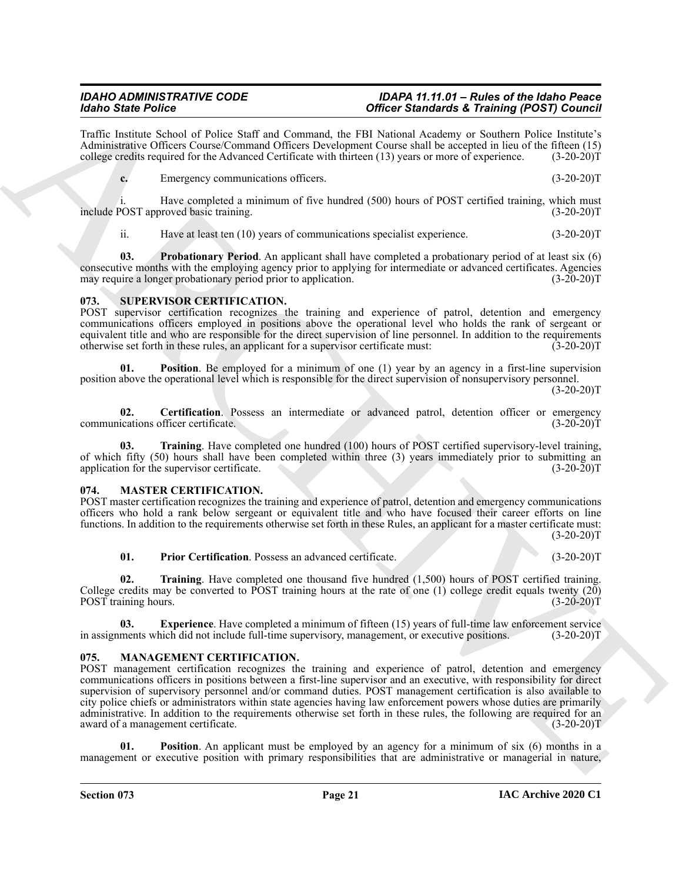Traffic Institute School of Police Staff and Command, the FBI National Academy or Southern Police Institute's Administrative Officers Course/Command Officers Development Course shall be accepted in lieu of the fifteen (15) college credits required for the Advanced Certificate with thirteen (13) years or more of experience. (3-20-20)T

**c.** Emergency communications officers. (3-20-20)T

i. Have completed a minimum of five hundred (500) hours of POST certified training, which must include POST approved basic training. (3-20-20)T

ii. Have at least ten (10) years of communications specialist experience. (3-20-20)T

**03. Probationary Period**. An applicant shall have completed a probationary period of at least six (6) consecutive months with the employing agency prior to applying for intermediate or advanced certificates. Agencies may require a longer probationary period prior to application. (3-20-20)T

## 073. SUPERVISOR CERTIFICATION.

POST supervisor certification recognizes the training and experience of patrol, detention and emergency communications officers employed in positions above the operational level who holds the rank of sergeant or equivalent title and who are responsible for the direct supervision of line personnel. In addition to the requirements otherwise set forth in these rules, an applicant for a supervisor certificate must: (3-20-20)T

**01. Position**. Be employed for a minimum of one (1) year by an agency in a first-line supervision position above the operational level which is responsible for the direct supervision of nonsupervisory personnel. (3-20-20)T

**02. Certification**. Possess an intermediate or advanced patrol, detention officer or emergency communications officer certificate. (3-20-20)T

**03. Training**. Have completed one hundred (100) hours of POST certified supervisory-level training, of which fifty (50) hours shall have been completed within three (3) years immediately prior to submitting an application for the supervisor certificate. (3-20-20)T

## 074. MASTER CERTIFICATION.

POST master certification recognizes the training and experience of patrol, detention and emergency communications officers who hold a rank below sergeant or equivalent title and who have focused their career efforts on line functions. In addition to the requirements otherwise set forth in these Rules, an applicant for a master certificate must: (3-20-20)T

**01. Prior Certification**. Possess an advanced certificate. (3-20-20)T

**02. Training**. Have completed one thousand five hundred (1,500) hours of POST certified training. College credits may be converted to POST training hours at the rate of one (1) college credit equals twenty (20) POST training hours. (3-20-20)T

**03. Experience**. Have completed a minimum of fifteen (15) years of full-time law enforcement service in assignments which did not include full-time supervisory, management, or executive positions. (3-20-20)T

## 075. MANAGEMENT CERTIFICATION.

POST management certification recognizes the training and experience of patrol, detention and emergency communications officers in positions between a first-line supervisor and an executive, with responsibility for direct supervision of supervisory personnel and/or command duties. POST management certification is also available to city police chiefs or administrators within state agencies having law enforcement powers whose duties are primarily administrative. In addition to the requirements otherwise set forth in these rules, the following are required for an award of a management certificate. (3-20-20)T

**01. Position**. An applicant must be employed by an agency for a minimum of six (6) months in a management or executive position with primary responsibilities that are administrative or managerial in nature,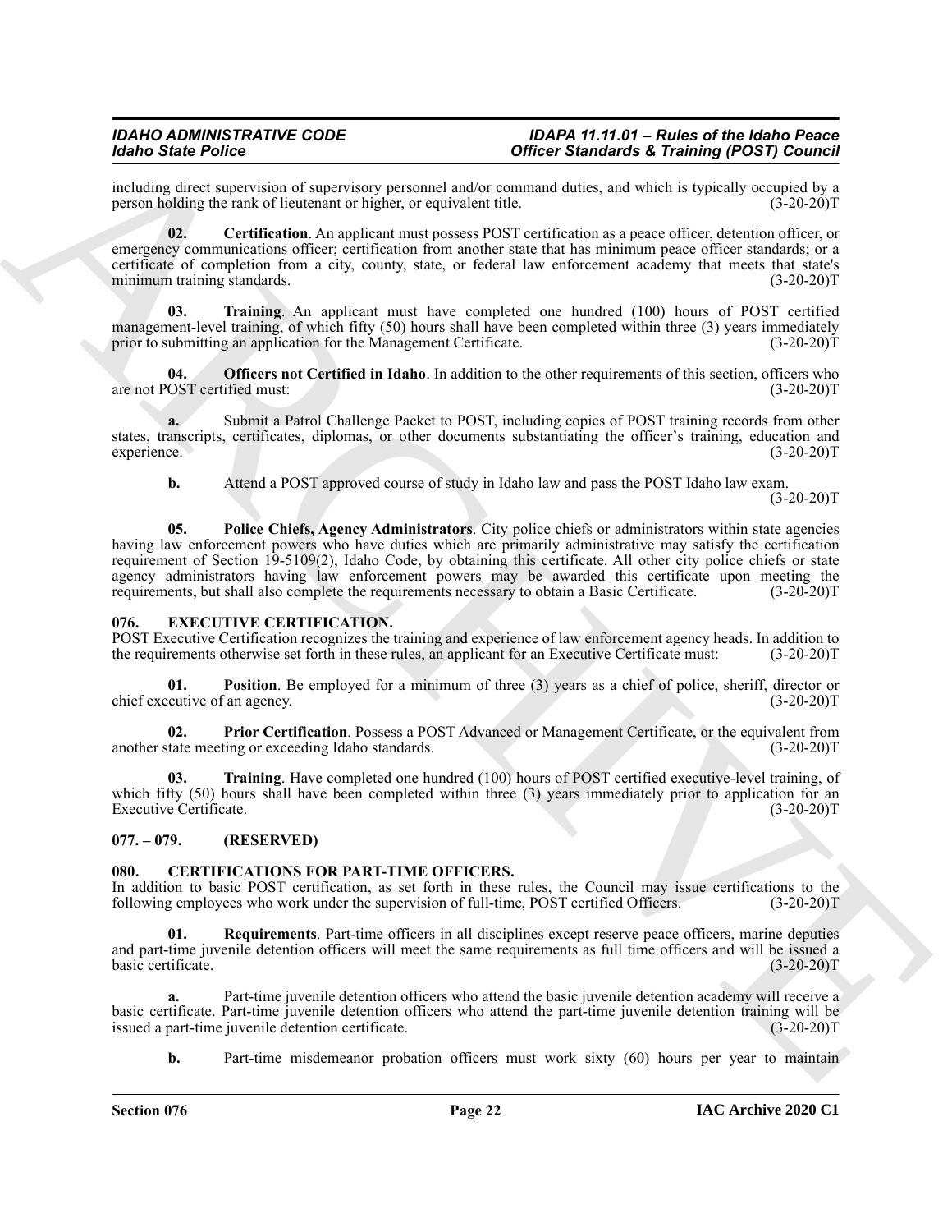including direct supervision of supervisory personnel and/or command duties, and which is typically occupied by a person holding the rank of lieutenant or higher, or equivalent title. (3-20-20)T

**02. Certification**. An applicant must possess POST certification as a peace officer, detention officer, or emergency communications officer; certification from another state that has minimum peace officer standards; or a certificate of completion from a city, county, state, or federal law enforcement academy that meets that state's minimum training standards. (3-20-20)T

**03. Training**. An applicant must have completed one hundred (100) hours of POST certified management-level training, of which fifty (50) hours shall have been completed within three (3) years immediately prior to submitting an application for the Management Certificate. (3-20-20)T

**04. Officers not Certified in Idaho**. In addition to the other requirements of this section, officers who are not POST certified must: (3-20-20)T

**a.** Submit a Patrol Challenge Packet to POST, including copies of POST training records from other states, transcripts, certificates, diplomas, or other documents substantiating the officer's training, education and experience. (3-20-20)T

**b.** Attend a POST approved course of study in Idaho law and pass the POST Idaho law exam. (3-20-20)T

**05. Police Chiefs, Agency Administrators**. City police chiefs or administrators within state agencies having law enforcement powers who have duties which are primarily administrative may satisfy the certification requirement of Section 19-5109(2), Idaho Code, by obtaining this certificate. All other city police chiefs or state agency administrators having law enforcement powers may be awarded this certificate upon meeting the requirements, but shall also complete the requirements necessary to obtain a Basic Certificate. (3-20-20)T

## 076. EXECUTIVE CERTIFICATION.

POST Executive Certification recognizes the training and experience of law enforcement agency heads. In addition to the requirements otherwise set forth in these rules, an applicant for an Executive Certificate must: (3-20-20)T

**01. Position**. Be employed for a minimum of three (3) years as a chief of police, sheriff, director or chief executive of an agency. (3-20-20)T

**02. Prior Certification**. Possess a POST Advanced or Management Certificate, or the equivalent from another state meeting or exceeding Idaho standards. (3-20-20)T

**03. Training**. Have completed one hundred (100) hours of POST certified executive-level training, of which fifty (50) hours shall have been completed within three (3) years immediately prior to application for an Executive Certificate. (3-20-20)T

## 077. – 079. (RESERVED)

## 080. CERTIFICATIONS FOR PART-TIME OFFICERS.

In addition to basic POST certification, as set forth in these rules, the Council may issue certifications to the following employees who work under the supervision of full-time, POST certified Officers. (3-20-20)T

**01. Requirements**. Part-time officers in all disciplines except reserve peace officers, marine deputies and part-time juvenile detention officers will meet the same requirements as full time officers and will be issued a basic certificate. (3-20-20)T

**a.** Part-time juvenile detention officers who attend the basic juvenile detention academy will receive a basic certificate. Part-time juvenile detention officers who attend the part-time juvenile detention training will be issued a part-time juvenile detention certificate. (3-20-20)T

**b.** Part-time misdemeanor probation officers must work sixty (60) hours per year to maintain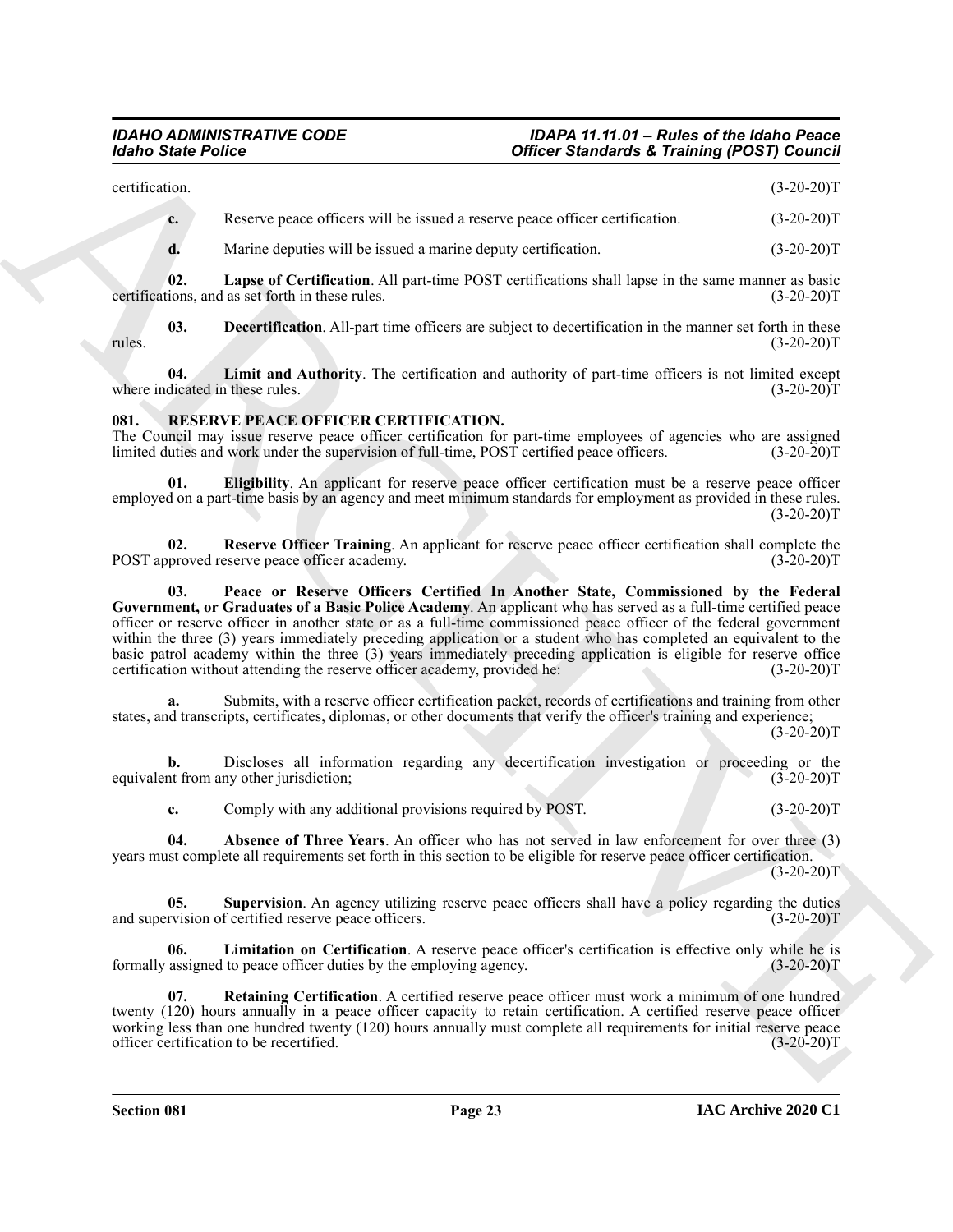certification. (3-20-20)T

**c.** Reserve peace officers will be issued a reserve peace officer certification. (3-20-20)T

**d.** Marine deputies will be issued a marine deputy certification. (3-20-20)T

**02. Lapse of Certification**. All part-time POST certifications shall lapse in the same manner as basic certifications, and as set forth in these rules. (3-20-20)T

**03. Decertification**. All-part time officers are subject to decertification in the manner set forth in these rules. (3-20-20)T

**04. Limit and Authority**. The certification and authority of part-time officers is not limited except where indicated in these rules. (3-20-20)T

## 081. RESERVE PEACE OFFICER CERTIFICATION.

The Council may issue reserve peace officer certification for part-time employees of agencies who are assigned limited duties and work under the supervision of full-time, POST certified peace officers. (3-20-20)T

**01. Eligibility**. An applicant for reserve peace officer certification must be a reserve peace officer employed on a part-time basis by an agency and meet minimum standards for employment as provided in these rules. (3-20-20)T

**02. Reserve Officer Training**. An applicant for reserve peace officer certification shall complete the POST approved reserve peace officer academy. (3-20-20)T

**03. Peace or Reserve Officers Certified In Another State, Commissioned by the Federal Government, or Graduates of a Basic Police Academy**. An applicant who has served as a full-time certified peace officer or reserve officer in another state or as a full-time commissioned peace officer of the federal government within the three (3) years immediately preceding application or a student who has completed an equivalent to the basic patrol academy within the three (3) years immediately preceding application is eligible for reserve office certification without attending the reserve officer academy, provided he: (3-20-20)T

**a.** Submits, with a reserve officer certification packet, records of certifications and training from other states, and transcripts, certificates, diplomas, or other documents that verify the officer's training and experience; (3-20-20)T

**b.** Discloses all information regarding any decertification investigation or proceeding or the equivalent from any other jurisdiction; (3-20-20)T

**c.** Comply with any additional provisions required by POST. (3-20-20)T

**04. Absence of Three Years**. An officer who has not served in law enforcement for over three (3) years must complete all requirements set forth in this section to be eligible for reserve peace officer certification. (3-20-20)T

**05. Supervision**. An agency utilizing reserve peace officers shall have a policy regarding the duties and supervision of certified reserve peace officers. (3-20-20)T

**06. Limitation on Certification**. A reserve peace officer's certification is effective only while he is formally assigned to peace officer duties by the employing agency. (3-20-20)T

**07. Retaining Certification**. A certified reserve peace officer must work a minimum of one hundred twenty (120) hours annually in a peace officer capacity to retain certification. A certified reserve peace officer working less than one hundred twenty (120) hours annually must complete all requirements for initial reserve peace officer certification to be recertified. (3-20-20)T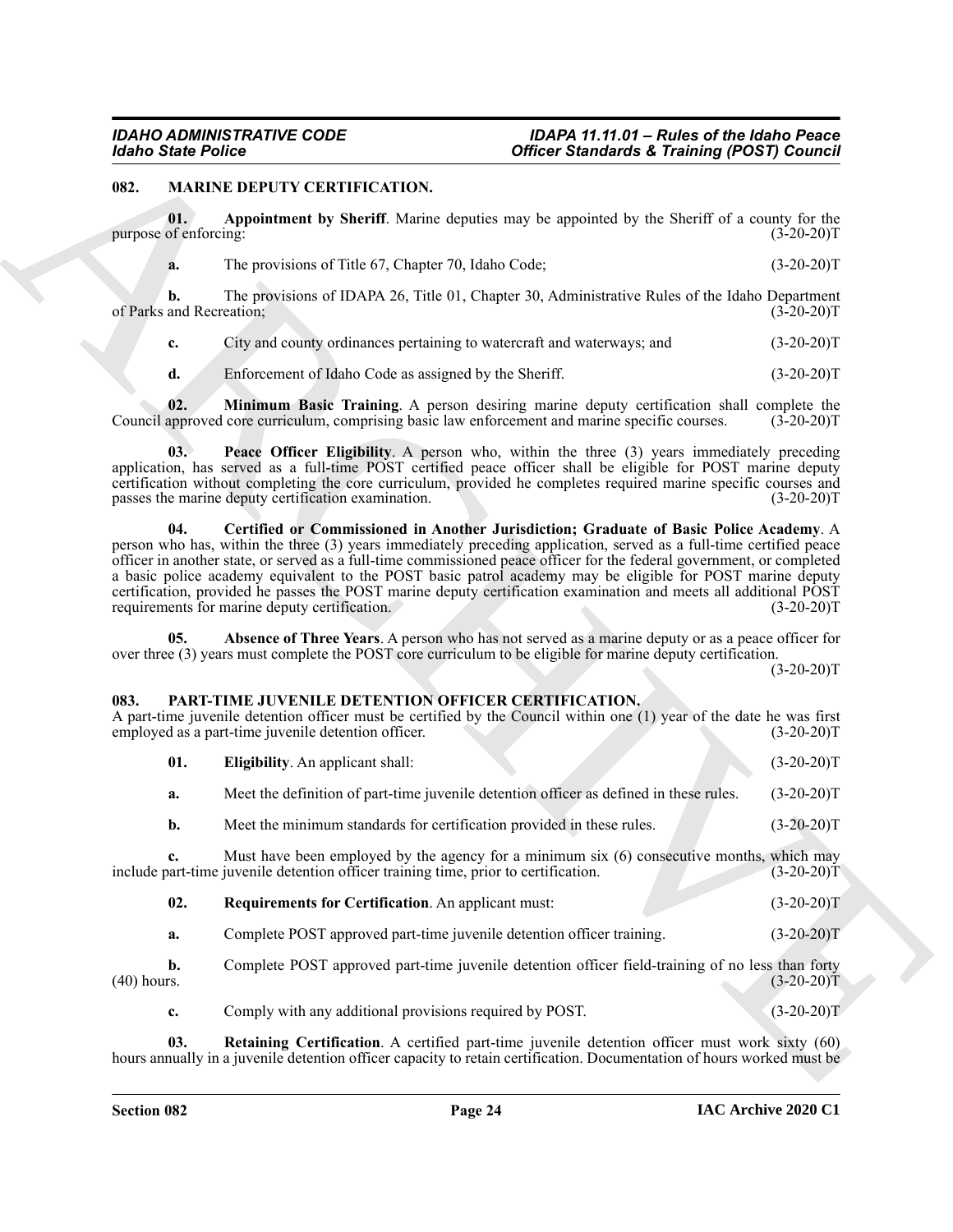## 082. MARINE DEPUTY CERTIFICATION.

**01. Appointment by Sheriff**. Marine deputies may be appointed by the Sheriff of a county for the purpose of enforcing: (3-20-20)T

**a.** The provisions of Title 67, Chapter 70, Idaho Code; (3-20-20)T

**b.** The provisions of IDAPA 26, Title 01, Chapter 30, Administrative Rules of the Idaho Department of Parks and Recreation; (3-20-20)T

**c.** City and county ordinances pertaining to watercraft and waterways; and (3-20-20)T

**d.** Enforcement of Idaho Code as assigned by the Sheriff. (3-20-20)T

**02. Minimum Basic Training**. A person desiring marine deputy certification shall complete the Council approved core curriculum, comprising basic law enforcement and marine specific courses. (3-20-20)T

**03. Peace Officer Eligibility**. A person who, within the three (3) years immediately preceding application, has served as a full-time POST certified peace officer shall be eligible for POST marine deputy certification without completing the core curriculum, provided he completes required marine specific courses and passes the marine deputy certification examination. (3-20-20)T

**04. Certified or Commissioned in Another Jurisdiction; Graduate of Basic Police Academy**. A person who has, within the three (3) years immediately preceding application, served as a full-time certified peace officer in another state, or served as a full-time commissioned peace officer for the federal government, or completed a basic police academy equivalent to the POST basic patrol academy may be eligible for POST marine deputy certification, provided he passes the POST marine deputy certification examination and meets all additional POST requirements for marine deputy certification. (3-20-20)T

**05. Absence of Three Years**. A person who has not served as a marine deputy or as a peace officer for over three (3) years must complete the POST core curriculum to be eligible for marine deputy certification. (3-20-20)T

## 083. PART-TIME JUVENILE DETENTION OFFICER CERTIFICATION.

A part-time juvenile detention officer must be certified by the Council within one (1) year of the date he was first employed as a part-time juvenile detention officer. (3-20-20)T

**01. Eligibility**. An applicant shall: (3-20-20)T

**a.** Meet the definition of part-time juvenile detention officer as defined in these rules. (3-20-20)T

**b.** Meet the minimum standards for certification provided in these rules. (3-20-20)T

**c.** Must have been employed by the agency for a minimum six (6) consecutive months, which may include part-time juvenile detention officer training time, prior to certification. (3-20-20)T

**02. Requirements for Certification**. An applicant must: (3-20-20)T

**a.** Complete POST approved part-time juvenile detention officer training. (3-20-20)T

**b.** Complete POST approved part-time juvenile detention officer field-training of no less than forty (40) hours. (3-20-20)T

**c.** Comply with any additional provisions required by POST. (3-20-20)T

**03. Retaining Certification**. A certified part-time juvenile detention officer must work sixty (60) hours annually in a juvenile detention officer capacity to retain certification. Documentation of hours worked must be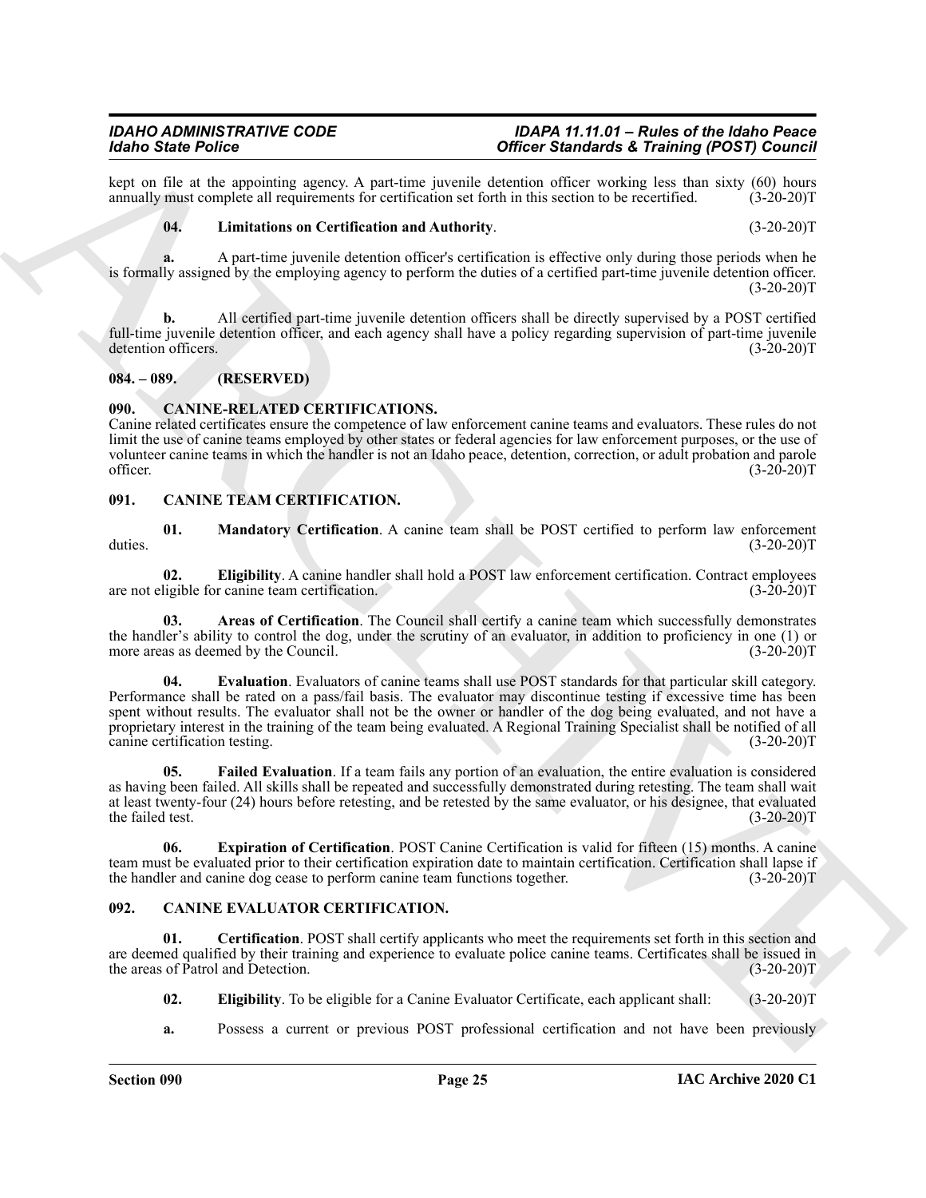kept on file at the appointing agency. A part-time juvenile detention officer working less than sixty (60) hours annually must complete all requirements for certification set forth in this section to be recertified. (3-20-20)T

**04. Limitations on Certification and Authority**. (3-20-20)T

**a.** A part-time juvenile detention officer's certification is effective only during those periods when he is formally assigned by the employing agency to perform the duties of a certified part-time juvenile detention officer. (3-20-20)T

**b.** All certified part-time juvenile detention officers shall be directly supervised by a POST certified full-time juvenile detention officer, and each agency shall have a policy regarding supervision of part-time juvenile detention officers. (3-20-20)T

## 084. – 089. (RESERVED)

## 090. CANINE-RELATED CERTIFICATIONS.

Canine related certificates ensure the competence of law enforcement canine teams and evaluators. These rules do not limit the use of canine teams employed by other states or federal agencies for law enforcement purposes, or the use of volunteer canine teams in which the handler is not an Idaho peace, detention, correction, or adult probation and parole officer. (3-20-20)T

## 091. CANINE TEAM CERTIFICATION.

**01. Mandatory Certification**. A canine team shall be POST certified to perform law enforcement duties. (3-20-20)T

**02. Eligibility**. A canine handler shall hold a POST law enforcement certification. Contract employees are not eligible for canine team certification. (3-20-20)T

**03. Areas of Certification**. The Council shall certify a canine team which successfully demonstrates the handler's ability to control the dog, under the scrutiny of an evaluator, in addition to proficiency in one (1) or more areas as deemed by the Council. (3-20-20)T

**04. Evaluation**. Evaluators of canine teams shall use POST standards for that particular skill category. Performance shall be rated on a pass/fail basis. The evaluator may discontinue testing if excessive time has been spent without results. The evaluator shall not be the owner or handler of the dog being evaluated, and not have a proprietary interest in the training of the team being evaluated. A Regional Training Specialist shall be notified of all canine certification testing. (3-20-20)T

**05. Failed Evaluation**. If a team fails any portion of an evaluation, the entire evaluation is considered as having been failed. All skills shall be repeated and successfully demonstrated during retesting. The team shall wait at least twenty-four (24) hours before retesting, and be retested by the same evaluator, or his designee, that evaluated the failed test. (3-20-20)T

**06. Expiration of Certification**. POST Canine Certification is valid for fifteen (15) months. A canine team must be evaluated prior to their certification expiration date to maintain certification. Certification shall lapse if the handler and canine dog cease to perform canine team functions together. (3-20-20)T

## 092. CANINE EVALUATOR CERTIFICATION.

**01. Certification**. POST shall certify applicants who meet the requirements set forth in this section and are deemed qualified by their training and experience to evaluate police canine teams. Certificates shall be issued in the areas of Patrol and Detection. (3-20-20)T

**02. Eligibility**. To be eligible for a Canine Evaluator Certificate, each applicant shall: (3-20-20)T

**a.** Possess a current or previous POST professional certification and not have been previously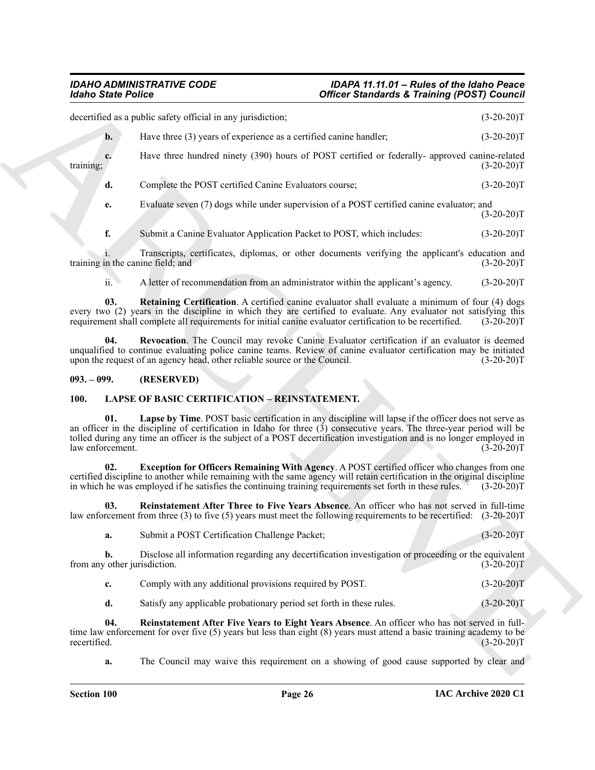decertified as a public safety official in any jurisdiction; (3-20-20)T

**b.** Have three (3) years of experience as a certified canine handler; (3-20-20)T

**c.** Have three hundred ninety (390) hours of POST certified or federally- approved canine-related training; (3-20-20)T

**d.** Complete the POST certified Canine Evaluators course; (3-20-20)T

**e.** Evaluate seven (7) dogs while under supervision of a POST certified canine evaluator; and (3-20-20)T

**f.** Submit a Canine Evaluator Application Packet to POST, which includes: (3-20-20)T

i. Transcripts, certificates, diplomas, or other documents verifying the applicant's education and training in the canine field; and (3-20-20)T

ii. A letter of recommendation from an administrator within the applicant's agency. (3-20-20)T

**03. Retaining Certification**. A certified canine evaluator shall evaluate a minimum of four (4) dogs every two (2) years in the discipline in which they are certified to evaluate. Any evaluator not satisfying this requirement shall complete all requirements for initial canine evaluator certification to be recertified. (3-20-20)T

**04. Revocation**. The Council may revoke Canine Evaluator certification if an evaluator is deemed unqualified to continue evaluating police canine teams. Review of canine evaluator certification may be initiated upon the request of an agency head, other reliable source or the Council. (3-20-20)T

### 093. – 099. (RESERVED)

### 100. LAPSE OF BASIC CERTIFICATION – REINSTATEMENT.

**01. Lapse by Time**. POST basic certification in any discipline will lapse if the officer does not serve as an officer in the discipline of certification in Idaho for three (3) consecutive years. The three-year period will be tolled during any time an officer is the subject of a POST decertification investigation and is no longer employed in law enforcement. (3-20-20)T

**02. Exception for Officers Remaining With Agency**. A POST certified officer who changes from one certified discipline to another while remaining with the same agency will retain certification in the original discipline in which he was employed if he satisfies the continuing training requirements set forth in these rules. (3-20-20)T

**03. Reinstatement After Three to Five Years Absence**. An officer who has not served in full-time law enforcement from three (3) to five (5) years must meet the following requirements to be recertified: (3-20-20)T

**a.** Submit a POST Certification Challenge Packet; (3-20-20)T

**b.** Disclose all information regarding any decertification investigation or proceeding or the equivalent from any other jurisdiction. (3-20-20)T

**c.** Comply with any additional provisions required by POST. (3-20-20)T

**d.** Satisfy any applicable probationary period set forth in these rules. (3-20-20)T

**04. Reinstatement After Five Years to Eight Years Absence**. An officer who has not served in full-time law enforcement for over five (5) years but less than eight (8) years must attend a basic training academy to be recertified. (3-20-20)T

**a.** The Council may waive this requirement on a showing of good cause supported by clear and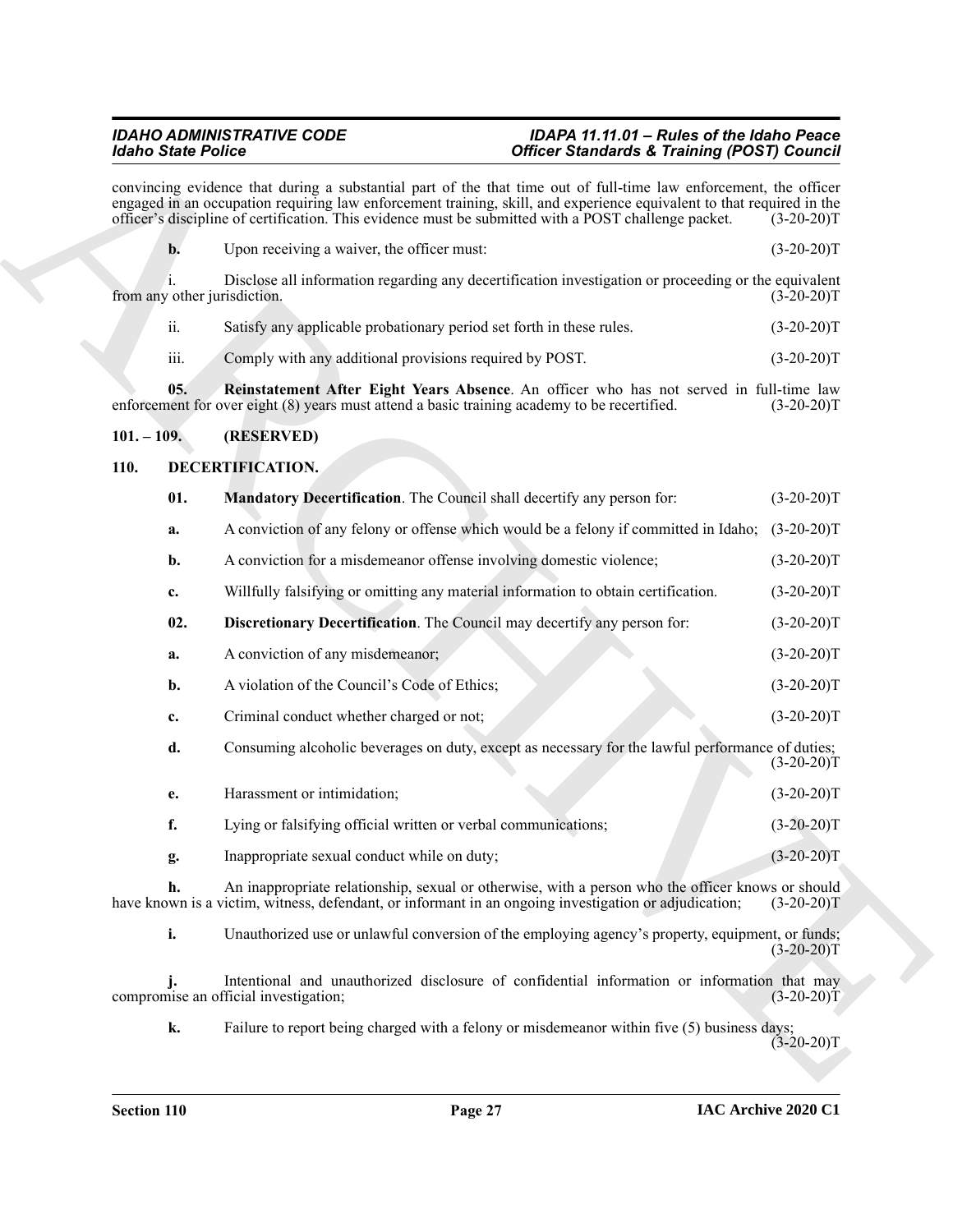convincing evidence that during a substantial part of the that time out of full-time law enforcement, the officer engaged in an occupation requiring law enforcement training, skill, and experience equivalent to that required in the officer's discipline of certification. This evidence must be submitted with a POST challenge packet. (3-20-20)T

**b.** Upon receiving a waiver, the officer must: (3-20-20)T

i. Disclose all information regarding any decertification investigation or proceeding or the equivalent from any other jurisdiction. (3-20-20)T

ii. Satisfy any applicable probationary period set forth in these rules. (3-20-20)T

iii. Comply with any additional provisions required by POST. (3-20-20)T

**05. Reinstatement After Eight Years Absence**. An officer who has not served in full-time law enforcement for over eight (8) years must attend a basic training academy to be recertified. (3-20-20)T

## 101. – 109. (RESERVED)

## 110. DECERTIFICATION.

**01. Mandatory Decertification**. The Council shall decertify any person for: (3-20-20)T

**a.** A conviction of any felony or offense which would be a felony if committed in Idaho; (3-20-20)T

**b.** A conviction for a misdemeanor offense involving domestic violence; (3-20-20)T

**c.** Willfully falsifying or omitting any material information to obtain certification. (3-20-20)T

**02. Discretionary Decertification**. The Council may decertify any person for: (3-20-20)T

**a.** A conviction of any misdemeanor; (3-20-20)T

**b.** A violation of the Council's Code of Ethics; (3-20-20)T

**c.** Criminal conduct whether charged or not; (3-20-20)T

**d.** Consuming alcoholic beverages on duty, except as necessary for the lawful performance of duties; (3-20-20)T

**e.** Harassment or intimidation; (3-20-20)T

**f.** Lying or falsifying official written or verbal communications; (3-20-20)T

**g.** Inappropriate sexual conduct while on duty; (3-20-20)T

**h.** An inappropriate relationship, sexual or otherwise, with a person who the officer knows or should have known is a victim, witness, defendant, or informant in an ongoing investigation or adjudication; (3-20-20)T

**i.** Unauthorized use or unlawful conversion of the employing agency's property, equipment, or funds; (3-20-20)T

**j.** Intentional and unauthorized disclosure of confidential information or information that may compromise an official investigation; (3-20-20)T

**k.** Failure to report being charged with a felony or misdemeanor within five (5) business days; (3-20-20)T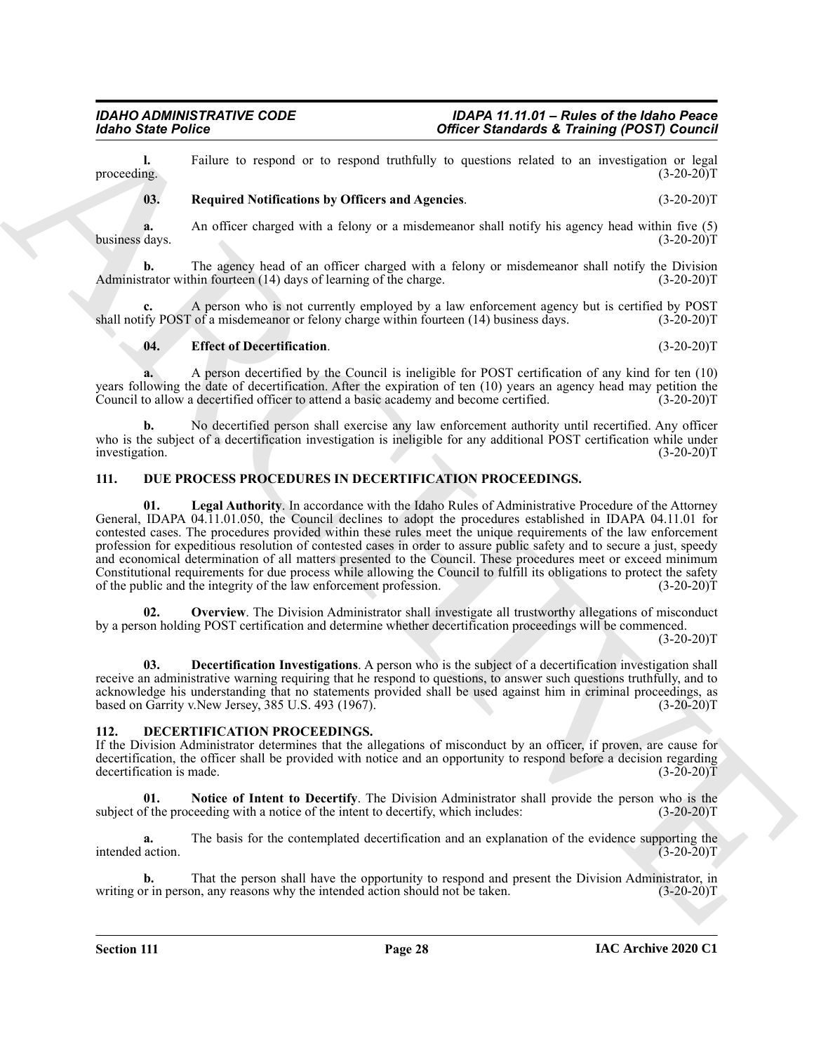**l.** Failure to respond or to respond truthfully to questions related to an investigation or legal proceeding. (3-20-20)T

**03. Required Notifications by Officers and Agencies**. (3-20-20)T

**a.** An officer charged with a felony or a misdemeanor shall notify his agency head within five (5) business days. (3-20-20)T

**b.** The agency head of an officer charged with a felony or misdemeanor shall notify the Division Administrator within fourteen (14) days of learning of the charge. (3-20-20)T

**c.** A person who is not currently employed by a law enforcement agency but is certified by POST shall notify POST of a misdemeanor or felony charge within fourteen (14) business days. (3-20-20)T

**04. Effect of Decertification**. (3-20-20)T

**a.** A person decertified by the Council is ineligible for POST certification of any kind for ten (10) years following the date of decertification. After the expiration of ten (10) years an agency head may petition the Council to allow a decertified officer to attend a basic academy and become certified. (3-20-20)T

**b.** No decertified person shall exercise any law enforcement authority until recertified. Any officer who is the subject of a decertification investigation is ineligible for any additional POST certification while under investigation. (3-20-20)T

## 111. DUE PROCESS PROCEDURES IN DECERTIFICATION PROCEEDINGS.

**01. Legal Authority**. In accordance with the Idaho Rules of Administrative Procedure of the Attorney General, IDAPA 04.11.01.050, the Council declines to adopt the procedures established in IDAPA 04.11.01 for contested cases. The procedures provided within these rules meet the unique requirements of the law enforcement profession for expeditious resolution of contested cases in order to assure public safety and to secure a just, speedy and economical determination of all matters presented to the Council. These procedures meet or exceed minimum Constitutional requirements for due process while allowing the Council to fulfill its obligations to protect the safety of the public and the integrity of the law enforcement profession. (3-20-20)T

**02. Overview**. The Division Administrator shall investigate all trustworthy allegations of misconduct by a person holding POST certification and determine whether decertification proceedings will be commenced. (3-20-20)T

**03. Decertification Investigations**. A person who is the subject of a decertification investigation shall receive an administrative warning requiring that he respond to questions, to answer such questions truthfully, and to acknowledge his understanding that no statements provided shall be used against him in criminal proceedings, as based on Garrity v.New Jersey, 385 U.S. 493 (1967). (3-20-20)T

## 112. DECERTIFICATION PROCEEDINGS.

If the Division Administrator determines that the allegations of misconduct by an officer, if proven, are cause for decertification, the officer shall be provided with notice and an opportunity to respond before a decision regarding decertification is made. (3-20-20)T

**01. Notice of Intent to Decertify**. The Division Administrator shall provide the person who is the subject of the proceeding with a notice of the intent to decertify, which includes: (3-20-20)T

**a.** The basis for the contemplated decertification and an explanation of the evidence supporting the intended action. (3-20-20)T

**b.** That the person shall have the opportunity to respond and present the Division Administrator, in writing or in person, any reasons why the intended action should not be taken. (3-20-20)T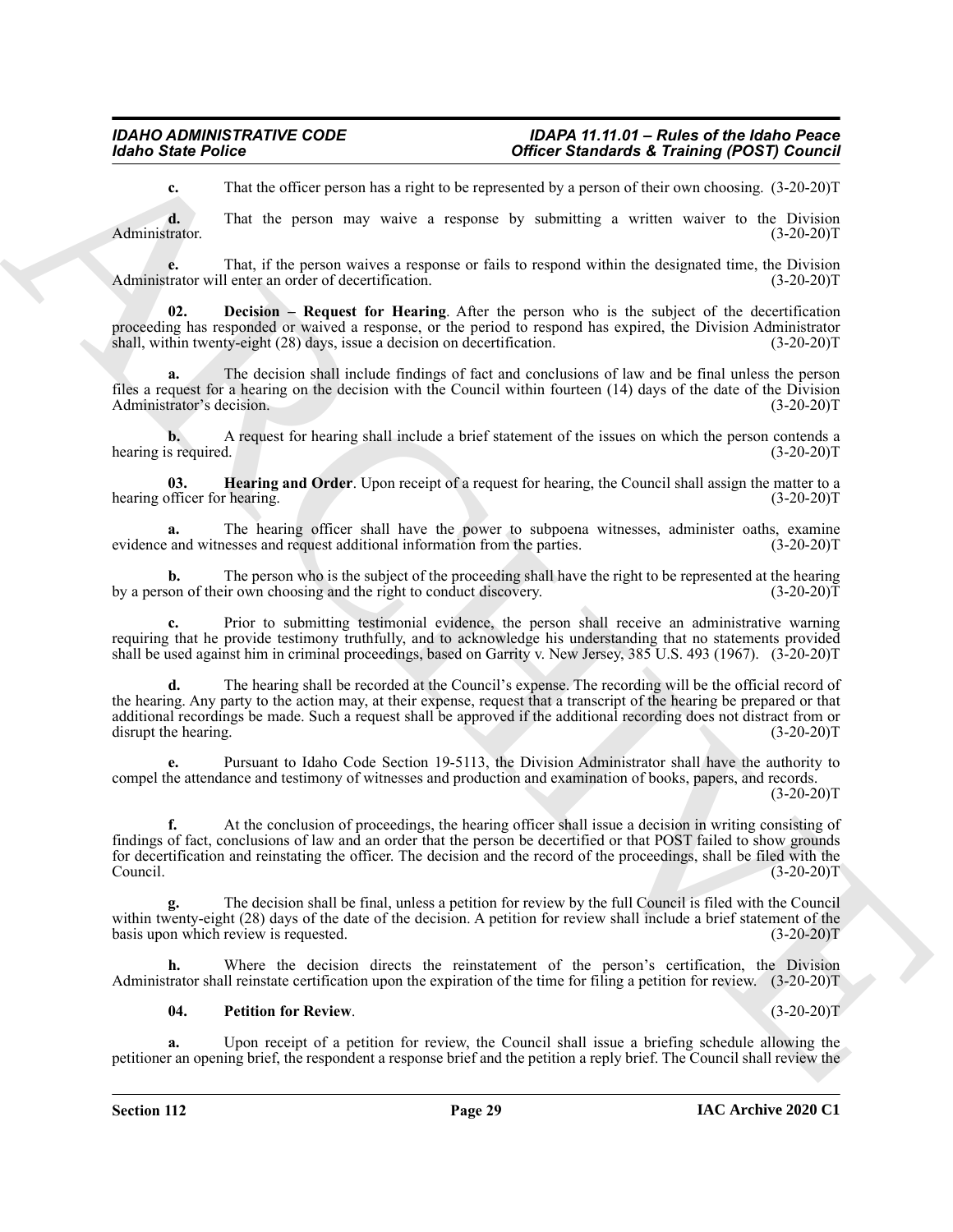**c.** That the officer person has a right to be represented by a person of their own choosing. (3-20-20)T

**d.** That the person may waive a response by submitting a written waiver to the Division Administrator. (3-20-20)T

**e.** That, if the person waives a response or fails to respond within the designated time, the Division Administrator will enter an order of decertification. (3-20-20)T

**02. Decision – Request for Hearing**. After the person who is the subject of the decertification proceeding has responded or waived a response, or the period to respond has expired, the Division Administrator shall, within twenty-eight (28) days, issue a decision on decertification. (3-20-20)T

**a.** The decision shall include findings of fact and conclusions of law and be final unless the person files a request for a hearing on the decision with the Council within fourteen (14) days of the date of the Division Administrator's decision. (3-20-20)T

**b.** A request for hearing shall include a brief statement of the issues on which the person contends a hearing is required. (3-20-20)T

**03. Hearing and Order**. Upon receipt of a request for hearing, the Council shall assign the matter to a hearing officer for hearing. (3-20-20)T

**a.** The hearing officer shall have the power to subpoena witnesses, administer oaths, examine evidence and witnesses and request additional information from the parties. (3-20-20)T

**b.** The person who is the subject of the proceeding shall have the right to be represented at the hearing by a person of their own choosing and the right to conduct discovery. (3-20-20)T

**c.** Prior to submitting testimonial evidence, the person shall receive an administrative warning requiring that he provide testimony truthfully, and to acknowledge his understanding that no statements provided shall be used against him in criminal proceedings, based on Garrity v. New Jersey, 385 U.S. 493 (1967). (3-20-20)T

**d.** The hearing shall be recorded at the Council's expense. The recording will be the official record of the hearing. Any party to the action may, at their expense, request that a transcript of the hearing be prepared or that additional recordings be made. Such a request shall be approved if the additional recording does not distract from or disrupt the hearing. (3-20-20)T

**e.** Pursuant to Idaho Code Section 19-5113, the Division Administrator shall have the authority to compel the attendance and testimony of witnesses and production and examination of books, papers, and records. (3-20-20)T

**f.** At the conclusion of proceedings, the hearing officer shall issue a decision in writing consisting of findings of fact, conclusions of law and an order that the person be decertified or that POST failed to show grounds for decertification and reinstating the officer. The decision and the record of the proceedings, shall be filed with the Council. (3-20-20)T

**g.** The decision shall be final, unless a petition for review by the full Council is filed with the Council within twenty-eight (28) days of the date of the decision. A petition for review shall include a brief statement of the basis upon which review is requested. (3-20-20)T

**h.** Where the decision directs the reinstatement of the person's certification, the Division Administrator shall reinstate certification upon the expiration of the time for filing a petition for review. (3-20-20)T

**04. Petition for Review**. (3-20-20)T

**a.** Upon receipt of a petition for review, the Council shall issue a briefing schedule allowing the petitioner an opening brief, the respondent a response brief and the petition a reply brief. The Council shall review the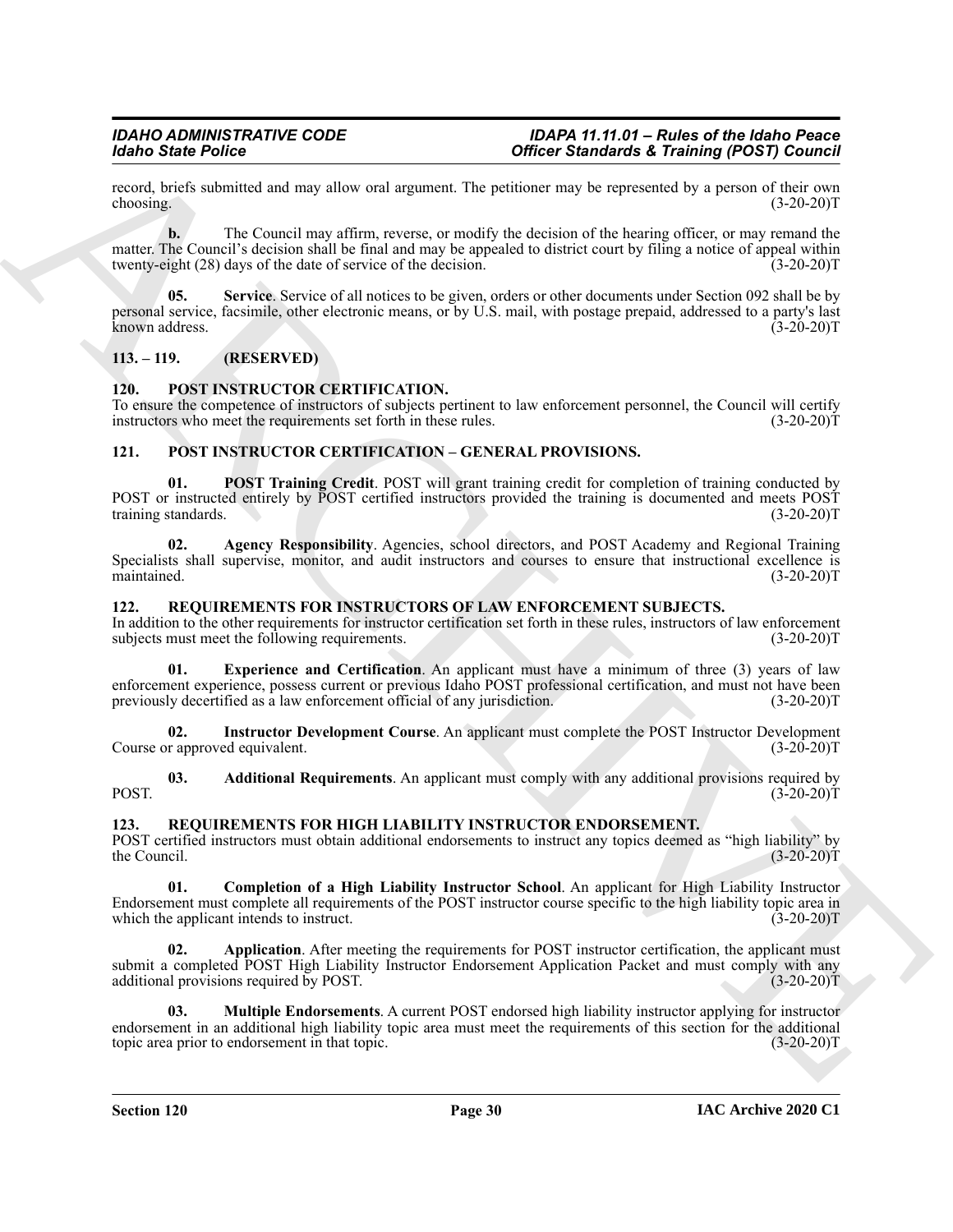record, briefs submitted and may allow oral argument. The petitioner may be represented by a person of their own choosing. (3-20-20)T

**b.** The Council may affirm, reverse, or modify the decision of the hearing officer, or may remand the matter. The Council's decision shall be final and may be appealed to district court by filing a notice of appeal within twenty-eight (28) days of the date of service of the decision. (3-20-20)T

**05. Service**. Service of all notices to be given, orders or other documents under Section 092 shall be by personal service, facsimile, other electronic means, or by U.S. mail, with postage prepaid, addressed to a party's last known address. (3-20-20)T

## 113. – 119. (RESERVED)

## 120. POST INSTRUCTOR CERTIFICATION.

To ensure the competence of instructors of subjects pertinent to law enforcement personnel, the Council will certify instructors who meet the requirements set forth in these rules. (3-20-20)T

## 121. POST INSTRUCTOR CERTIFICATION – GENERAL PROVISIONS.

**01. POST Training Credit**. POST will grant training credit for completion of training conducted by POST or instructed entirely by POST certified instructors provided the training is documented and meets POST training standards. (3-20-20)T

**02. Agency Responsibility**. Agencies, school directors, and POST Academy and Regional Training Specialists shall supervise, monitor, and audit instructors and courses to ensure that instructional excellence is maintained. (3-20-20)T

## 122. REQUIREMENTS FOR INSTRUCTORS OF LAW ENFORCEMENT SUBJECTS.

In addition to the other requirements for instructor certification set forth in these rules, instructors of law enforcement subjects must meet the following requirements. (3-20-20)T

**01. Experience and Certification**. An applicant must have a minimum of three (3) years of law enforcement experience, possess current or previous Idaho POST professional certification, and must not have been previously decertified as a law enforcement official of any jurisdiction. (3-20-20)T

**02. Instructor Development Course**. An applicant must complete the POST Instructor Development Course or approved equivalent. (3-20-20)T

**03. Additional Requirements**. An applicant must comply with any additional provisions required by POST. (3-20-20)T

## 123. REQUIREMENTS FOR HIGH LIABILITY INSTRUCTOR ENDORSEMENT.

POST certified instructors must obtain additional endorsements to instruct any topics deemed as "high liability" by the Council. (3-20-20)T

**01. Completion of a High Liability Instructor School**. An applicant for High Liability Instructor Endorsement must complete all requirements of the POST instructor course specific to the high liability topic area in which the applicant intends to instruct. (3-20-20)T

**02. Application**. After meeting the requirements for POST instructor certification, the applicant must submit a completed POST High Liability Instructor Endorsement Application Packet and must comply with any additional provisions required by POST. (3-20-20)T

**03. Multiple Endorsements**. A current POST endorsed high liability instructor applying for instructor endorsement in an additional high liability topic area must meet the requirements of this section for the additional topic area prior to endorsement in that topic. (3-20-20)T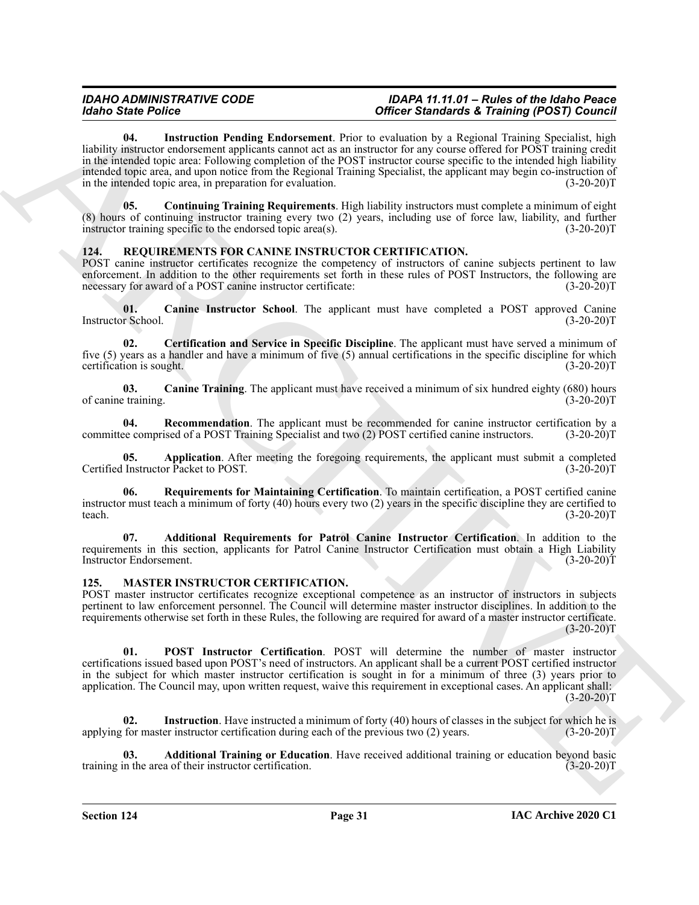**04. Instruction Pending Endorsement**. Prior to evaluation by a Regional Training Specialist, high liability instructor endorsement applicants cannot act as an instructor for any course offered for POST training credit in the intended topic area: Following completion of the POST instructor course specific to the intended high liability intended topic area, and upon notice from the Regional Training Specialist, the applicant may begin co-instruction of in the intended topic area, in preparation for evaluation. (3-20-20)T

**05. Continuing Training Requirements**. High liability instructors must complete a minimum of eight (8) hours of continuing instructor training every two (2) years, including use of force law, liability, and further instructor training specific to the endorsed topic area(s). (3-20-20)T

## 124. REQUIREMENTS FOR CANINE INSTRUCTOR CERTIFICATION.

POST canine instructor certificates recognize the competency of instructors of canine subjects pertinent to law enforcement. In addition to the other requirements set forth in these rules of POST Instructors, the following are necessary for award of a POST canine instructor certificate: (3-20-20)T

**01. Canine Instructor School**. The applicant must have completed a POST approved Canine Instructor School. (3-20-20)T

**02. Certification and Service in Specific Discipline**. The applicant must have served a minimum of five (5) years as a handler and have a minimum of five (5) annual certifications in the specific discipline for which certification is sought. (3-20-20)T

**03. Canine Training**. The applicant must have received a minimum of six hundred eighty (680) hours of canine training. (3-20-20)T

**04. Recommendation**. The applicant must be recommended for canine instructor certification by a committee comprised of a POST Training Specialist and two (2) POST certified canine instructors. (3-20-20)T

**05. Application**. After meeting the foregoing requirements, the applicant must submit a completed Certified Instructor Packet to POST. (3-20-20)T

**06. Requirements for Maintaining Certification**. To maintain certification, a POST certified canine instructor must teach a minimum of forty (40) hours every two (2) years in the specific discipline they are certified to teach. (3-20-20)T

**07. Additional Requirements for Patrol Canine Instructor Certification**. In addition to the requirements in this section, applicants for Patrol Canine Instructor Certification must obtain a High Liability Instructor Endorsement. (3-20-20)T

## 125. MASTER INSTRUCTOR CERTIFICATION.

POST master instructor certificates recognize exceptional competence as an instructor of instructors in subjects pertinent to law enforcement personnel. The Council will determine master instructor disciplines. In addition to the requirements otherwise set forth in these Rules, the following are required for award of a master instructor certificate. (3-20-20)T

**01. POST Instructor Certification**. POST will determine the number of master instructor certifications issued based upon POST's need of instructors. An applicant shall be a current POST certified instructor in the subject for which master instructor certification is sought in for a minimum of three (3) years prior to application. The Council may, upon written request, waive this requirement in exceptional cases. An applicant shall: (3-20-20)T

**02. Instruction**. Have instructed a minimum of forty (40) hours of classes in the subject for which he is applying for master instructor certification during each of the previous two (2) years. (3-20-20)T

**03. Additional Training or Education**. Have received additional training or education beyond basic training in the area of their instructor certification. (3-20-20)T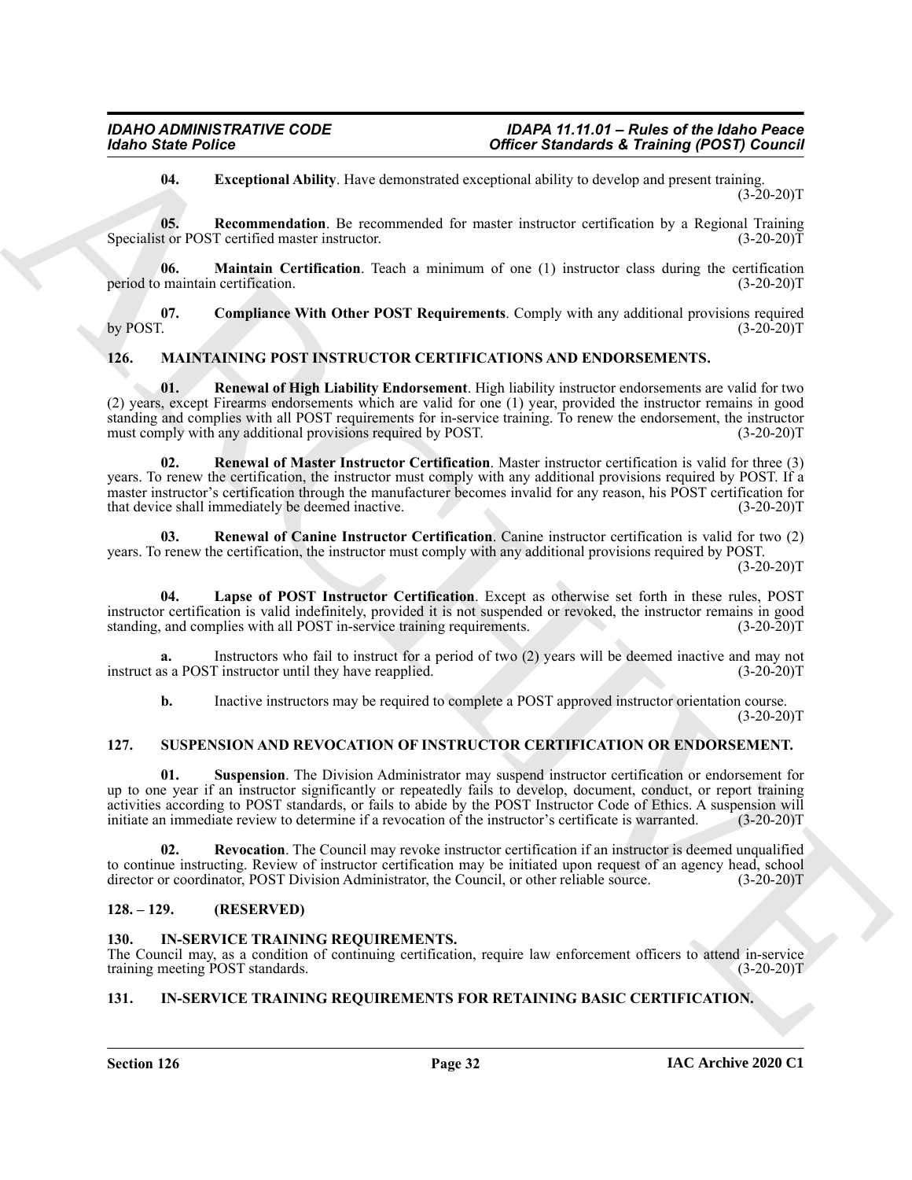**04. Exceptional Ability**. Have demonstrated exceptional ability to develop and present training. (3-20-20)T

**05. Recommendation**. Be recommended for master instructor certification by a Regional Training Specialist or POST certified master instructor. (3-20-20)T

**06. Maintain Certification**. Teach a minimum of one (1) instructor class during the certification period to maintain certification. (3-20-20)T

**07. Compliance With Other POST Requirements**. Comply with any additional provisions required by POST. (3-20-20)T

### 126. MAINTAINING POST INSTRUCTOR CERTIFICATIONS AND ENDORSEMENTS.

**01. Renewal of High Liability Endorsement**. High liability instructor endorsements are valid for two (2) years, except Firearms endorsements which are valid for one (1) year, provided the instructor remains in good standing and complies with all POST requirements for in-service training. To renew the endorsement, the instructor must comply with any additional provisions required by POST. (3-20-20)T

**02. Renewal of Master Instructor Certification**. Master instructor certification is valid for three (3) years. To renew the certification, the instructor must comply with any additional provisions required by POST. If a master instructor's certification through the manufacturer becomes invalid for any reason, his POST certification for that device shall immediately be deemed inactive. (3-20-20)T

**03. Renewal of Canine Instructor Certification**. Canine instructor certification is valid for two (2) years. To renew the certification, the instructor must comply with any additional provisions required by POST. (3-20-20)T

**04. Lapse of POST Instructor Certification**. Except as otherwise set forth in these rules, POST instructor certification is valid indefinitely, provided it is not suspended or revoked, the instructor remains in good standing, and complies with all POST in-service training requirements. (3-20-20)T

**a.** Instructors who fail to instruct for a period of two (2) years will be deemed inactive and may not instruct as a POST instructor until they have reapplied. (3-20-20)T

**b.** Inactive instructors may be required to complete a POST approved instructor orientation course. (3-20-20)T

### 127. SUSPENSION AND REVOCATION OF INSTRUCTOR CERTIFICATION OR ENDORSEMENT.

**01. Suspension**. The Division Administrator may suspend instructor certification or endorsement for up to one year if an instructor significantly or repeatedly fails to develop, document, conduct, or report training activities according to POST standards, or fails to abide by the POST Instructor Code of Ethics. A suspension will initiate an immediate review to determine if a revocation of the instructor's certificate is warranted. (3-20-20)T

**02. Revocation**. The Council may revoke instructor certification if an instructor is deemed unqualified to continue instructing. Review of instructor certification may be initiated upon request of an agency head, school director or coordinator, POST Division Administrator, the Council, or other reliable source. (3-20-20)T

### 128. – 129. (RESERVED)

### 130. IN-SERVICE TRAINING REQUIREMENTS.

The Council may, as a condition of continuing certification, require law enforcement officers to attend in-service training meeting POST standards. (3-20-20)T

### 131. IN-SERVICE TRAINING REQUIREMENTS FOR RETAINING BASIC CERTIFICATION.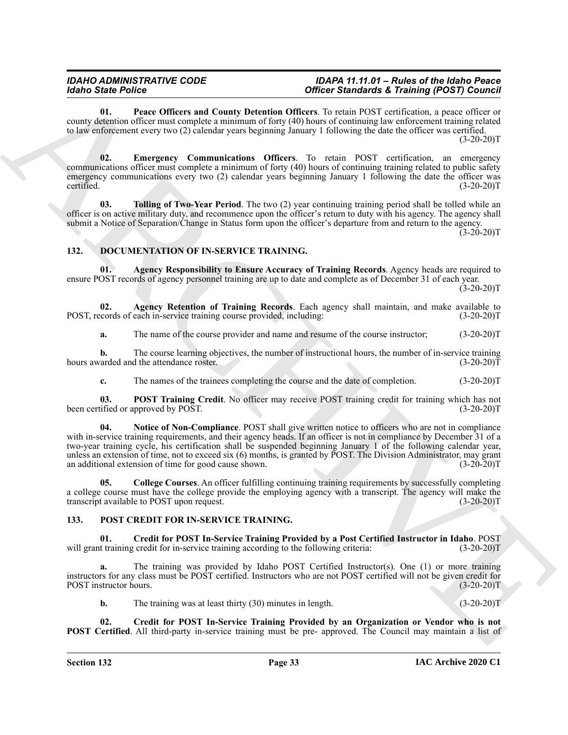**01. Peace Officers and County Detention Officers**. To retain POST certification, a peace officer or county detention officer must complete a minimum of forty (40) hours of continuing law enforcement training related to law enforcement every two (2) calendar years beginning January 1 following the date the officer was certified. (3-20-20)T

**02. Emergency Communications Officers**. To retain POST certification, an emergency communications officer must complete a minimum of forty (40) hours of continuing training related to public safety emergency communications every two (2) calendar years beginning January 1 following the date the officer was certified. (3-20-20)T

**03. Tolling of Two-Year Period**. The two (2) year continuing training period shall be tolled while an officer is on active military duty, and recommence upon the officer's return to duty with his agency. The agency shall submit a Notice of Separation/Change in Status form upon the officer's departure from and return to the agency. (3-20-20)T

## 132. DOCUMENTATION OF IN-SERVICE TRAINING.

**01. Agency Responsibility to Ensure Accuracy of Training Records**. Agency heads are required to ensure POST records of agency personnel training are up to date and complete as of December 31 of each year. (3-20-20)T

**02. Agency Retention of Training Records**. Each agency shall maintain, and make available to POST, records of each in-service training course provided, including: (3-20-20)T

**a.** The name of the course provider and name and resume of the course instructor; (3-20-20)T

**b.** The course learning objectives, the number of instructional hours, the number of in-service training hours awarded and the attendance roster. (3-20-20)T

**c.** The names of the trainees completing the course and the date of completion. (3-20-20)T

**03. POST Training Credit**. No officer may receive POST training credit for training which has not been certified or approved by POST. (3-20-20)T

**04. Notice of Non-Compliance**. POST shall give written notice to officers who are not in compliance with in-service training requirements, and their agency heads. If an officer is not in compliance by December 31 of a two-year training cycle, his certification shall be suspended beginning January 1 of the following calendar year, unless an extension of time, not to exceed six (6) months, is granted by POST. The Division Administrator, may grant an additional extension of time for good cause shown. (3-20-20)T

**05. College Courses**. An officer fulfilling continuing training requirements by successfully completing a college course must have the college provide the employing agency with a transcript. The agency will make the transcript available to POST upon request. (3-20-20)T

## 133. POST CREDIT FOR IN-SERVICE TRAINING.

**01. Credit for POST In-Service Training Provided by a Post Certified Instructor in Idaho**. POST will grant training credit for in-service training according to the following criteria: (3-20-20)T

**a.** The training was provided by Idaho POST Certified Instructor(s). One (1) or more training instructors for any class must be POST certified. Instructors who are not POST certified will not be given credit for POST instructor hours. (3-20-20)T

**b.** The training was at least thirty (30) minutes in length. (3-20-20)T

**02. Credit for POST In-Service Training Provided by an Organization or Vendor who is not POST Certified**. All third-party in-service training must be pre- approved. The Council may maintain a list of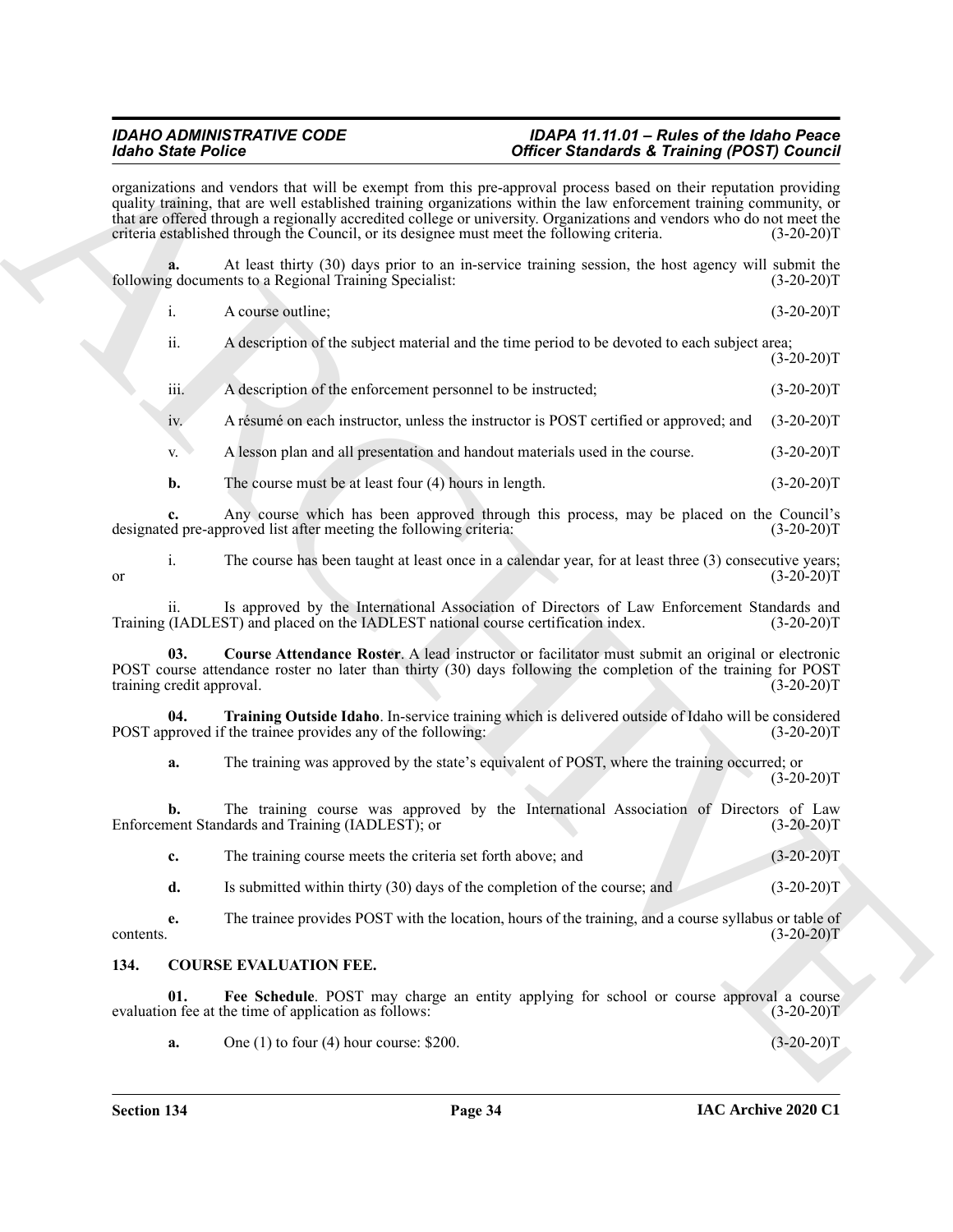organizations and vendors that will be exempt from this pre-approval process based on their reputation providing quality training, that are well established training organizations within the law enforcement training community, or that are offered through a regionally accredited college or university. Organizations and vendors who do not meet the criteria established through the Council, or its designee must meet the following criteria. (3-20-20)T

**a.** At least thirty (30) days prior to an in-service training session, the host agency will submit the following documents to a Regional Training Specialist: (3-20-20)T

i. A course outline; (3-20-20)T

ii. A description of the subject material and the time period to be devoted to each subject area; (3-20-20)T

iii. A description of the enforcement personnel to be instructed; (3-20-20)T

iv. A résumé on each instructor, unless the instructor is POST certified or approved; and (3-20-20)T

v. A lesson plan and all presentation and handout materials used in the course. (3-20-20)T

**b.** The course must be at least four (4) hours in length. (3-20-20)T

**c.** Any course which has been approved through this process, may be placed on the Council's designated pre-approved list after meeting the following criteria: (3-20-20)T

i. The course has been taught at least once in a calendar year, for at least three (3) consecutive years; or (3-20-20)T

ii. Is approved by the International Association of Directors of Law Enforcement Standards and Training (IADLEST) and placed on the IADLEST national course certification index. (3-20-20)T

**03. Course Attendance Roster**. A lead instructor or facilitator must submit an original or electronic POST course attendance roster no later than thirty (30) days following the completion of the training for POST training credit approval. (3-20-20)T

**04. Training Outside Idaho**. In-service training which is delivered outside of Idaho will be considered POST approved if the trainee provides any of the following: (3-20-20)T

**a.** The training was approved by the state's equivalent of POST, where the training occurred; or (3-20-20)T

**b.** The training course was approved by the International Association of Directors of Law Enforcement Standards and Training (IADLEST); or (3-20-20)T

**c.** The training course meets the criteria set forth above; and (3-20-20)T

**d.** Is submitted within thirty (30) days of the completion of the course; and (3-20-20)T

**e.** The trainee provides POST with the location, hours of the training, and a course syllabus or table of contents. (3-20-20)T

## 134. COURSE EVALUATION FEE.

**01. Fee Schedule**. POST may charge an entity applying for school or course approval a course evaluation fee at the time of application as follows: (3-20-20)T

**a.** One (1) to four (4) hour course: $200. (3-20-20)T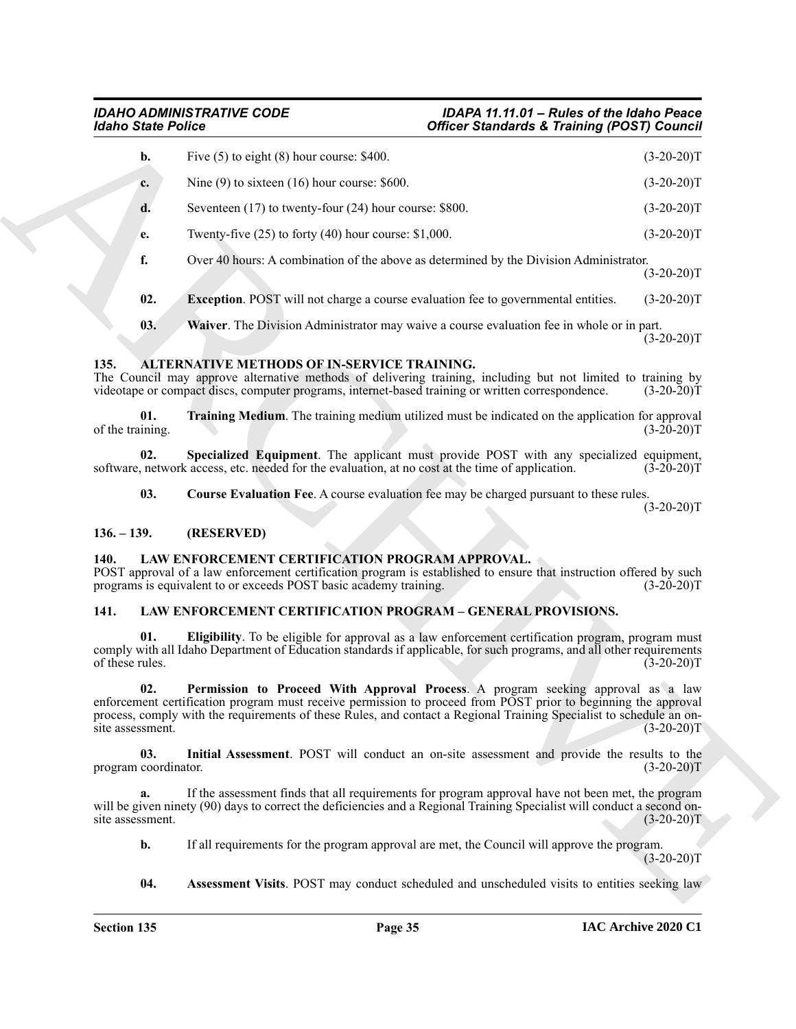**b.** Five (5) to eight (8) hour course: $400. (3-20-20)T

**c.** Nine (9) to sixteen (16) hour course: $600. (3-20-20)T

**d.** Seventeen (17) to twenty-four (24) hour course: $800. (3-20-20)T

**e.** Twenty-five (25) to forty (40) hour course: $1,000. (3-20-20)T

**f.** Over 40 hours: A combination of the above as determined by the Division Administrator. (3-20-20)T

**02. Exception**. POST will not charge a course evaluation fee to governmental entities. (3-20-20)T

**03. Waiver**. The Division Administrator may waive a course evaluation fee in whole or in part. (3-20-20)T

## 135. ALTERNATIVE METHODS OF IN-SERVICE TRAINING.

The Council may approve alternative methods of delivering training, including but not limited to training by videotape or compact discs, computer programs, internet-based training or written correspondence. (3-20-20)T

**01. Training Medium**. The training medium utilized must be indicated on the application for approval of the training. (3-20-20)T

**02. Specialized Equipment**. The applicant must provide POST with any specialized equipment, software, network access, etc. needed for the evaluation, at no cost at the time of application. (3-20-20)T

**03. Course Evaluation Fee**. A course evaluation fee may be charged pursuant to these rules. (3-20-20)T

## 136. – 139. (RESERVED)

## 140. LAW ENFORCEMENT CERTIFICATION PROGRAM APPROVAL.

POST approval of a law enforcement certification program is established to ensure that instruction offered by such programs is equivalent to or exceeds POST basic academy training. (3-20-20)T

## 141. LAW ENFORCEMENT CERTIFICATION PROGRAM – GENERAL PROVISIONS.

**01. Eligibility**. To be eligible for approval as a law enforcement certification program, program must comply with all Idaho Department of Education standards if applicable, for such programs, and all other requirements of these rules. (3-20-20)T

**02. Permission to Proceed With Approval Process**. A program seeking approval as a law enforcement certification program must receive permission to proceed from POST prior to beginning the approval process, comply with the requirements of these Rules, and contact a Regional Training Specialist to schedule an on-site assessment. (3-20-20)T

**03. Initial Assessment**. POST will conduct an on-site assessment and provide the results to the program coordinator. (3-20-20)T

**a.** If the assessment finds that all requirements for program approval have not been met, the program will be given ninety (90) days to correct the deficiencies and a Regional Training Specialist will conduct a second on-site assessment. (3-20-20)T

**b.** If all requirements for the program approval are met, the Council will approve the program. (3-20-20)T

**04. Assessment Visits**. POST may conduct scheduled and unscheduled visits to entities seeking law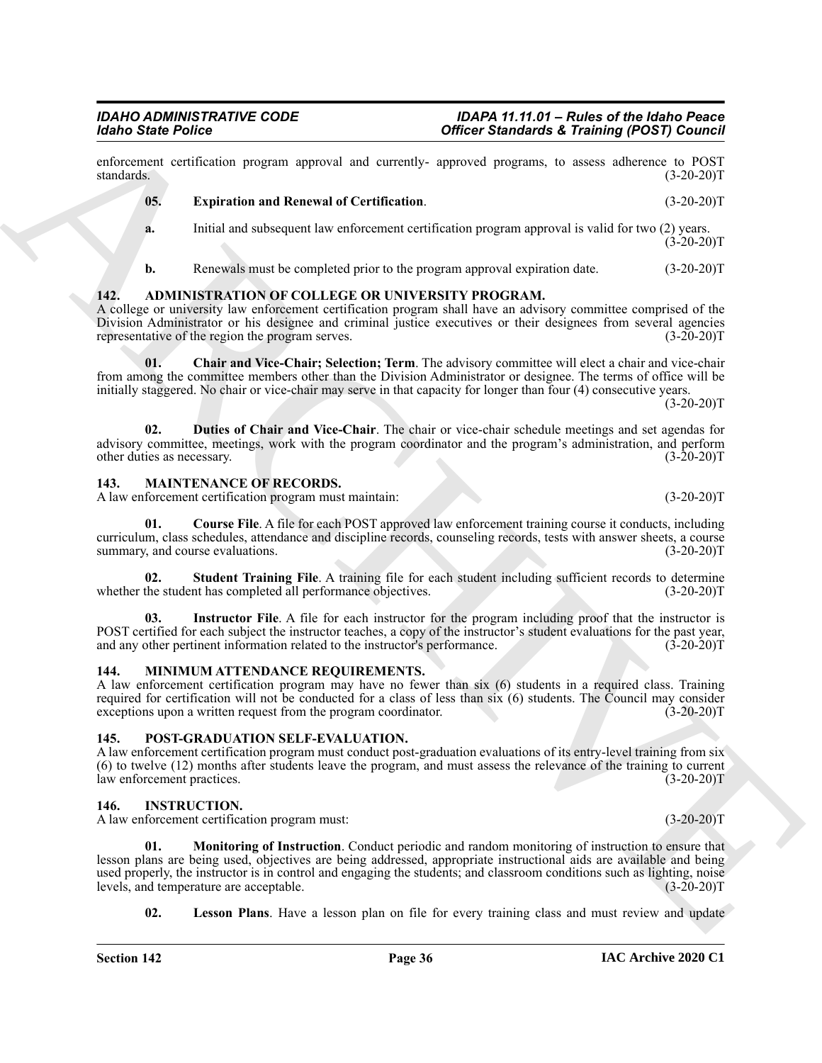enforcement certification program approval and currently- approved programs, to assess adherence to POST standards. (3-20-20)T

**05. Expiration and Renewal of Certification**. (3-20-20)T

**a.** Initial and subsequent law enforcement certification program approval is valid for two (2) years. (3-20-20)T

**b.** Renewals must be completed prior to the program approval expiration date. (3-20-20)T

## 142. ADMINISTRATION OF COLLEGE OR UNIVERSITY PROGRAM.

A college or university law enforcement certification program shall have an advisory committee comprised of the Division Administrator or his designee and criminal justice executives or their designees from several agencies representative of the region the program serves. (3-20-20)T

**01. Chair and Vice-Chair; Selection; Term**. The advisory committee will elect a chair and vice-chair from among the committee members other than the Division Administrator or designee. The terms of office will be initially staggered. No chair or vice-chair may serve in that capacity for longer than four (4) consecutive years. (3-20-20)T

**02. Duties of Chair and Vice-Chair**. The chair or vice-chair schedule meetings and set agendas for advisory committee, meetings, work with the program coordinator and the program's administration, and perform other duties as necessary. (3-20-20)T

## 143. MAINTENANCE OF RECORDS.

A law enforcement certification program must maintain: (3-20-20)T

**01. Course File**. A file for each POST approved law enforcement training course it conducts, including curriculum, class schedules, attendance and discipline records, counseling records, tests with answer sheets, a course summary, and course evaluations. (3-20-20)T

**02. Student Training File**. A training file for each student including sufficient records to determine whether the student has completed all performance objectives. (3-20-20)T

**03. Instructor File**. A file for each instructor for the program including proof that the instructor is POST certified for each subject the instructor teaches, a copy of the instructor's student evaluations for the past year, and any other pertinent information related to the instructor's performance. (3-20-20)T

## 144. MINIMUM ATTENDANCE REQUIREMENTS.

A law enforcement certification program may have no fewer than six (6) students in a required class. Training required for certification will not be conducted for a class of less than six (6) students. The Council may consider exceptions upon a written request from the program coordinator. (3-20-20)T

## 145. POST-GRADUATION SELF-EVALUATION.

A law enforcement certification program must conduct post-graduation evaluations of its entry-level training from six (6) to twelve (12) months after students leave the program, and must assess the relevance of the training to current law enforcement practices. (3-20-20)T

## 146. INSTRUCTION.

A law enforcement certification program must: (3-20-20)T

**01. Monitoring of Instruction**. Conduct periodic and random monitoring of instruction to ensure that lesson plans are being used, objectives are being addressed, appropriate instructional aids are available and being used properly, the instructor is in control and engaging the students; and classroom conditions such as lighting, noise levels, and temperature are acceptable. (3-20-20)T

**02. Lesson Plans**. Have a lesson plan on file for every training class and must review and update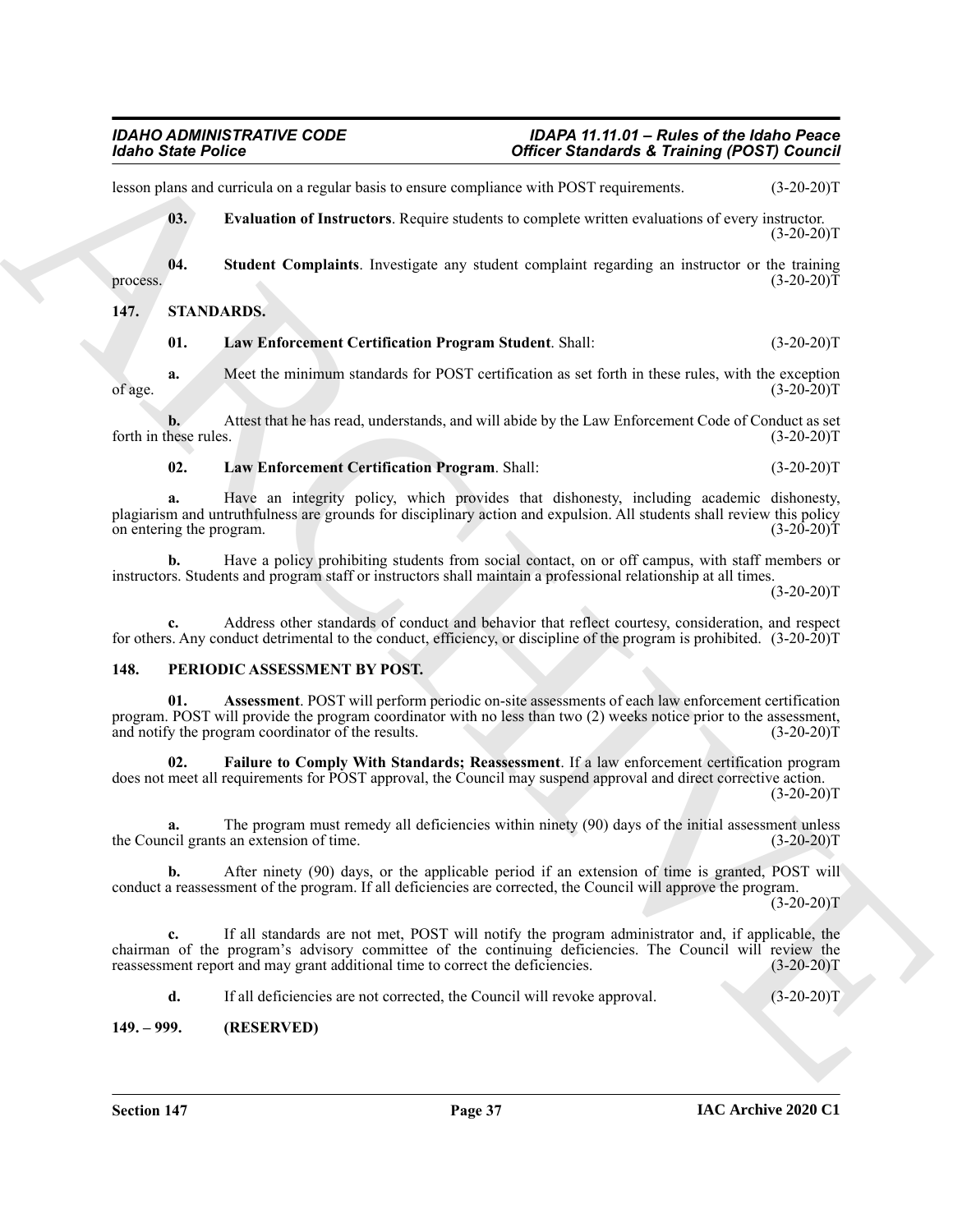lesson plans and curricula on a regular basis to ensure compliance with POST requirements. (3-20-20)T

**03. Evaluation of Instructors**. Require students to complete written evaluations of every instructor. (3-20-20)T

**04. Student Complaints**. Investigate any student complaint regarding an instructor or the training process. (3-20-20)T

## 147. STANDARDS.

**01. Law Enforcement Certification Program Student**. Shall: (3-20-20)T

**a.** Meet the minimum standards for POST certification as set forth in these rules, with the exception of age. (3-20-20)T

**b.** Attest that he has read, understands, and will abide by the Law Enforcement Code of Conduct as set forth in these rules. (3-20-20)T

**02. Law Enforcement Certification Program**. Shall: (3-20-20)T

**a.** Have an integrity policy, which provides that dishonesty, including academic dishonesty, plagiarism and untruthfulness are grounds for disciplinary action and expulsion. All students shall review this policy on entering the program. (3-20-20)T

**b.** Have a policy prohibiting students from social contact, on or off campus, with staff members or instructors. Students and program staff or instructors shall maintain a professional relationship at all times. (3-20-20)T

**c.** Address other standards of conduct and behavior that reflect courtesy, consideration, and respect for others. Any conduct detrimental to the conduct, efficiency, or discipline of the program is prohibited. (3-20-20)T

## 148. PERIODIC ASSESSMENT BY POST.

**01. Assessment**. POST will perform periodic on-site assessments of each law enforcement certification program. POST will provide the program coordinator with no less than two (2) weeks notice prior to the assessment, and notify the program coordinator of the results. (3-20-20)T

**02. Failure to Comply With Standards; Reassessment**. If a law enforcement certification program does not meet all requirements for POST approval, the Council may suspend approval and direct corrective action. (3-20-20)T

**a.** The program must remedy all deficiencies within ninety (90) days of the initial assessment unless the Council grants an extension of time. (3-20-20)T

**b.** After ninety (90) days, or the applicable period if an extension of time is granted, POST will conduct a reassessment of the program. If all deficiencies are corrected, the Council will approve the program. (3-20-20)T

**c.** If all standards are not met, POST will notify the program administrator and, if applicable, the chairman of the program's advisory committee of the continuing deficiencies. The Council will review the reassessment report and may grant additional time to correct the deficiencies. (3-20-20)T

**d.** If all deficiencies are not corrected, the Council will revoke approval. (3-20-20)T

## 149. – 999. (RESERVED)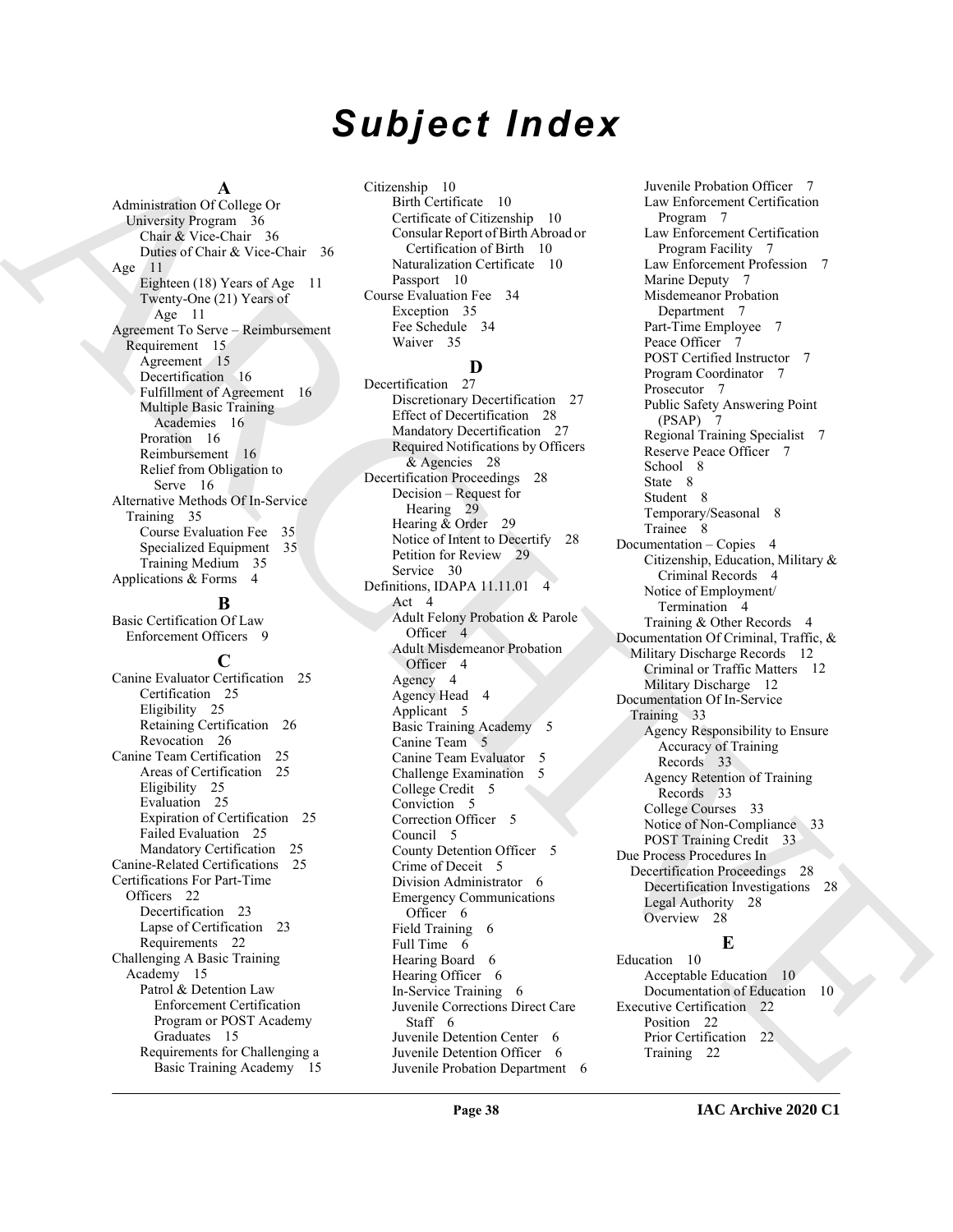# Subject Index

## A

Administration Of College Or University Program 36
- Chair & Vice-Chair 36
- Duties of Chair & Vice-Chair 36

Age 11
- Eighteen (18) Years of Age 11
- Twenty-One (21) Years of Age 11

Agreement To Serve – Reimbursement Requirement 15
- Agreement 15
- Decertification 16
- Fulfillment of Agreement 16
- Multiple Basic Training Academies 16
- Proration 16
- Reimbursement 16
- Relief from Obligation to Serve 16

Alternative Methods Of In-Service Training 35
- Course Evaluation Fee 35
- Specialized Equipment 35
- Training Medium 35

Applications & Forms 4

## B

Basic Certification Of Law Enforcement Officers 9

## C

Canine Evaluator Certification 25
- Certification 25
- Eligibility 25
- Retaining Certification 26
- Revocation 26

Canine Team Certification 25
- Areas of Certification 25
- Eligibility 25
- Evaluation 25
- Expiration of Certification 25
- Failed Evaluation 25
- Mandatory Certification 25

Canine-Related Certifications 25

Certifications For Part-Time Officers 22
- Decertification 23
- Lapse of Certification 23
- Requirements 22

Challenging A Basic Training Academy 15
- Patrol & Detention Law Enforcement Certification Program or POST Academy Graduates 15
- Requirements for Challenging a Basic Training Academy 15

Citizenship 10
- Birth Certificate 10
- Certificate of Citizenship 10
- Consular Report of Birth Abroad or Certification of Birth 10
- Naturalization Certificate 10
- Passport 10

Course Evaluation Fee 34
- Exception 35
- Fee Schedule 34
- Waiver 35

## D

Decertification 27
- Discretionary Decertification 27
- Effect of Decertification 28
- Mandatory Decertification 27
- Required Notifications by Officers & Agencies 28

Decertification Proceedings 28
- Decision – Request for Hearing 29
- Hearing & Order 29
- Notice of Intent to Decertify 28
- Petition for Review 29
- Service 30

Definitions, IDAPA 11.11.01 4
- Act 4
- Adult Felony Probation & Parole Officer 4
- Adult Misdemeanor Probation Officer 4
- Agency 4
- Agency Head 4
- Applicant 5
- Basic Training Academy 5
- Canine Team 5
- Canine Team Evaluator 5
- Challenge Examination 5
- College Credit 5
- Conviction 5
- Correction Officer 5
- Council 5
- County Detention Officer 5
- Crime of Deceit 5
- Division Administrator 6
- Emergency Communications Officer 6
- Field Training 6
- Full Time 6
- Hearing Board 6
- Hearing Officer 6
- In-Service Training 6
- Juvenile Corrections Direct Care Staff 6
- Juvenile Detention Center 6
- Juvenile Detention Officer 6
- Juvenile Probation Department 6
- Juvenile Probation Officer 7
- Law Enforcement Certification Program 7
- Law Enforcement Certification Program Facility 7
- Law Enforcement Profession 7
- Marine Deputy 7
- Misdemeanor Probation Department 7
- Part-Time Employee 7
- Peace Officer 7
- POST Certified Instructor 7
- Program Coordinator 7
- Prosecutor 7
- Public Safety Answering Point (PSAP) 7
- Regional Training Specialist 7
- Reserve Peace Officer 7
- School 8
- State 8
- Student 8
- Temporary/Seasonal 8
- Trainee 8

Documentation – Copies 4
- Citizenship, Education, Military & Criminal Records 4
- Notice of Employment/ Termination 4
- Training & Other Records 4

Documentation Of Criminal, Traffic, & Military Discharge Records 12
- Criminal or Traffic Matters 12
- Military Discharge 12

Documentation Of In-Service Training 33
- Agency Responsibility to Ensure Accuracy of Training Records 33
- Agency Retention of Training Records 33
- College Courses 33
- Notice of Non-Compliance 33
- POST Training Credit 33

Due Process Procedures In Decertification Proceedings 28
- Decertification Investigations 28
- Legal Authority 28
- Overview 28

## E

Education 10
- Acceptable Education 10
- Documentation of Education 10

Executive Certification 22
- Position 22
- Prior Certification 22
- Training 22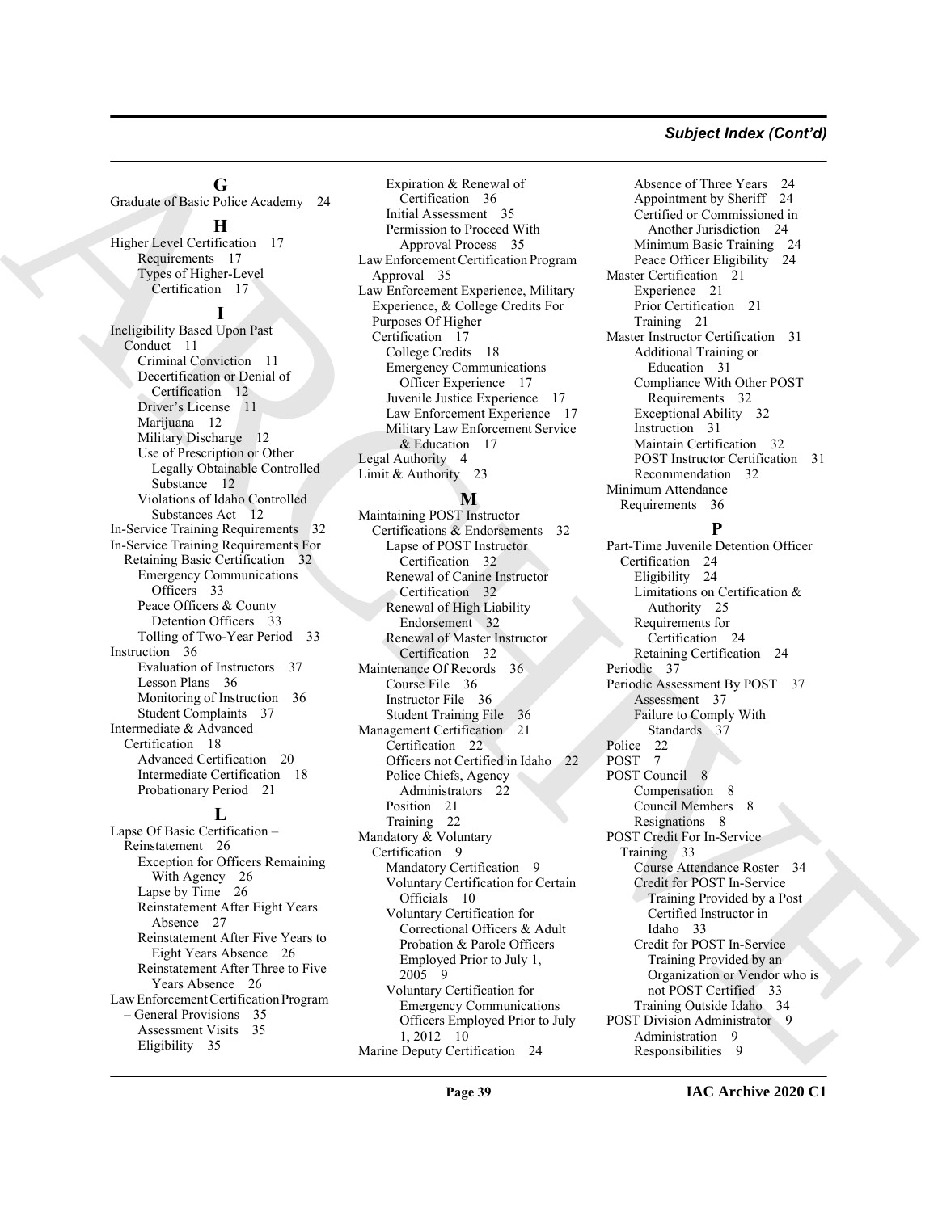## G

Graduate of Basic Police Academy 24

## H

Higher Level Certification 17
- Requirements 17
- Types of Higher-Level Certification 17

## I

Ineligibility Based Upon Past Conduct 11
- Criminal Conviction 11
- Decertification or Denial of Certification 12
- Driver's License 11
- Marijuana 12
- Military Discharge 12
- Use of Prescription or Other Legally Obtainable Controlled Substance 12
- Violations of Idaho Controlled Substances Act 12

In-Service Training Requirements 32

In-Service Training Requirements For Retaining Basic Certification 32
- Emergency Communications Officers 33
- Peace Officers & County Detention Officers 33
- Tolling of Two-Year Period 33

Instruction 36
- Evaluation of Instructors 37
- Lesson Plans 36
- Monitoring of Instruction 36
- Student Complaints 37

Intermediate & Advanced Certification 18
- Advanced Certification 20
- Intermediate Certification 18
- Probationary Period 21

## L

Lapse Of Basic Certification – Reinstatement 26
- Exception for Officers Remaining With Agency 26
- Lapse by Time 26
- Reinstatement After Eight Years Absence 27
- Reinstatement After Five Years to Eight Years Absence 26
- Reinstatement After Three to Five Years Absence 26

Law Enforcement Certification Program – General Provisions 35
- Assessment Visits 35
- Eligibility 35
- Expiration & Renewal of Certification 36
- Initial Assessment 35
- Permission to Proceed With Approval Process 35

Law Enforcement Certification Program Approval 35

Law Enforcement Experience, Military Experience, & College Credits For Purposes Of Higher Certification 17
- College Credits 18
- Emergency Communications Officer Experience 17
- Juvenile Justice Experience 17
- Law Enforcement Experience 17
- Military Law Enforcement Service & Education 17

Legal Authority 4

Limit & Authority 23

## M

Maintaining POST Instructor Certifications & Endorsements 32
- Lapse of POST Instructor Certification 32
- Renewal of Canine Instructor Certification 32
- Renewal of High Liability Endorsement 32
- Renewal of Master Instructor Certification 32

Maintenance Of Records 36
- Course File 36
- Instructor File 36
- Student Training File 36

Management Certification 21
- Certification 22
- Officers not Certified in Idaho 22
- Police Chiefs, Agency Administrators 22
- Position 21
- Training 22

Mandatory & Voluntary Certification 9
- Mandatory Certification 9
- Voluntary Certification for Certain Officials 10
- Voluntary Certification for Correctional Officers & Adult Probation & Parole Officers Employed Prior to July 1, 2005 9
- Voluntary Certification for Emergency Communications Officers Employed Prior to July 1, 2012 10

Marine Deputy Certification 24
- Absence of Three Years 24
- Appointment by Sheriff 24
- Certified or Commissioned in Another Jurisdiction 24
- Minimum Basic Training 24
- Peace Officer Eligibility 24

Master Certification 21
- Experience 21
- Prior Certification 21
- Training 21

Master Instructor Certification 31
- Additional Training or Education 31
- Compliance With Other POST Requirements 32
- Exceptional Ability 32
- Instruction 31
- Maintain Certification 32
- POST Instructor Certification 31
- Recommendation 32

Minimum Attendance Requirements 36

## P

Part-Time Juvenile Detention Officer Certification 24
- Eligibility 24
- Limitations on Certification & Authority 25
- Requirements for Certification 24
- Retaining Certification 24

Periodic 37

Periodic Assessment By POST 37
- Assessment 37
- Failure to Comply With Standards 37

Police 22

POST 7

POST Council 8
- Compensation 8
- Council Members 8
- Resignations 8

POST Credit For In-Service Training 33
- Course Attendance Roster 34
- Credit for POST In-Service Training Provided by a Post Certified Instructor in Idaho 33
- Credit for POST In-Service Training Provided by an Organization or Vendor who is not POST Certified 33
- Training Outside Idaho 34

POST Division Administrator 9
- Administration 9
- Responsibilities 9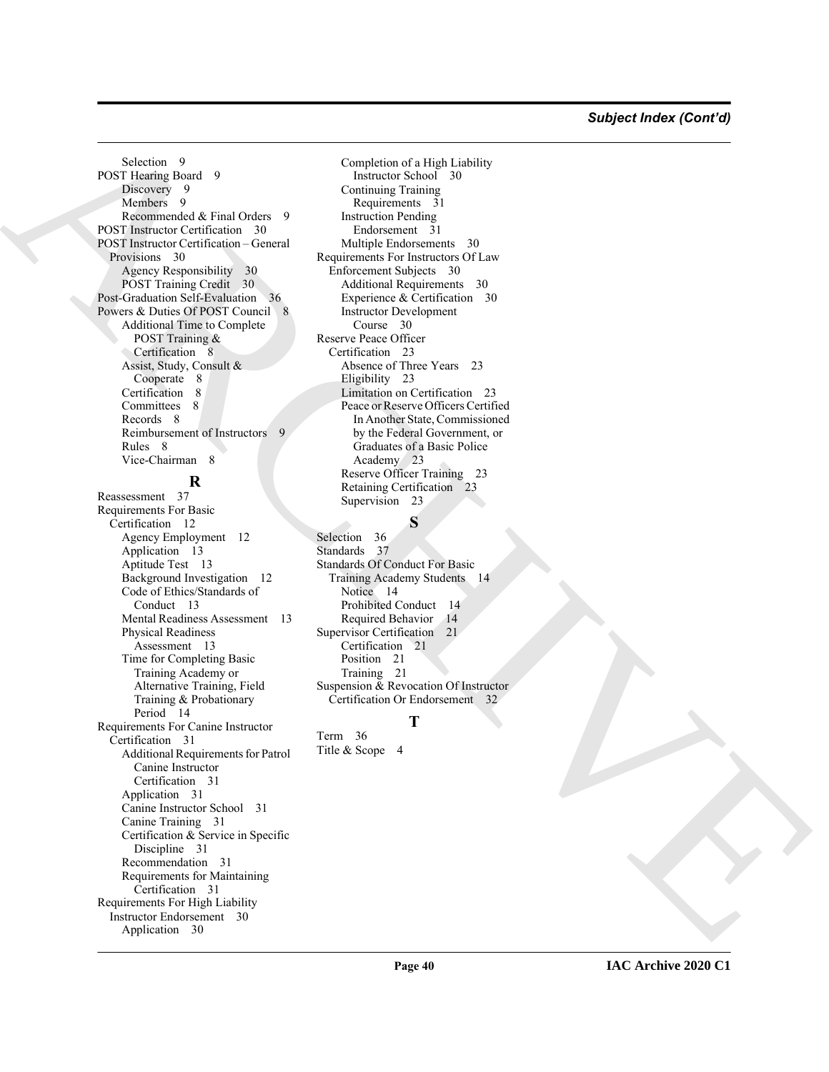Selection 9

POST Hearing Board 9
- Discovery 9
- Members 9
- Recommended & Final Orders 9

POST Instructor Certification 30

POST Instructor Certification – General Provisions 30
- Agency Responsibility 30
- POST Training Credit 30

Post-Graduation Self-Evaluation 36

Powers & Duties Of POST Council 8
- Additional Time to Complete POST Training & Certification 8
- Assist, Study, Consult & Cooperate 8
- Certification 8
- Committees 8
- Records 8
- Reimbursement of Instructors 9
- Rules 8
- Vice-Chairman 8

## R

Reassessment 37

Requirements For Basic Certification 12
- Agency Employment 12
- Application 13
- Aptitude Test 13
- Background Investigation 12
- Code of Ethics/Standards of Conduct 13
- Mental Readiness Assessment 13
- Physical Readiness Assessment 13
- Time for Completing Basic Training Academy or Alternative Training, Field Training & Probationary Period 14

Requirements For Canine Instructor Certification 31
- Additional Requirements for Patrol Canine Instructor Certification 31
- Application 31
- Canine Instructor School 31
- Canine Training 31
- Certification & Service in Specific Discipline 31
- Recommendation 31
- Requirements for Maintaining Certification 31

Requirements For High Liability Instructor Endorsement 30
- Application 30
- Completion of a High Liability Instructor School 30
- Continuing Training Requirements 31
- Instruction Pending Endorsement 31
- Multiple Endorsements 30

Requirements For Instructors Of Law Enforcement Subjects 30
- Additional Requirements 30
- Experience & Certification 30
- Instructor Development Course 30

Reserve Peace Officer Certification 23
- Absence of Three Years 23
- Eligibility 23
- Limitation on Certification 23
- Peace or Reserve Officers Certified In Another State, Commissioned by the Federal Government, or Graduates of a Basic Police Academy 23
- Reserve Officer Training 23
- Retaining Certification 23
- Supervision 23

## S

Selection 36

Standards 37

Standards Of Conduct For Basic Training Academy Students 14
- Notice 14
- Prohibited Conduct 14
- Required Behavior 14

Supervisor Certification 21
- Certification 21
- Position 21
- Training 21

Suspension & Revocation Of Instructor Certification Or Endorsement 32

## T

Term 36

Title & Scope 4